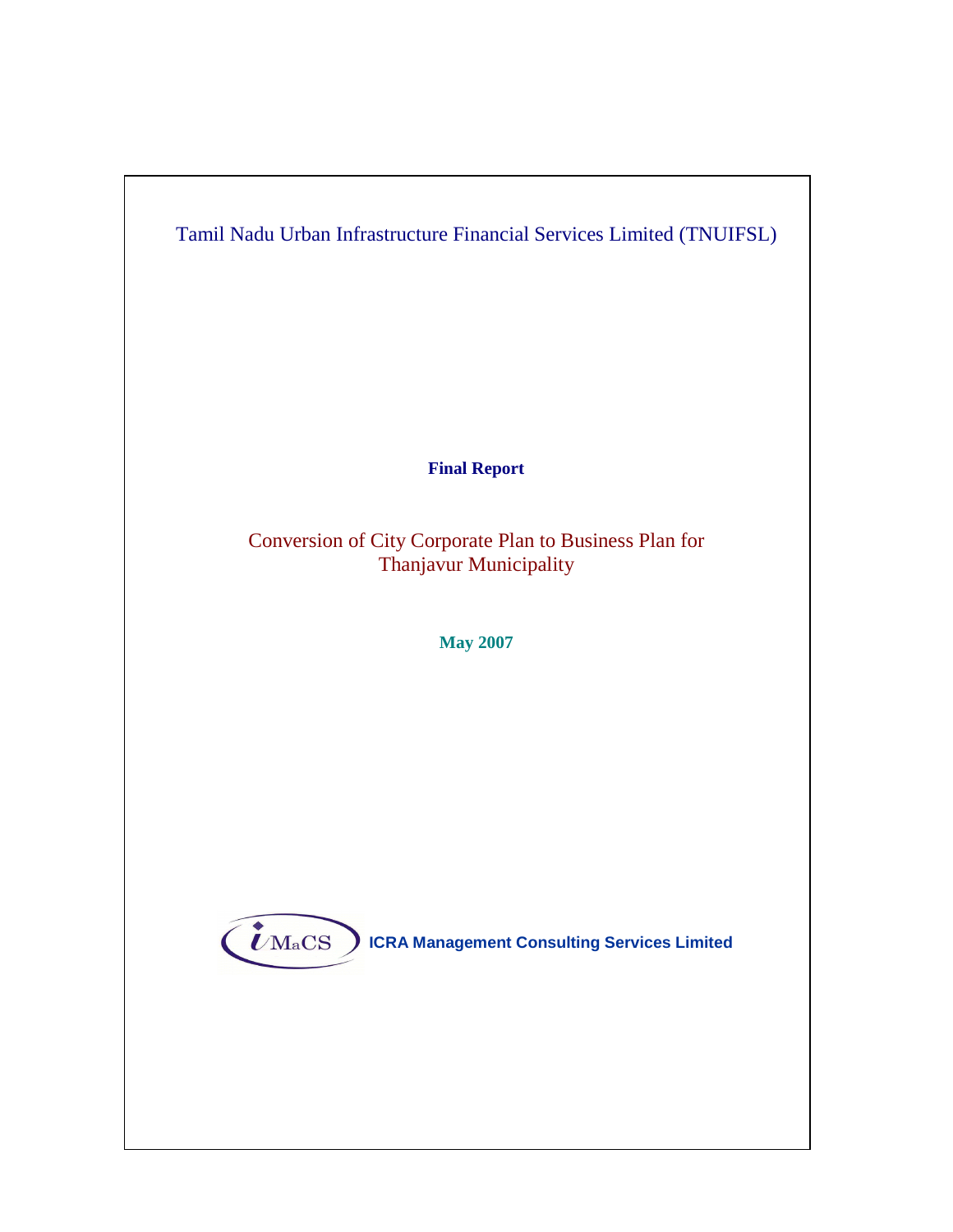Tamil Nadu Urban Infrastructure Financial Services Limited (TNUIFSL)

**Final Report**

# Conversion of City Corporate Plan to Business Plan for Thanjavur Municipality

**May 2007**

iMaCS ICRA Management Consulting Services Limited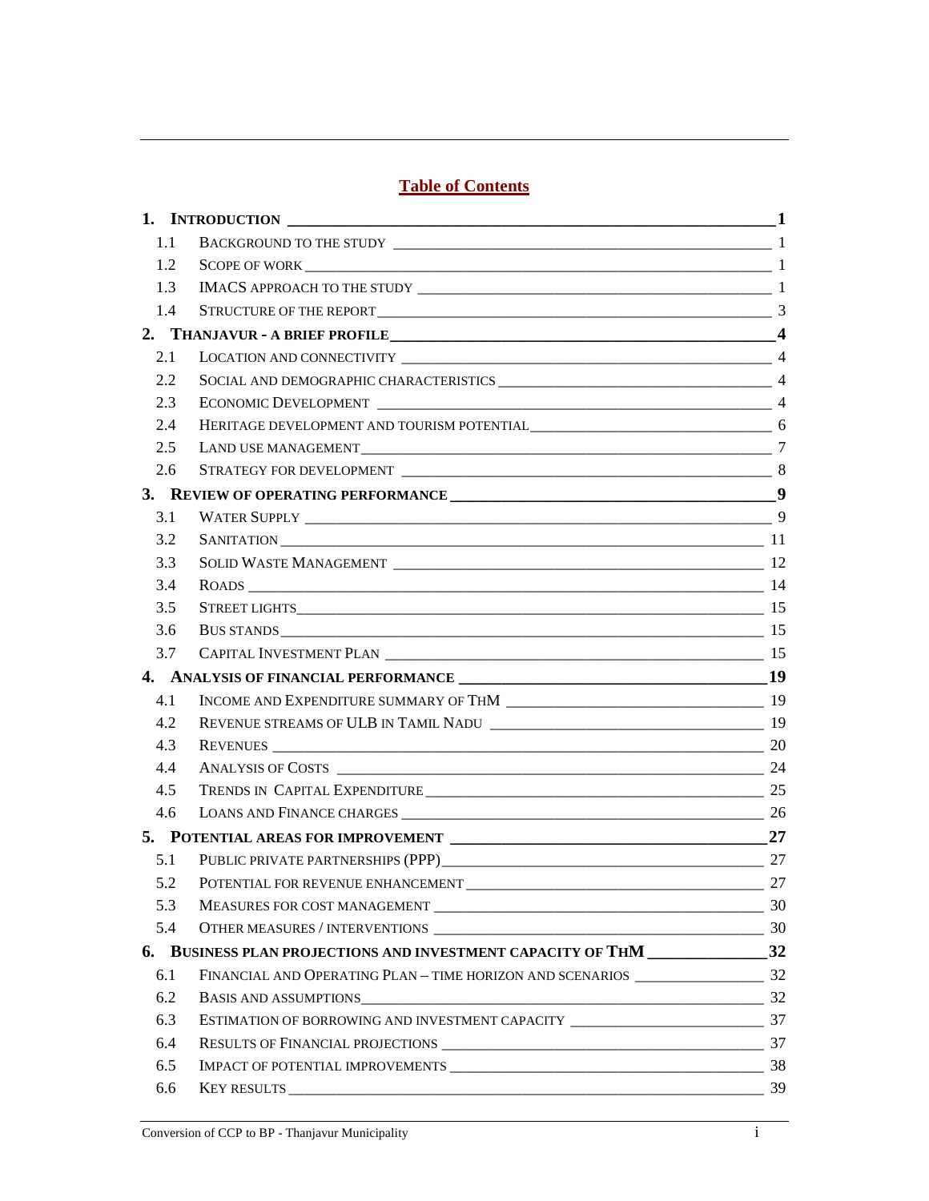# Table of Contents

| | | |
|---|---|---|
| **1.** | **INTRODUCTION** | **1** |
| 1.1 | BACKGROUND TO THE STUDY | 1 |
| 1.2 | SCOPE OF WORK | 1 |
| 1.3 | IMACS APPROACH TO THE STUDY | 1 |
| 1.4 | STRUCTURE OF THE REPORT | 3 |
| **2.** | **THANJAVUR - A BRIEF PROFILE** | **4** |
| 2.1 | LOCATION AND CONNECTIVITY | 4 |
| 2.2 | SOCIAL AND DEMOGRAPHIC CHARACTERISTICS | 4 |
| 2.3 | ECONOMIC DEVELOPMENT | 4 |
| 2.4 | HERITAGE DEVELOPMENT AND TOURISM POTENTIAL | 6 |
| 2.5 | LAND USE MANAGEMENT | 7 |
| 2.6 | STRATEGY FOR DEVELOPMENT | 8 |
| **3.** | **REVIEW OF OPERATING PERFORMANCE** | **9** |
| 3.1 | WATER SUPPLY | 9 |
| 3.2 | SANITATION | 11 |
| 3.3 | SOLID WASTE MANAGEMENT | 12 |
| 3.4 | ROADS | 14 |
| 3.5 | STREET LIGHTS | 15 |
| 3.6 | BUS STANDS | 15 |
| 3.7 | CAPITAL INVESTMENT PLAN | 15 |
| **4.** | **ANALYSIS OF FINANCIAL PERFORMANCE** | **19** |
| 4.1 | INCOME AND EXPENDITURE SUMMARY OF THM | 19 |
| 4.2 | REVENUE STREAMS OF ULB IN TAMIL NADU | 19 |
| 4.3 | REVENUES | 20 |
| 4.4 | ANALYSIS OF COSTS | 24 |
| 4.5 | TRENDS IN CAPITAL EXPENDITURE | 25 |
| 4.6 | LOANS AND FINANCE CHARGES | 26 |
| **5.** | **POTENTIAL AREAS FOR IMPROVEMENT** | **27** |
| 5.1 | PUBLIC PRIVATE PARTNERSHIPS (PPP) | 27 |
| 5.2 | POTENTIAL FOR REVENUE ENHANCEMENT | 27 |
| 5.3 | MEASURES FOR COST MANAGEMENT | 30 |
| 5.4 | OTHER MEASURES / INTERVENTIONS | 30 |
| **6.** | **BUSINESS PLAN PROJECTIONS AND INVESTMENT CAPACITY OF THM** | **32** |
| 6.1 | FINANCIAL AND OPERATING PLAN – TIME HORIZON AND SCENARIOS | 32 |
| 6.2 | BASIS AND ASSUMPTIONS | 32 |
| 6.3 | ESTIMATION OF BORROWING AND INVESTMENT CAPACITY | 37 |
| 6.4 | RESULTS OF FINANCIAL PROJECTIONS | 37 |
| 6.5 | IMPACT OF POTENTIAL IMPROVEMENTS | 38 |
| 6.6 | KEY RESULTS | 39 |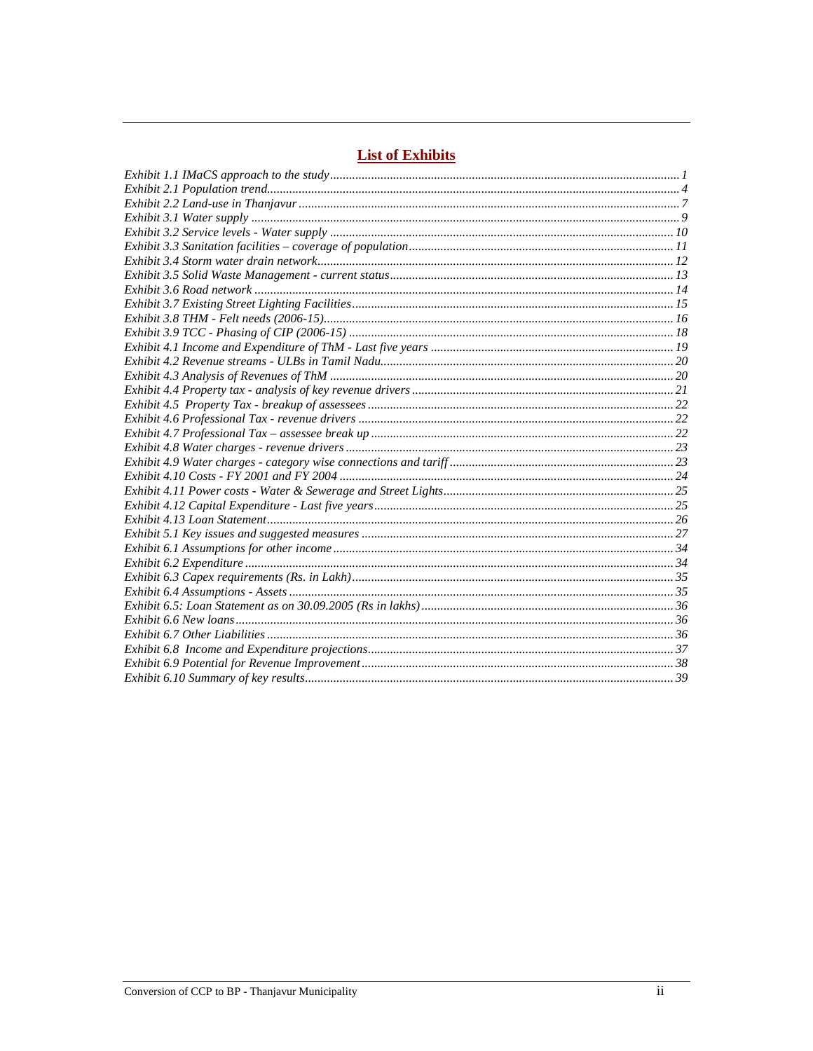## List of Exhibits

*Exhibit 1.1 IMaCS approach to the study* ........ 1
*Exhibit 2.1 Population trend* ........ 4
*Exhibit 2.2 Land-use in Thanjavur* ........ 7
*Exhibit 3.1 Water supply* ........ 9
*Exhibit 3.2 Service levels - Water supply* ........ 10
*Exhibit 3.3 Sanitation facilities – coverage of population* ........ 11
*Exhibit 3.4 Storm water drain network* ........ 12
*Exhibit 3.5 Solid Waste Management - current status* ........ 13
*Exhibit 3.6 Road network* ........ 14
*Exhibit 3.7 Existing Street Lighting Facilities* ........ 15
*Exhibit 3.8 THM - Felt needs (2006-15)* ........ 16
*Exhibit 3.9 TCC - Phasing of CIP (2006-15)* ........ 18
*Exhibit 4.1 Income and Expenditure of ThM - Last five years* ........ 19
*Exhibit 4.2 Revenue streams - ULBs in Tamil Nadu* ........ 20
*Exhibit 4.3 Analysis of Revenues of ThM* ........ 20
*Exhibit 4.4 Property tax - analysis of key revenue drivers* ........ 21
*Exhibit 4.5 Property Tax - breakup of assessees* ........ 22
*Exhibit 4.6 Professional Tax - revenue drivers* ........ 22
*Exhibit 4.7 Professional Tax – assessee break up* ........ 22
*Exhibit 4.8 Water charges - revenue drivers* ........ 23
*Exhibit 4.9 Water charges - category wise connections and tariff* ........ 23
*Exhibit 4.10 Costs - FY 2001 and FY 2004* ........ 24
*Exhibit 4.11 Power costs - Water & Sewerage and Street Lights* ........ 25
*Exhibit 4.12 Capital Expenditure - Last five years* ........ 25
*Exhibit 4.13 Loan Statement* ........ 26
*Exhibit 5.1 Key issues and suggested measures* ........ 27
*Exhibit 6.1 Assumptions for other income* ........ 34
*Exhibit 6.2 Expenditure* ........ 34
*Exhibit 6.3 Capex requirements (Rs. in Lakh)* ........ 35
*Exhibit 6.4 Assumptions - Assets* ........ 35
*Exhibit 6.5: Loan Statement as on 30.09.2005 (Rs in lakhs)* ........ 36
*Exhibit 6.6 New loans* ........ 36
*Exhibit 6.7 Other Liabilities* ........ 36
*Exhibit 6.8 Income and Expenditure projections* ........ 37
*Exhibit 6.9 Potential for Revenue Improvement* ........ 38
*Exhibit 6.10 Summary of key results* ........ 39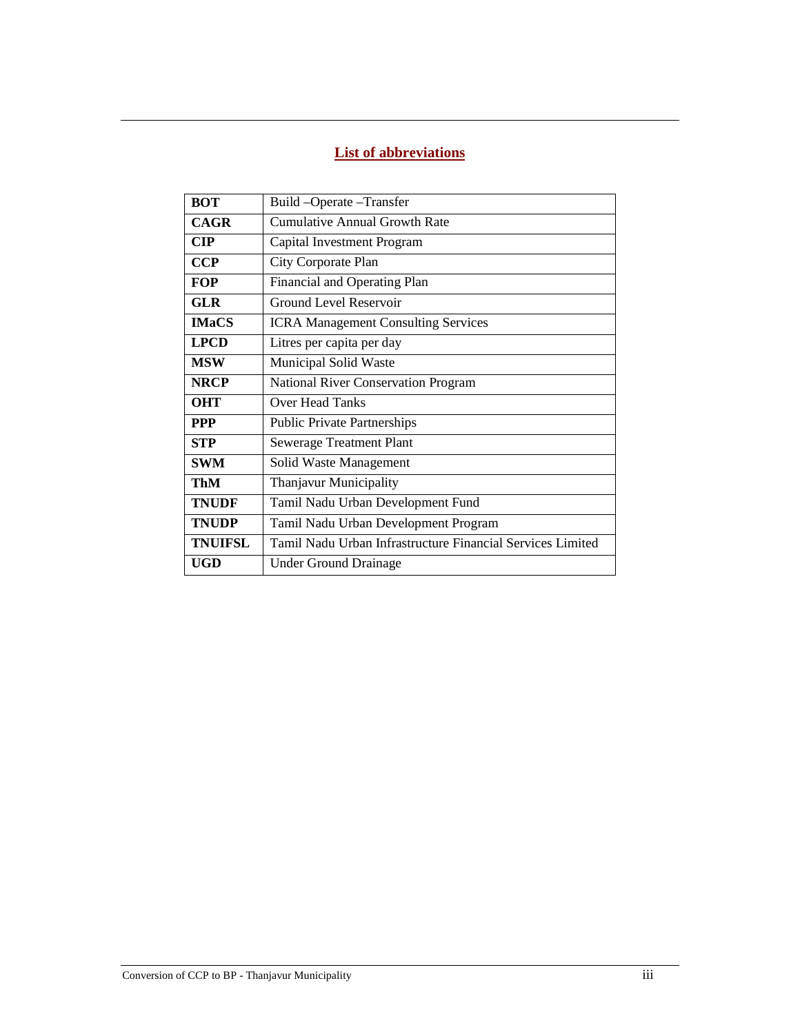## List of abbreviations

| | |
|---|---|
| **BOT** | Build –Operate –Transfer |
| **CAGR** | Cumulative Annual Growth Rate |
| **CIP** | Capital Investment Program |
| **CCP** | City Corporate Plan |
| **FOP** | Financial and Operating Plan |
| **GLR** | Ground Level Reservoir |
| **IMaCS** | ICRA Management Consulting Services |
| **LPCD** | Litres per capita per day |
| **MSW** | Municipal Solid Waste |
| **NRCP** | National River Conservation Program |
| **OHT** | Over Head Tanks |
| **PPP** | Public Private Partnerships |
| **STP** | Sewerage Treatment Plant |
| **SWM** | Solid Waste Management |
| **ThM** | Thanjavur Municipality |
| **TNUDF** | Tamil Nadu Urban Development Fund |
| **TNUDP** | Tamil Nadu Urban Development Program |
| **TNUIFSL** | Tamil Nadu Urban Infrastructure Financial Services Limited |
| **UGD** | Under Ground Drainage |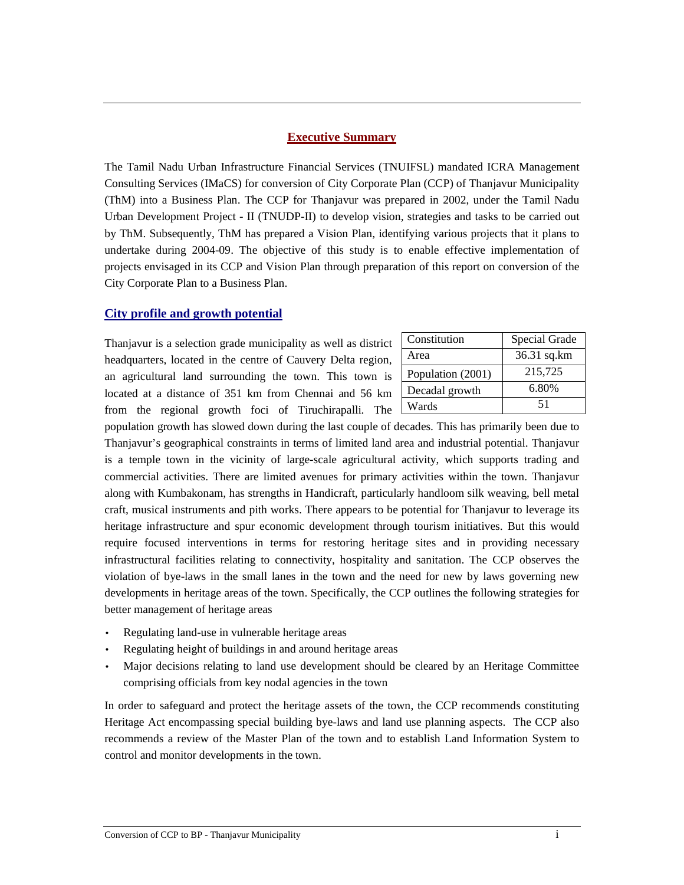## Executive Summary

The Tamil Nadu Urban Infrastructure Financial Services (TNUIFSL) mandated ICRA Management Consulting Services (IMaCS) for conversion of City Corporate Plan (CCP) of Thanjavur Municipality (ThM) into a Business Plan. The CCP for Thanjavur was prepared in 2002, under the Tamil Nadu Urban Development Project - II (TNUDP-II) to develop vision, strategies and tasks to be carried out by ThM. Subsequently, ThM has prepared a Vision Plan, identifying various projects that it plans to undertake during 2004-09. The objective of this study is to enable effective implementation of projects envisaged in its CCP and Vision Plan through preparation of this report on conversion of the City Corporate Plan to a Business Plan.

### City profile and growth potential

| Constitution | Special Grade |
|---|---|
| Area | 36.31 sq.km |
| Population (2001) | 215,725 |
| Decadal growth | 6.80% |
| Wards | 51 |

Thanjavur is a selection grade municipality as well as district headquarters, located in the centre of Cauvery Delta region, an agricultural land surrounding the town. This town is located at a distance of 351 km from Chennai and 56 km from the regional growth foci of Tiruchirapalli. The population growth has slowed down during the last couple of decades. This has primarily been due to Thanjavur's geographical constraints in terms of limited land area and industrial potential. Thanjavur is a temple town in the vicinity of large-scale agricultural activity, which supports trading and commercial activities. There are limited avenues for primary activities within the town. Thanjavur along with Kumbakonam, has strengths in Handicraft, particularly handloom silk weaving, bell metal craft, musical instruments and pith works. There appears to be potential for Thanjavur to leverage its heritage infrastructure and spur economic development through tourism initiatives. But this would require focused interventions in terms for restoring heritage sites and in providing necessary infrastructural facilities relating to connectivity, hospitality and sanitation. The CCP observes the violation of bye-laws in the small lanes in the town and the need for new by laws governing new developments in heritage areas of the town. Specifically, the CCP outlines the following strategies for better management of heritage areas

- Regulating land-use in vulnerable heritage areas
- Regulating height of buildings in and around heritage areas
- Major decisions relating to land use development should be cleared by an Heritage Committee comprising officials from key nodal agencies in the town

In order to safeguard and protect the heritage assets of the town, the CCP recommends constituting Heritage Act encompassing special building bye-laws and land use planning aspects. The CCP also recommends a review of the Master Plan of the town and to establish Land Information System to control and monitor developments in the town.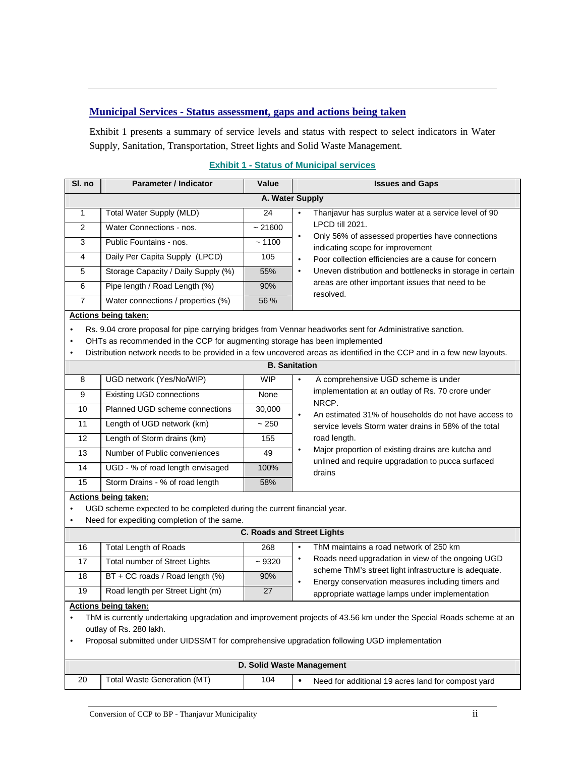## Municipal Services - Status assessment, gaps and actions being taken

Exhibit 1 presents a summary of service levels and status with respect to select indicators in Water Supply, Sanitation, Transportation, Street lights and Solid Waste Management.

**Exhibit 1 - Status of Municipal services**

| Sl. no | Parameter / Indicator | Value | Issues and Gaps |
|---|---|---|---|
| **A. Water Supply** | | | |
| 1 | Total Water Supply (MLD) | 24 | • Thanjavur has surplus water at a service level of 90 LPCD till 2021.<br>• Only 56% of assessed properties have connections indicating scope for improvement<br>• Poor collection efficiencies are a cause for concern<br>• Uneven distribution and bottlenecks in storage in certain areas are other important issues that need to be resolved. |
| 2 | Water Connections - nos. | ~ 21600 | |
| 3 | Public Fountains - nos. | ~ 1100 | |
| 4 | Daily Per Capita Supply (LPCD) | 105 | |
| 5 | Storage Capacity / Daily Supply (%) | 55% | |
| 6 | Pipe length / Road Length (%) | 90% | |
| 7 | Water connections / properties (%) | 56 % | |
| **Actions being taken:**<br>• Rs. 9.04 crore proposal for pipe carrying bridges from Vennar headworks sent for Administrative sanction.<br>• OHTs as recommended in the CCP for augmenting storage has been implemented<br>• Distribution network needs to be provided in a few uncovered areas as identified in the CCP and in a few new layouts. | | | |
| **B. Sanitation** | | | |
| 8 | UGD network (Yes/No/WIP) | WIP | • A comprehensive UGD scheme is under implementation at an outlay of Rs. 70 crore under NRCP.<br>• An estimated 31% of households do not have access to service levels Storm water drains in 58% of the total road length.<br>• Major proportion of existing drains are kutcha and unlined and require upgradation to pucca surfaced drains |
| 9 | Existing UGD connections | None | |
| 10 | Planned UGD scheme connections | 30,000 | |
| 11 | Length of UGD network (km) | ~ 250 | |
| 12 | Length of Storm drains (km) | 155 | |
| 13 | Number of Public conveniences | 49 | |
| 14 | UGD - % of road length envisaged | 100% | |
| 15 | Storm Drains - % of road length | 58% | |
| **Actions being taken:**<br>• UGD scheme expected to be completed during the current financial year.<br>• Need for expediting completion of the same. | | | |
| **C. Roads and Street Lights** | | | |
| 16 | Total Length of Roads | 268 | • ThM maintains a road network of 250 km<br>• Roads need upgradation in view of the ongoing UGD scheme ThM's street light infrastructure is adequate.<br>• Energy conservation measures including timers and appropriate wattage lamps under implementation |
| 17 | Total number of Street Lights | ~ 9320 | |
| 18 | BT + CC roads / Road length (%) | 90% | |
| 19 | Road length per Street Light (m) | 27 | |
| **Actions being taken:**<br>• ThM is currently undertaking upgradation and improvement projects of 43.56 km under the Special Roads scheme at an outlay of Rs. 280 lakh.<br>• Proposal submitted under UIDSSMT for comprehensive upgradation following UGD implementation | | | |
| **D. Solid Waste Management** | | | |
| 20 | Total Waste Generation (MT) | 104 | • Need for additional 19 acres land for compost yard |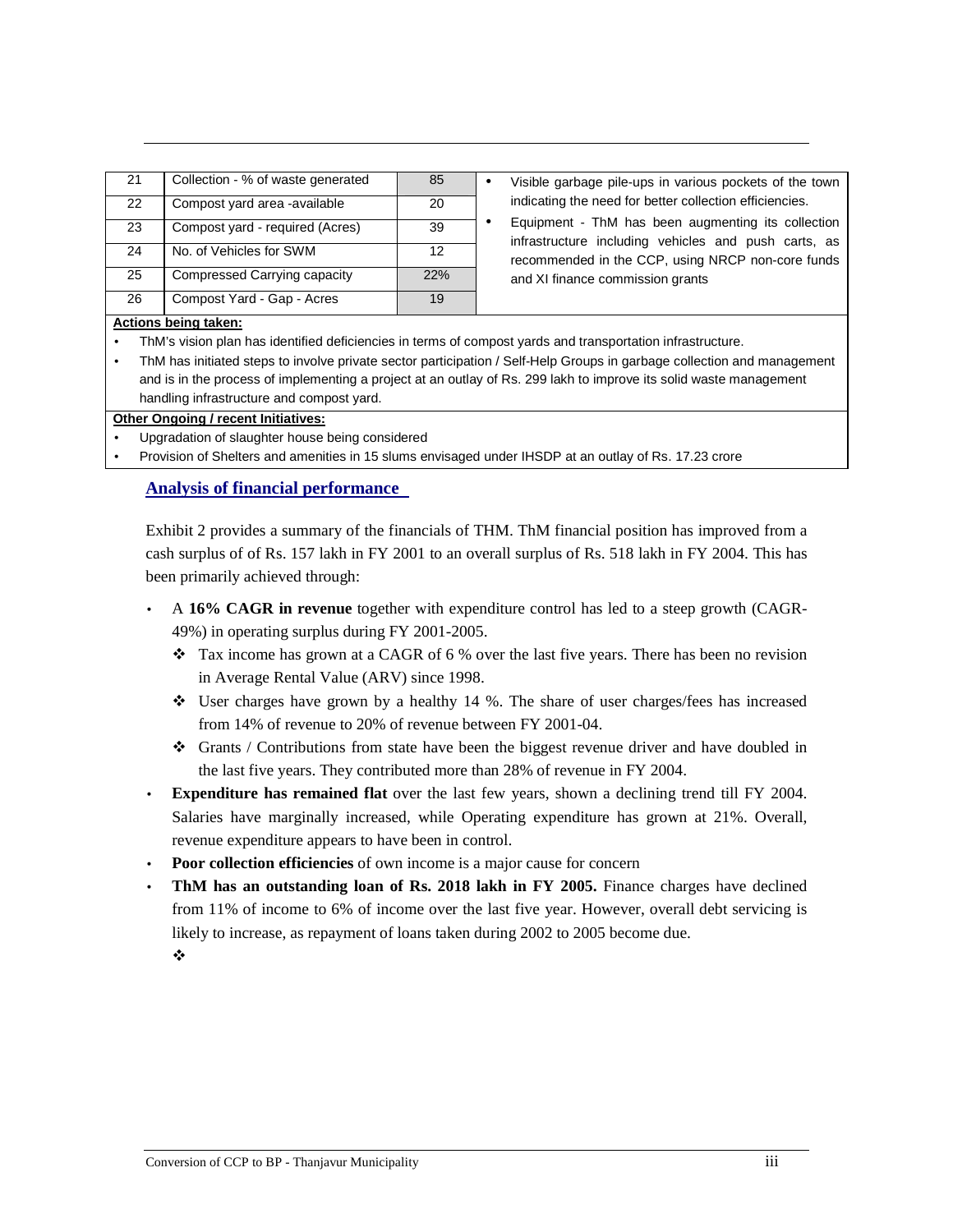| 21 | Collection - % of waste generated | 85 | • Visible garbage pile-ups in various pockets of the town indicating the need for better collection efficiencies.<br>• Equipment - ThM has been augmenting its collection infrastructure including vehicles and push carts, as recommended in the CCP, using NRCP non-core funds and XI finance commission grants |
|---|---|---|---|
| 22 | Compost yard area -available | 20 | |
| 23 | Compost yard - required (Acres) | 39 | |
| 24 | No. of Vehicles for SWM | 12 | |
| 25 | Compressed Carrying capacity | 22% | |
| 26 | Compost Yard - Gap - Acres | 19 | |

**Actions being taken:**

- ThM's vision plan has identified deficiencies in terms of compost yards and transportation infrastructure.
- ThM has initiated steps to involve private sector participation / Self-Help Groups in garbage collection and management and is in the process of implementing a project at an outlay of Rs. 299 lakh to improve its solid waste management handling infrastructure and compost yard.

**Other Ongoing / recent Initiatives:**

- Upgradation of slaughter house being considered
- Provision of Shelters and amenities in 15 slums envisaged under IHSDP at an outlay of Rs. 17.23 crore

## Analysis of financial performance

Exhibit 2 provides a summary of the financials of THM. ThM financial position has improved from a cash surplus of of Rs. 157 lakh in FY 2001 to an overall surplus of Rs. 518 lakh in FY 2004. This has been primarily achieved through:

- A **16% CAGR in revenue** together with expenditure control has led to a steep growth (CAGR-49%) in operating surplus during FY 2001-2005.
  - Tax income has grown at a CAGR of 6 % over the last five years. There has been no revision in Average Rental Value (ARV) since 1998.
  - User charges have grown by a healthy 14 %. The share of user charges/fees has increased from 14% of revenue to 20% of revenue between FY 2001-04.
  - Grants / Contributions from state have been the biggest revenue driver and have doubled in the last five years. They contributed more than 28% of revenue in FY 2004.
- **Expenditure has remained flat** over the last few years, shown a declining trend till FY 2004. Salaries have marginally increased, while Operating expenditure has grown at 21%. Overall, revenue expenditure appears to have been in control.
- **Poor collection efficiencies** of own income is a major cause for concern
- **ThM has an outstanding loan of Rs. 2018 lakh in FY 2005.** Finance charges have declined from 11% of income to 6% of income over the last five year. However, overall debt servicing is likely to increase, as repayment of loans taken during 2002 to 2005 become due.
  -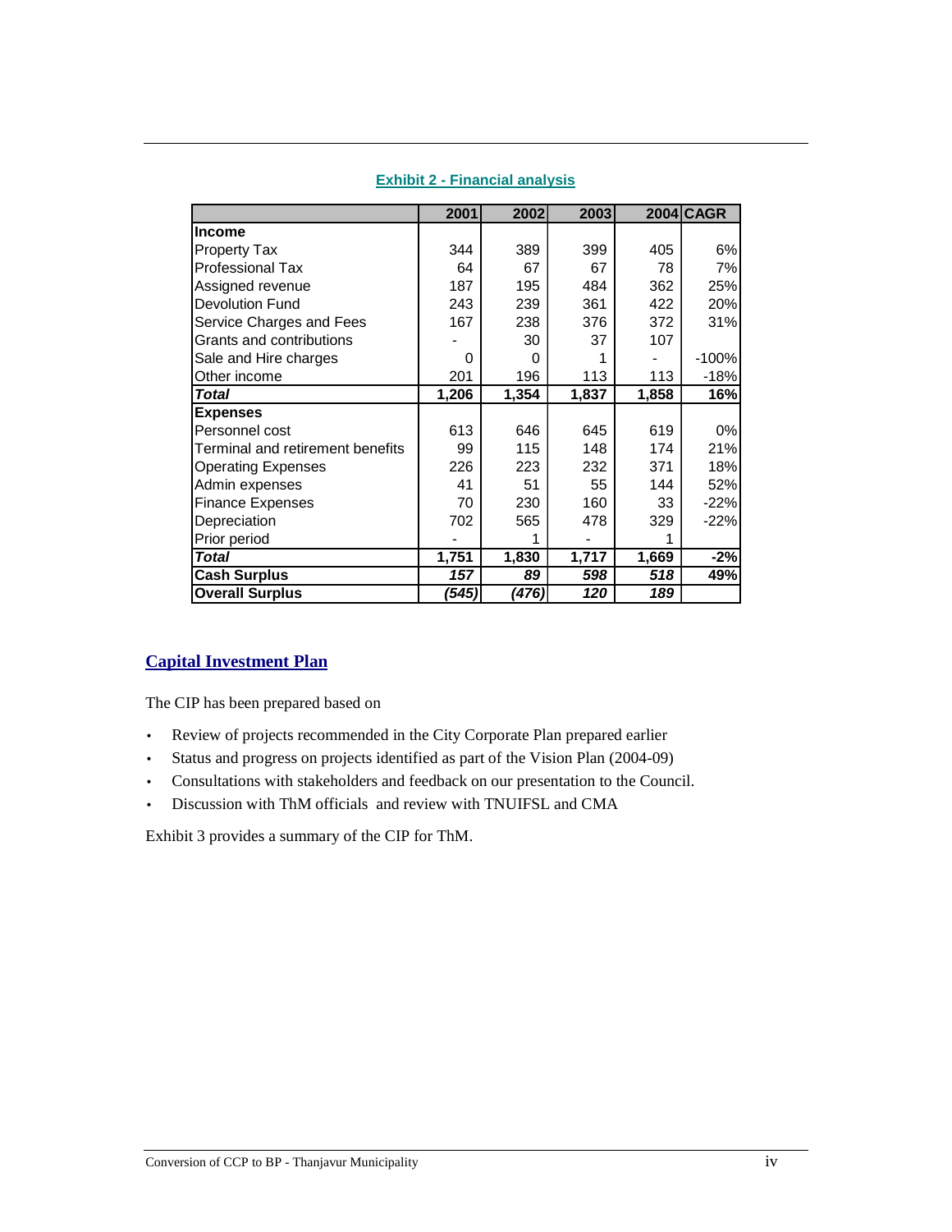**Exhibit 2 - Financial analysis**

| | 2001 | 2002 | 2003 | 2004 | CAGR |
|---|---|---|---|---|---|
| **Income** | | | | | |
| Property Tax | 344 | 389 | 399 | 405 | 6% |
| Professional Tax | 64 | 67 | 67 | 78 | 7% |
| Assigned revenue | 187 | 195 | 484 | 362 | 25% |
| Devolution Fund | 243 | 239 | 361 | 422 | 20% |
| Service Charges and Fees | 167 | 238 | 376 | 372 | 31% |
| Grants and contributions | - | 30 | 37 | 107 | |
| Sale and Hire charges | 0 | 0 | 1 | - | -100% |
| Other income | 201 | 196 | 113 | 113 | -18% |
| ***Total*** | **1,206** | **1,354** | **1,837** | **1,858** | **16%** |
| **Expenses** | | | | | |
| Personnel cost | 613 | 646 | 645 | 619 | 0% |
| Terminal and retirement benefits | 99 | 115 | 148 | 174 | 21% |
| Operating Expenses | 226 | 223 | 232 | 371 | 18% |
| Admin expenses | 41 | 51 | 55 | 144 | 52% |
| Finance Expenses | 70 | 230 | 160 | 33 | -22% |
| Depreciation | 702 | 565 | 478 | 329 | -22% |
| Prior period | - | 1 | - | 1 | |
| ***Total*** | **1,751** | **1,830** | **1,717** | **1,669** | **-2%** |
| **Cash Surplus** | ***157*** | ***89*** | ***598*** | ***518*** | **49%** |
| **Overall Surplus** | ***(545)*** | ***(476)*** | ***120*** | ***189*** | |

## Capital Investment Plan

The CIP has been prepared based on

- Review of projects recommended in the City Corporate Plan prepared earlier
- Status and progress on projects identified as part of the Vision Plan (2004-09)
- Consultations with stakeholders and feedback on our presentation to the Council.
- Discussion with ThM officials and review with TNUIFSL and CMA

Exhibit 3 provides a summary of the CIP for ThM.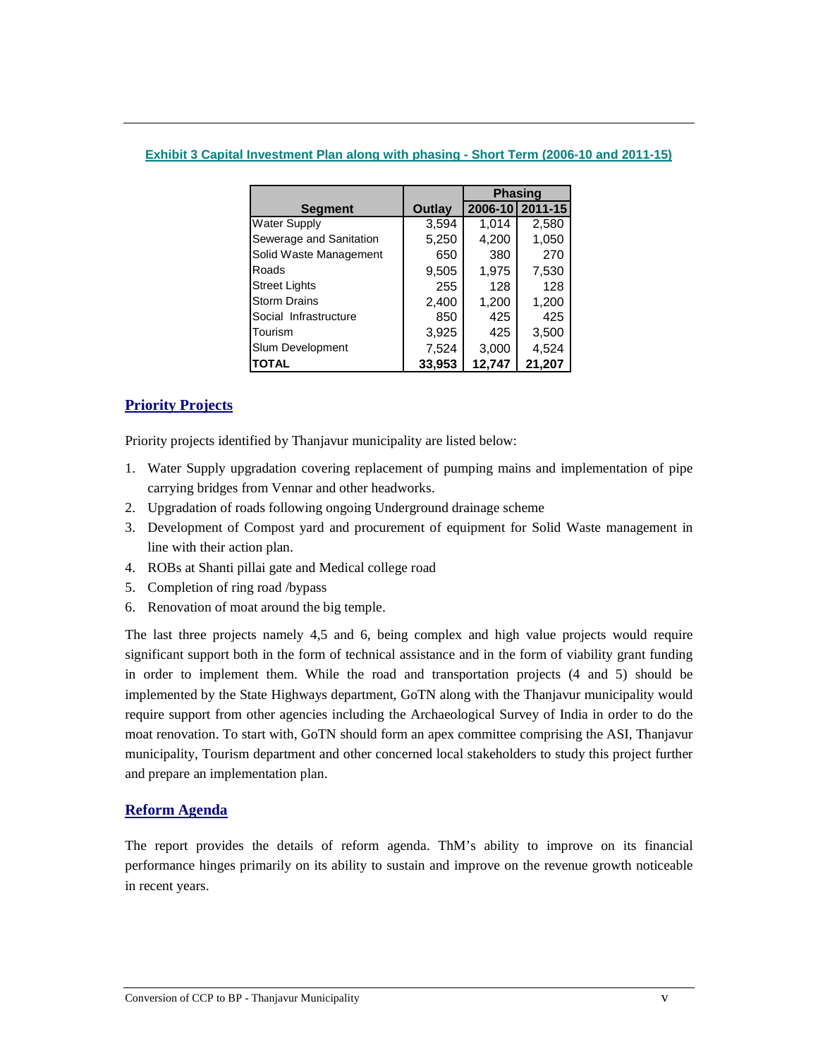**Exhibit 3 Capital Investment Plan along with phasing - Short Term (2006-10 and 2011-15)**

| Segment | Outlay | Phasing | |
|---|---|---|---|
| | | 2006-10 | 2011-15 |
| Water Supply | 3,594 | 1,014 | 2,580 |
| Sewerage and Sanitation | 5,250 | 4,200 | 1,050 |
| Solid Waste Management | 650 | 380 | 270 |
| Roads | 9,505 | 1,975 | 7,530 |
| Street Lights | 255 | 128 | 128 |
| Storm Drains | 2,400 | 1,200 | 1,200 |
| Social Infrastructure | 850 | 425 | 425 |
| Tourism | 3,925 | 425 | 3,500 |
| Slum Development | 7,524 | 3,000 | 4,524 |
| **TOTAL** | **33,953** | **12,747** | **21,207** |

## Priority Projects

Priority projects identified by Thanjavur municipality are listed below:

1. Water Supply upgradation covering replacement of pumping mains and implementation of pipe carrying bridges from Vennar and other headworks.
2. Upgradation of roads following ongoing Underground drainage scheme
3. Development of Compost yard and procurement of equipment for Solid Waste management in line with their action plan.
4. ROBs at Shanti pillai gate and Medical college road
5. Completion of ring road /bypass
6. Renovation of moat around the big temple.

The last three projects namely 4,5 and 6, being complex and high value projects would require significant support both in the form of technical assistance and in the form of viability grant funding in order to implement them. While the road and transportation projects (4 and 5) should be implemented by the State Highways department, GoTN along with the Thanjavur municipality would require support from other agencies including the Archaeological Survey of India in order to do the moat renovation. To start with, GoTN should form an apex committee comprising the ASI, Thanjavur municipality, Tourism department and other concerned local stakeholders to study this project further and prepare an implementation plan.

## Reform Agenda

The report provides the details of reform agenda. ThM's ability to improve on its financial performance hinges primarily on its ability to sustain and improve on the revenue growth noticeable in recent years.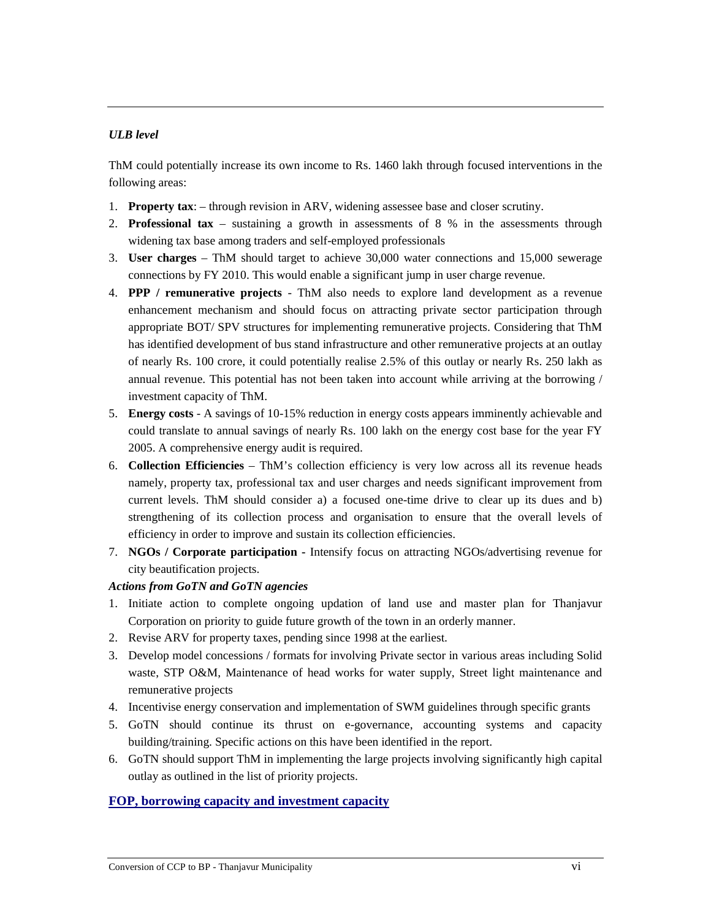### *ULB level*

ThM could potentially increase its own income to Rs. 1460 lakh through focused interventions in the following areas:

1. **Property tax**: – through revision in ARV, widening assessee base and closer scrutiny.
2. **Professional tax** – sustaining a growth in assessments of 8 % in the assessments through widening tax base among traders and self-employed professionals
3. **User charges** – ThM should target to achieve 30,000 water connections and 15,000 sewerage connections by FY 2010. This would enable a significant jump in user charge revenue.
4. **PPP / remunerative projects** - ThM also needs to explore land development as a revenue enhancement mechanism and should focus on attracting private sector participation through appropriate BOT/ SPV structures for implementing remunerative projects. Considering that ThM has identified development of bus stand infrastructure and other remunerative projects at an outlay of nearly Rs. 100 crore, it could potentially realise 2.5% of this outlay or nearly Rs. 250 lakh as annual revenue. This potential has not been taken into account while arriving at the borrowing / investment capacity of ThM.
5. **Energy costs** - A savings of 10-15% reduction in energy costs appears imminently achievable and could translate to annual savings of nearly Rs. 100 lakh on the energy cost base for the year FY 2005. A comprehensive energy audit is required.
6. **Collection Efficiencies** – ThM's collection efficiency is very low across all its revenue heads namely, property tax, professional tax and user charges and needs significant improvement from current levels. ThM should consider a) a focused one-time drive to clear up its dues and b) strengthening of its collection process and organisation to ensure that the overall levels of efficiency in order to improve and sustain its collection efficiencies.
7. **NGOs / Corporate participation -** Intensify focus on attracting NGOs/advertising revenue for city beautification projects.

### *Actions from GoTN and GoTN agencies*

1. Initiate action to complete ongoing updation of land use and master plan for Thanjavur Corporation on priority to guide future growth of the town in an orderly manner.
2. Revise ARV for property taxes, pending since 1998 at the earliest.
3. Develop model concessions / formats for involving Private sector in various areas including Solid waste, STP O&M, Maintenance of head works for water supply, Street light maintenance and remunerative projects
4. Incentivise energy conservation and implementation of SWM guidelines through specific grants
5. GoTN should continue its thrust on e-governance, accounting systems and capacity building/training. Specific actions on this have been identified in the report.
6. GoTN should support ThM in implementing the large projects involving significantly high capital outlay as outlined in the list of priority projects.

## FOP, borrowing capacity and investment capacity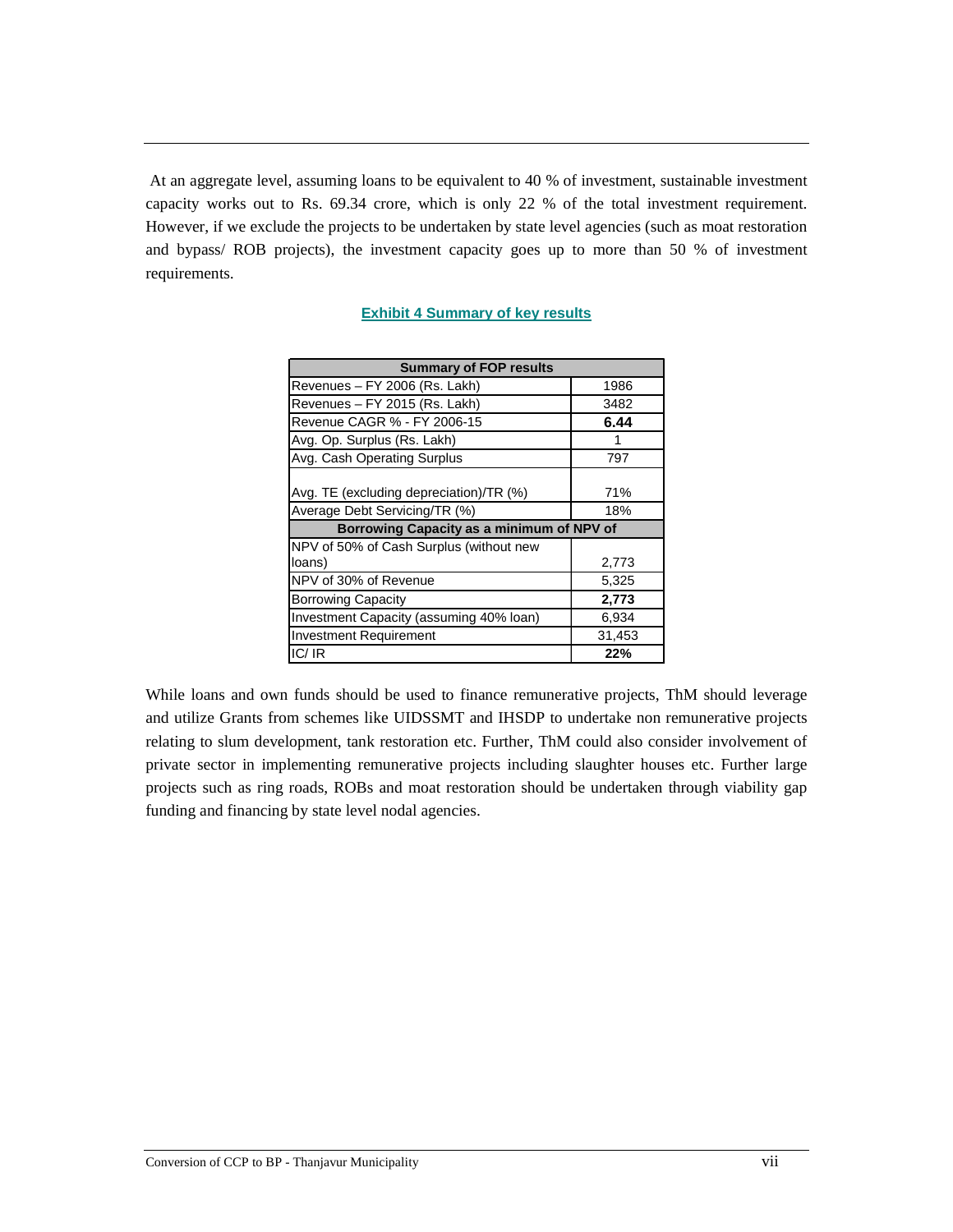At an aggregate level, assuming loans to be equivalent to 40 % of investment, sustainable investment capacity works out to Rs. 69.34 crore, which is only 22 % of the total investment requirement. However, if we exclude the projects to be undertaken by state level agencies (such as moat restoration and bypass/ ROB projects), the investment capacity goes up to more than 50 % of investment requirements.

**Exhibit 4 Summary of key results**

| Summary of FOP results | |
|---|---|
| Revenues – FY 2006 (Rs. Lakh) | 1986 |
| Revenues – FY 2015 (Rs. Lakh) | 3482 |
| Revenue CAGR % - FY 2006-15 | **6.44** |
| Avg. Op. Surplus (Rs. Lakh) | 1 |
| Avg. Cash Operating Surplus | 797 |
| Avg. TE (excluding depreciation)/TR (%) | 71% |
| Average Debt Servicing/TR (%) | 18% |
| **Borrowing Capacity as a minimum of NPV of** | |
| NPV of 50% of Cash Surplus (without new loans) | 2,773 |
| NPV of 30% of Revenue | 5,325 |
| Borrowing Capacity | **2,773** |
| Investment Capacity (assuming 40% loan) | 6,934 |
| Investment Requirement | 31,453 |
| IC/ IR | **22%** |

While loans and own funds should be used to finance remunerative projects, ThM should leverage and utilize Grants from schemes like UIDSSMT and IHSDP to undertake non remunerative projects relating to slum development, tank restoration etc. Further, ThM could also consider involvement of private sector in implementing remunerative projects including slaughter houses etc. Further large projects such as ring roads, ROBs and moat restoration should be undertaken through viability gap funding and financing by state level nodal agencies.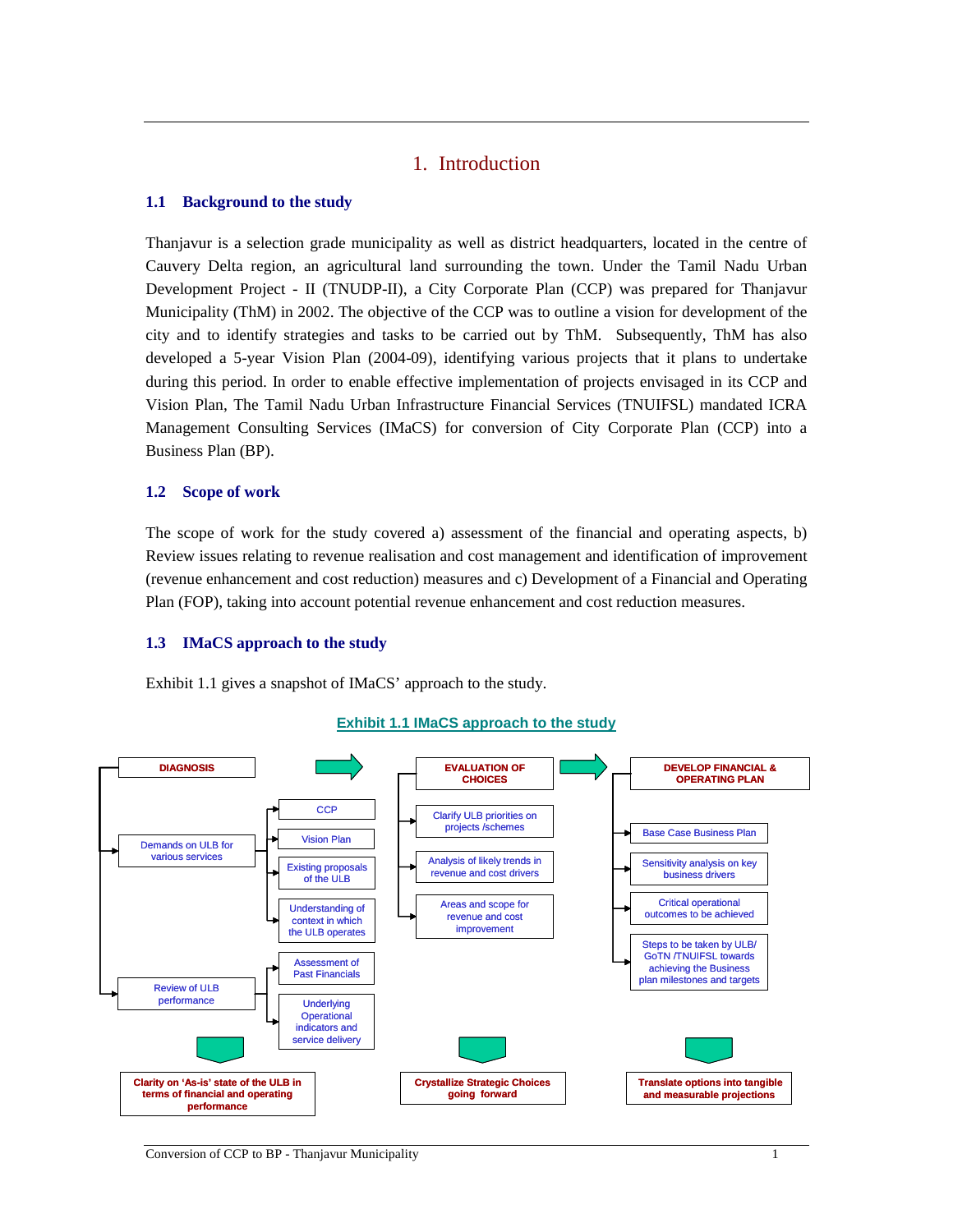# 1. Introduction

## 1.1 Background to the study

Thanjavur is a selection grade municipality as well as district headquarters, located in the centre of Cauvery Delta region, an agricultural land surrounding the town. Under the Tamil Nadu Urban Development Project - II (TNUDP-II), a City Corporate Plan (CCP) was prepared for Thanjavur Municipality (ThM) in 2002. The objective of the CCP was to outline a vision for development of the city and to identify strategies and tasks to be carried out by ThM. Subsequently, ThM has also developed a 5-year Vision Plan (2004-09), identifying various projects that it plans to undertake during this period. In order to enable effective implementation of projects envisaged in its CCP and Vision Plan, The Tamil Nadu Urban Infrastructure Financial Services (TNUIFSL) mandated ICRA Management Consulting Services (IMaCS) for conversion of City Corporate Plan (CCP) into a Business Plan (BP).

## 1.2 Scope of work

The scope of work for the study covered a) assessment of the financial and operating aspects, b) Review issues relating to revenue realisation and cost management and identification of improvement (revenue enhancement and cost reduction) measures and c) Development of a Financial and Operating Plan (FOP), taking into account potential revenue enhancement and cost reduction measures.

## 1.3 IMaCS approach to the study

Exhibit 1.1 gives a snapshot of IMaCS' approach to the study.

**Exhibit 1.1 IMaCS approach to the study**

**DIAGNOSIS**

- Demands on ULB for various services
  - CCP
  - Vision Plan
  - Existing proposals of the ULB
  - Understanding of context in which the ULB operates
- Review of ULB performance
  - Assessment of Past Financials
  - Underlying Operational indicators and service delivery

**Clarity on 'As-is' state of the ULB in terms of financial and operating performance**

**EVALUATION OF CHOICES**

- Clarify ULB priorities on projects /schemes
- Analysis of likely trends in revenue and cost drivers
- Areas and scope for revenue and cost improvement

**Crystallize Strategic Choices going forward**

**DEVELOP FINANCIAL & OPERATING PLAN**

- Base Case Business Plan
- Sensitivity analysis on key business drivers
- Critical operational outcomes to be achieved
- Steps to be taken by ULB/ GoTN /TNUIFSL towards achieving the Business plan milestones and targets

**Translate options into tangible and measurable projections**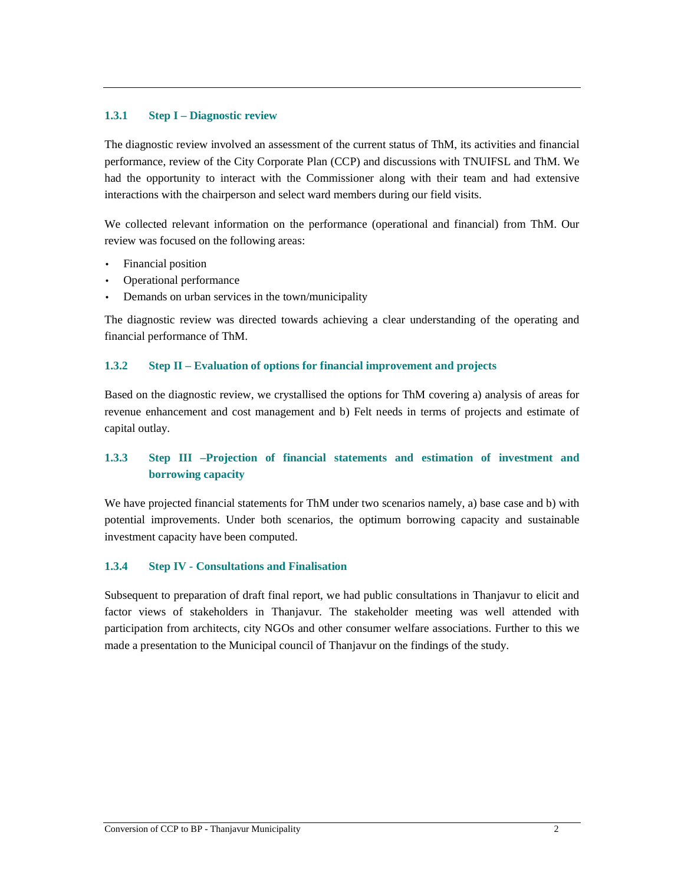### 1.3.1 Step I – Diagnostic review

The diagnostic review involved an assessment of the current status of ThM, its activities and financial performance, review of the City Corporate Plan (CCP) and discussions with TNUIFSL and ThM. We had the opportunity to interact with the Commissioner along with their team and had extensive interactions with the chairperson and select ward members during our field visits.

We collected relevant information on the performance (operational and financial) from ThM. Our review was focused on the following areas:

- Financial position
- Operational performance
- Demands on urban services in the town/municipality

The diagnostic review was directed towards achieving a clear understanding of the operating and financial performance of ThM.

### 1.3.2 Step II – Evaluation of options for financial improvement and projects

Based on the diagnostic review, we crystallised the options for ThM covering a) analysis of areas for revenue enhancement and cost management and b) Felt needs in terms of projects and estimate of capital outlay.

### 1.3.3 Step III –Projection of financial statements and estimation of investment and borrowing capacity

We have projected financial statements for ThM under two scenarios namely, a) base case and b) with potential improvements. Under both scenarios, the optimum borrowing capacity and sustainable investment capacity have been computed.

### 1.3.4 Step IV - Consultations and Finalisation

Subsequent to preparation of draft final report, we had public consultations in Thanjavur to elicit and factor views of stakeholders in Thanjavur. The stakeholder meeting was well attended with participation from architects, city NGOs and other consumer welfare associations. Further to this we made a presentation to the Municipal council of Thanjavur on the findings of the study.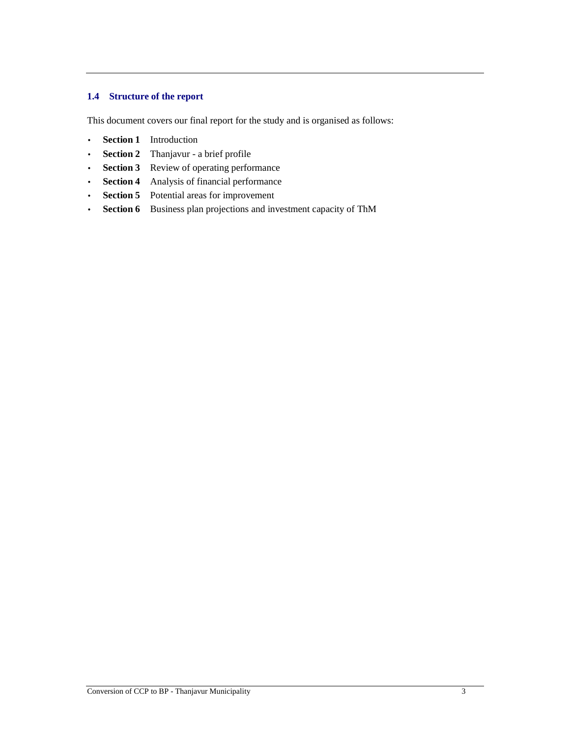### 1.4 Structure of the report

This document covers our final report for the study and is organised as follows:

- **Section 1** Introduction
- **Section 2** Thanjavur - a brief profile
- **Section 3** Review of operating performance
- **Section 4** Analysis of financial performance
- **Section 5** Potential areas for improvement
- **Section 6** Business plan projections and investment capacity of ThM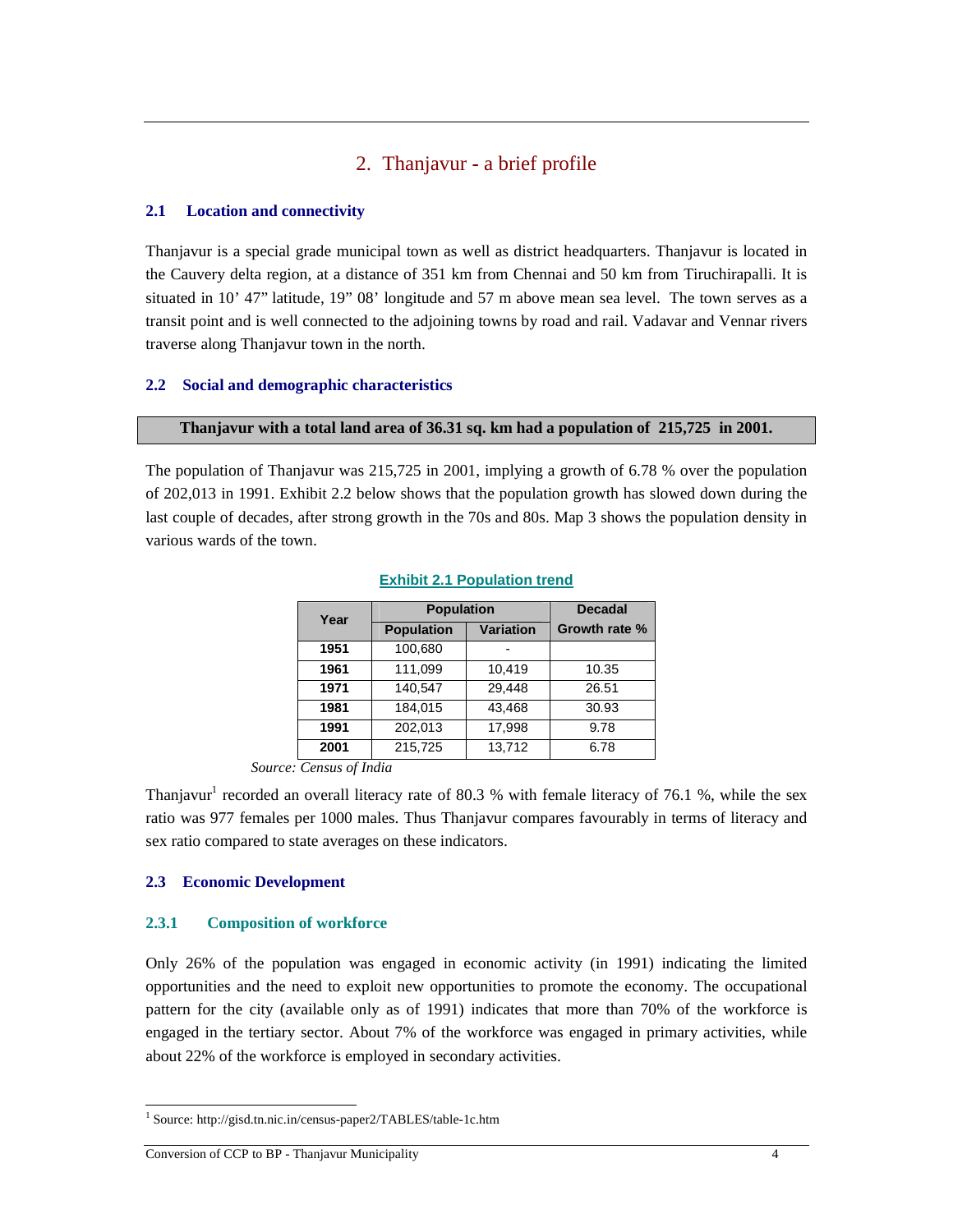## 2. Thanjavur - a brief profile

### 2.1 Location and connectivity

Thanjavur is a special grade municipal town as well as district headquarters. Thanjavur is located in the Cauvery delta region, at a distance of 351 km from Chennai and 50 km from Tiruchirapalli. It is situated in 10' 47" latitude, 19" 08' longitude and 57 m above mean sea level. The town serves as a transit point and is well connected to the adjoining towns by road and rail. Vadavar and Vennar rivers traverse along Thanjavur town in the north.

### 2.2 Social and demographic characteristics

**Thanjavur with a total land area of 36.31 sq. km had a population of 215,725 in 2001.**

The population of Thanjavur was 215,725 in 2001, implying a growth of 6.78 % over the population of 202,013 in 1991. Exhibit 2.2 below shows that the population growth has slowed down during the last couple of decades, after strong growth in the 70s and 80s. Map 3 shows the population density in various wards of the town.

**Exhibit 2.1 Population trend**

| Year | Population | | Decadal Growth rate % |
|---|---|---|---|
| | Population | Variation | |
| **1951** | 100,680 | - | |
| **1961** | 111,099 | 10,419 | 10.35 |
| **1971** | 140,547 | 29,448 | 26.51 |
| **1981** | 184,015 | 43,468 | 30.93 |
| **1991** | 202,013 | 17,998 | 9.78 |
| **2001** | 215,725 | 13,712 | 6.78 |

*Source: Census of India*

Thanjavur[1] recorded an overall literacy rate of 80.3 % with female literacy of 76.1 %, while the sex ratio was 977 females per 1000 males. Thus Thanjavur compares favourably in terms of literacy and sex ratio compared to state averages on these indicators.

### 2.3 Economic Development

#### 2.3.1 Composition of workforce

Only 26% of the population was engaged in economic activity (in 1991) indicating the limited opportunities and the need to exploit new opportunities to promote the economy. The occupational pattern for the city (available only as of 1991) indicates that more than 70% of the workforce is engaged in the tertiary sector. About 7% of the workforce was engaged in primary activities, while about 22% of the workforce is employed in secondary activities.

[1] Source: http://gisd.tn.nic.in/census-paper2/TABLES/table-1c.htm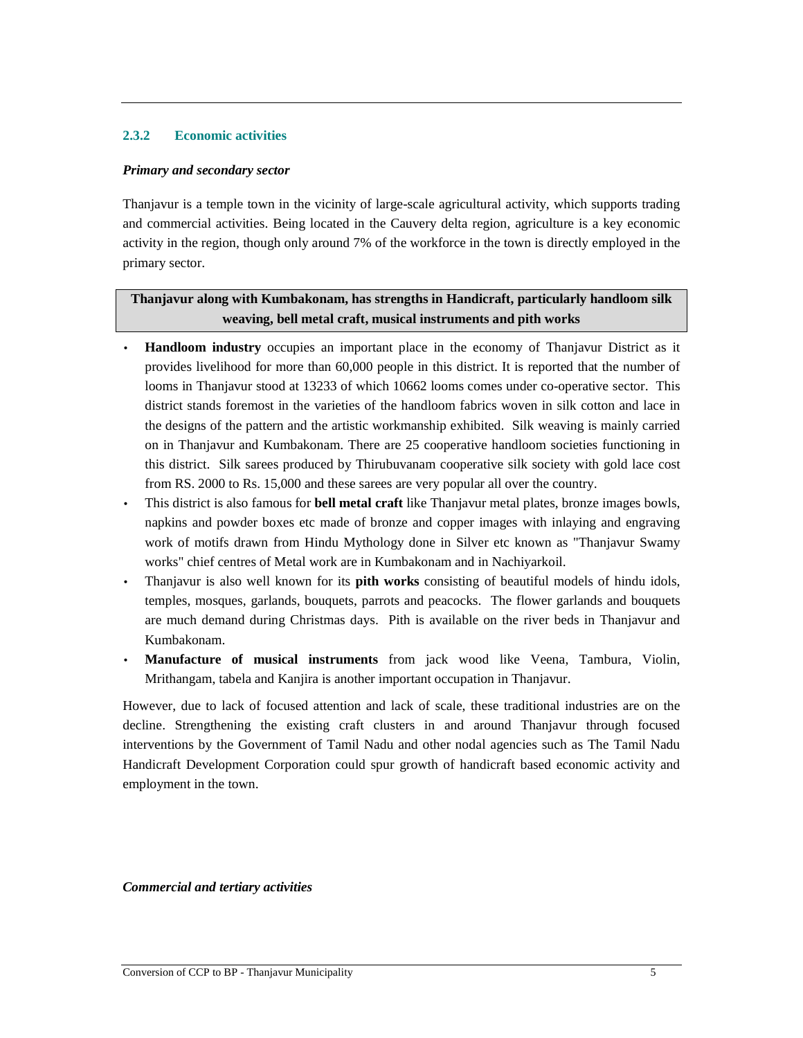### 2.3.2 Economic activities

***Primary and secondary sector***

Thanjavur is a temple town in the vicinity of large-scale agricultural activity, which supports trading and commercial activities. Being located in the Cauvery delta region, agriculture is a key economic activity in the region, though only around 7% of the workforce in the town is directly employed in the primary sector.

**Thanjavur along with Kumbakonam, has strengths in Handicraft, particularly handloom silk weaving, bell metal craft, musical instruments and pith works**

- **Handloom industry** occupies an important place in the economy of Thanjavur District as it provides livelihood for more than 60,000 people in this district. It is reported that the number of looms in Thanjavur stood at 13233 of which 10662 looms comes under co-operative sector. This district stands foremost in the varieties of the handloom fabrics woven in silk cotton and lace in the designs of the pattern and the artistic workmanship exhibited. Silk weaving is mainly carried on in Thanjavur and Kumbakonam. There are 25 cooperative handloom societies functioning in this district. Silk sarees produced by Thirubuvanam cooperative silk society with gold lace cost from RS. 2000 to Rs. 15,000 and these sarees are very popular all over the country.
- This district is also famous for **bell metal craft** like Thanjavur metal plates, bronze images bowls, napkins and powder boxes etc made of bronze and copper images with inlaying and engraving work of motifs drawn from Hindu Mythology done in Silver etc known as "Thanjavur Swamy works" chief centres of Metal work are in Kumbakonam and in Nachiyarkoil.
- Thanjavur is also well known for its **pith works** consisting of beautiful models of hindu idols, temples, mosques, garlands, bouquets, parrots and peacocks. The flower garlands and bouquets are much demand during Christmas days. Pith is available on the river beds in Thanjavur and Kumbakonam.
- **Manufacture of musical instruments** from jack wood like Veena, Tambura, Violin, Mrithangam, tabela and Kanjira is another important occupation in Thanjavur.

However, due to lack of focused attention and lack of scale, these traditional industries are on the decline. Strengthening the existing craft clusters in and around Thanjavur through focused interventions by the Government of Tamil Nadu and other nodal agencies such as The Tamil Nadu Handicraft Development Corporation could spur growth of handicraft based economic activity and employment in the town.

***Commercial and tertiary activities***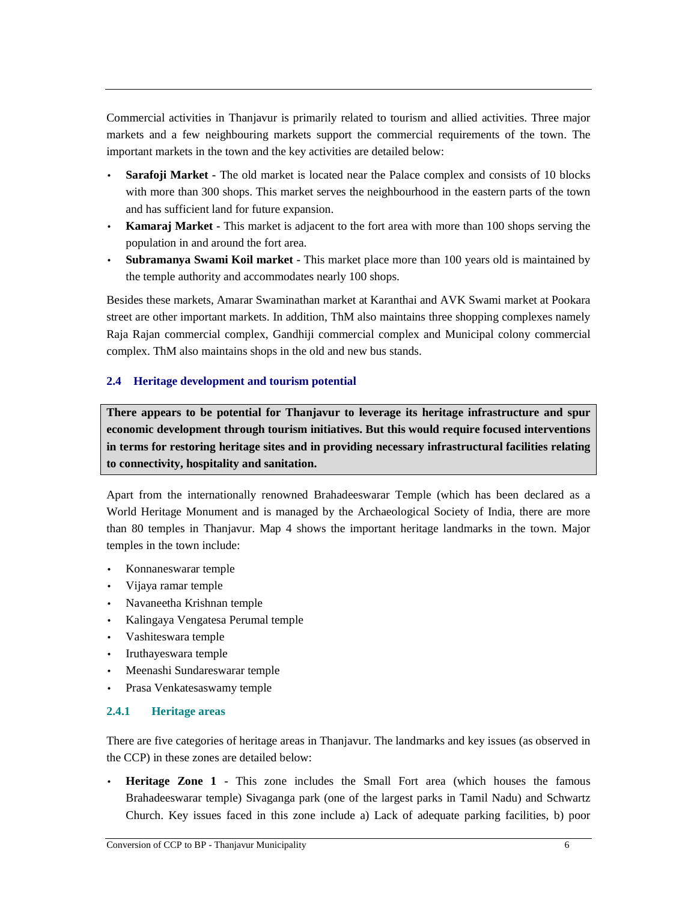Commercial activities in Thanjavur is primarily related to tourism and allied activities. Three major markets and a few neighbouring markets support the commercial requirements of the town. The important markets in the town and the key activities are detailed below:

- **Sarafoji Market -** The old market is located near the Palace complex and consists of 10 blocks with more than 300 shops. This market serves the neighbourhood in the eastern parts of the town and has sufficient land for future expansion.
- **Kamaraj Market -** This market is adjacent to the fort area with more than 100 shops serving the population in and around the fort area.
- **Subramanya Swami Koil market -** This market place more than 100 years old is maintained by the temple authority and accommodates nearly 100 shops.

Besides these markets, Amarar Swaminathan market at Karanthai and AVK Swami market at Pookara street are other important markets. In addition, ThM also maintains three shopping complexes namely Raja Rajan commercial complex, Gandhiji commercial complex and Municipal colony commercial complex. ThM also maintains shops in the old and new bus stands.

### 2.4 Heritage development and tourism potential

**There appears to be potential for Thanjavur to leverage its heritage infrastructure and spur economic development through tourism initiatives. But this would require focused interventions in terms for restoring heritage sites and in providing necessary infrastructural facilities relating to connectivity, hospitality and sanitation.**

Apart from the internationally renowned Brahadeeswarar Temple (which has been declared as a World Heritage Monument and is managed by the Archaeological Society of India, there are more than 80 temples in Thanjavur. Map 4 shows the important heritage landmarks in the town. Major temples in the town include:

- Konnaneswarar temple
- Vijaya ramar temple
- Navaneetha Krishnan temple
- Kalingaya Vengatesa Perumal temple
- Vashiteswara temple
- Iruthayeswara temple
- Meenashi Sundareswarar temple
- Prasa Venkatesaswamy temple

#### 2.4.1 Heritage areas

There are five categories of heritage areas in Thanjavur. The landmarks and key issues (as observed in the CCP) in these zones are detailed below:

- **Heritage Zone 1 -** This zone includes the Small Fort area (which houses the famous Brahadeeswarar temple) Sivaganga park (one of the largest parks in Tamil Nadu) and Schwartz Church. Key issues faced in this zone include a) Lack of adequate parking facilities, b) poor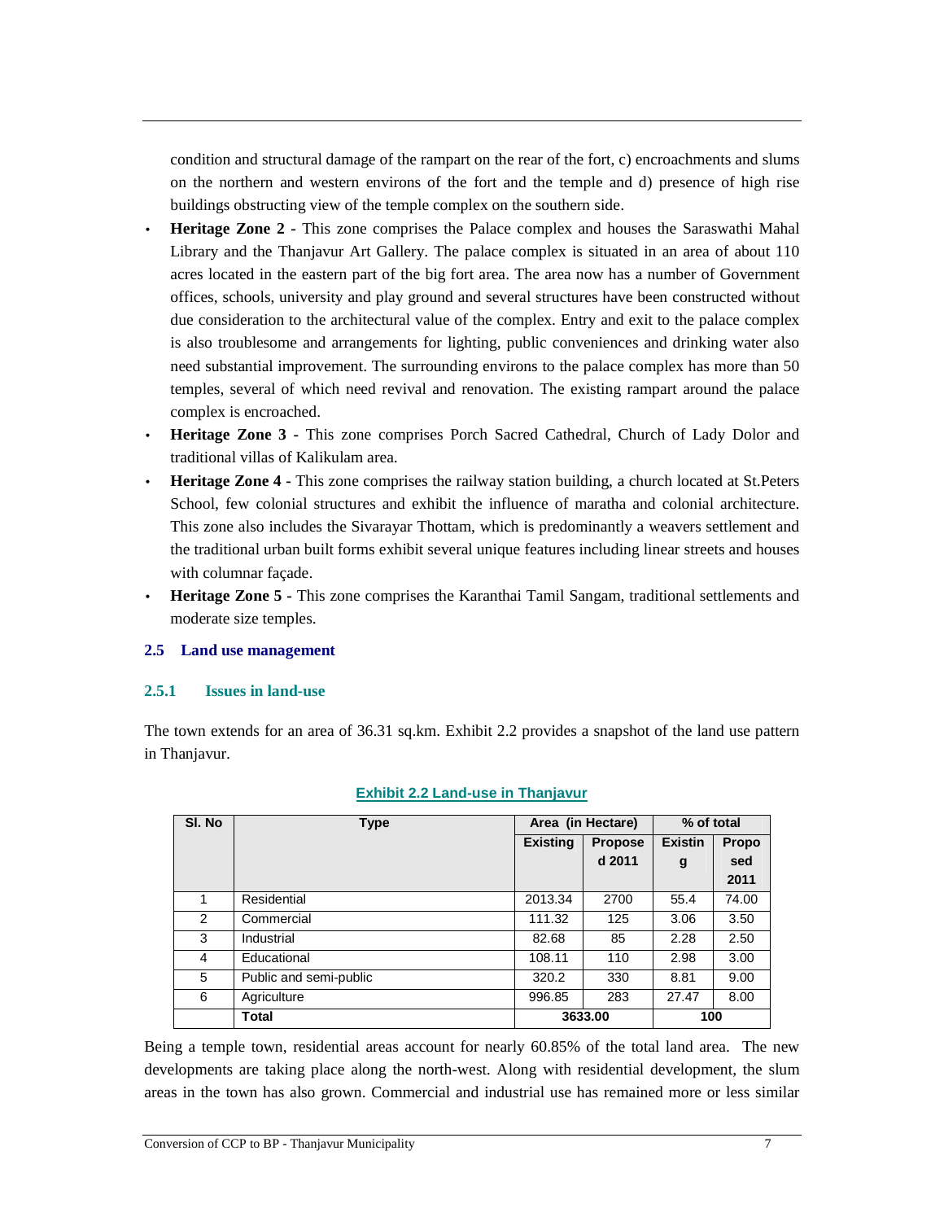condition and structural damage of the rampart on the rear of the fort, c) encroachments and slums on the northern and western environs of the fort and the temple and d) presence of high rise buildings obstructing view of the temple complex on the southern side.

- **Heritage Zone 2 -** This zone comprises the Palace complex and houses the Saraswathi Mahal Library and the Thanjavur Art Gallery. The palace complex is situated in an area of about 110 acres located in the eastern part of the big fort area. The area now has a number of Government offices, schools, university and play ground and several structures have been constructed without due consideration to the architectural value of the complex. Entry and exit to the palace complex is also troublesome and arrangements for lighting, public conveniences and drinking water also need substantial improvement. The surrounding environs to the palace complex has more than 50 temples, several of which need revival and renovation. The existing rampart around the palace complex is encroached.
- **Heritage Zone 3 -** This zone comprises Porch Sacred Cathedral, Church of Lady Dolor and traditional villas of Kalikulam area.
- **Heritage Zone 4 -** This zone comprises the railway station building, a church located at St.Peters School, few colonial structures and exhibit the influence of maratha and colonial architecture. This zone also includes the Sivarayar Thottam, which is predominantly a weavers settlement and the traditional urban built forms exhibit several unique features including linear streets and houses with columnar façade.
- **Heritage Zone 5 -** This zone comprises the Karanthai Tamil Sangam, traditional settlements and moderate size temples.

## 2.5 Land use management

### 2.5.1 Issues in land-use

The town extends for an area of 36.31 sq.km. Exhibit 2.2 provides a snapshot of the land use pattern in Thanjavur.

**Exhibit 2.2 Land-use in Thanjavur**

| Sl. No | Type | Area (in Hectare) | | % of total | |
|---|---|---|---|---|---|
| | | Existing | Proposed 2011 | Existing | Proposed 2011 |
| 1 | Residential | 2013.34 | 2700 | 55.4 | 74.00 |
| 2 | Commercial | 111.32 | 125 | 3.06 | 3.50 |
| 3 | Industrial | 82.68 | 85 | 2.28 | 2.50 |
| 4 | Educational | 108.11 | 110 | 2.98 | 3.00 |
| 5 | Public and semi-public | 320.2 | 330 | 8.81 | 9.00 |
| 6 | Agriculture | 996.85 | 283 | 27.47 | 8.00 |
| | **Total** | **3633.00** | | **100** | |

Being a temple town, residential areas account for nearly 60.85% of the total land area. The new developments are taking place along the north-west. Along with residential development, the slum areas in the town has also grown. Commercial and industrial use has remained more or less similar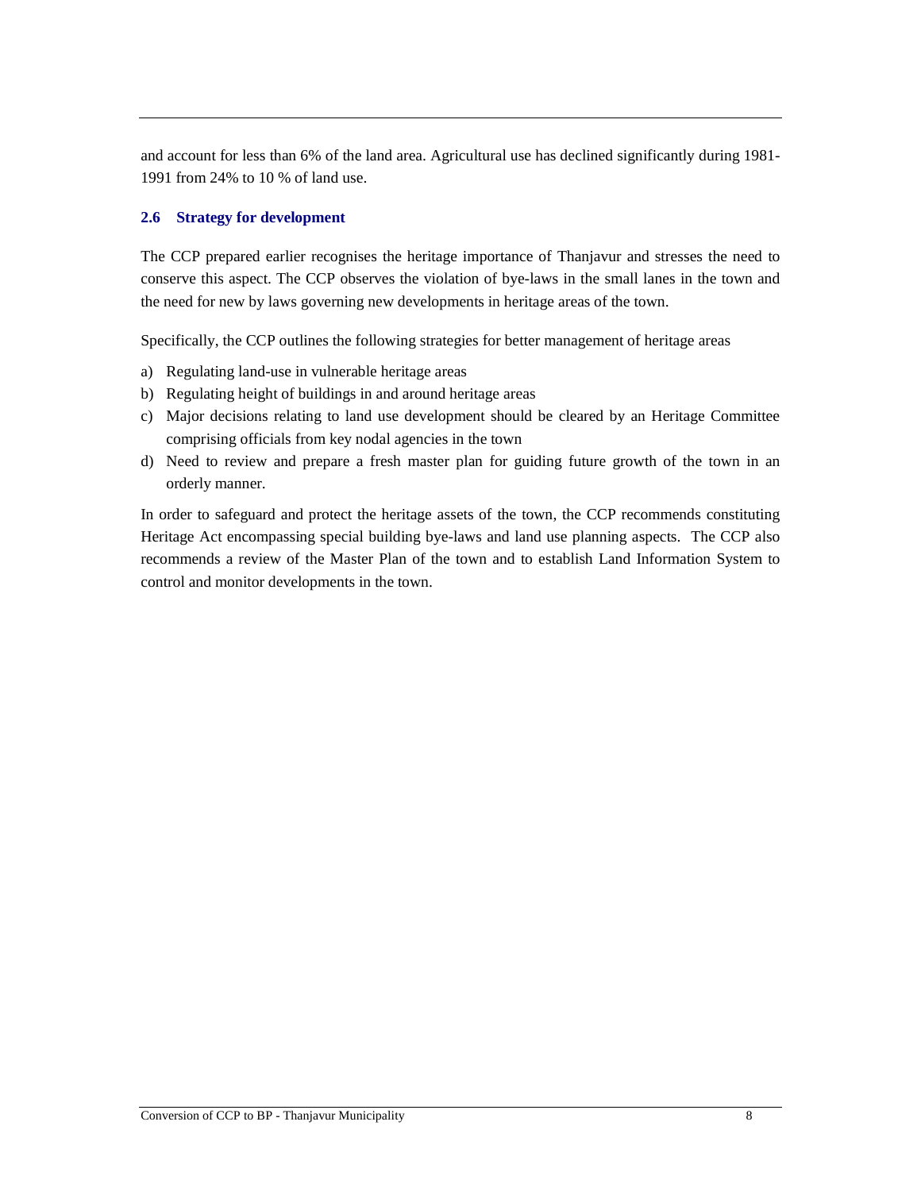and account for less than 6% of the land area. Agricultural use has declined significantly during 1981-1991 from 24% to 10 % of land use.

### 2.6 Strategy for development

The CCP prepared earlier recognises the heritage importance of Thanjavur and stresses the need to conserve this aspect. The CCP observes the violation of bye-laws in the small lanes in the town and the need for new by laws governing new developments in heritage areas of the town.

Specifically, the CCP outlines the following strategies for better management of heritage areas

a) Regulating land-use in vulnerable heritage areas
b) Regulating height of buildings in and around heritage areas
c) Major decisions relating to land use development should be cleared by an Heritage Committee comprising officials from key nodal agencies in the town
d) Need to review and prepare a fresh master plan for guiding future growth of the town in an orderly manner.

In order to safeguard and protect the heritage assets of the town, the CCP recommends constituting Heritage Act encompassing special building bye-laws and land use planning aspects. The CCP also recommends a review of the Master Plan of the town and to establish Land Information System to control and monitor developments in the town.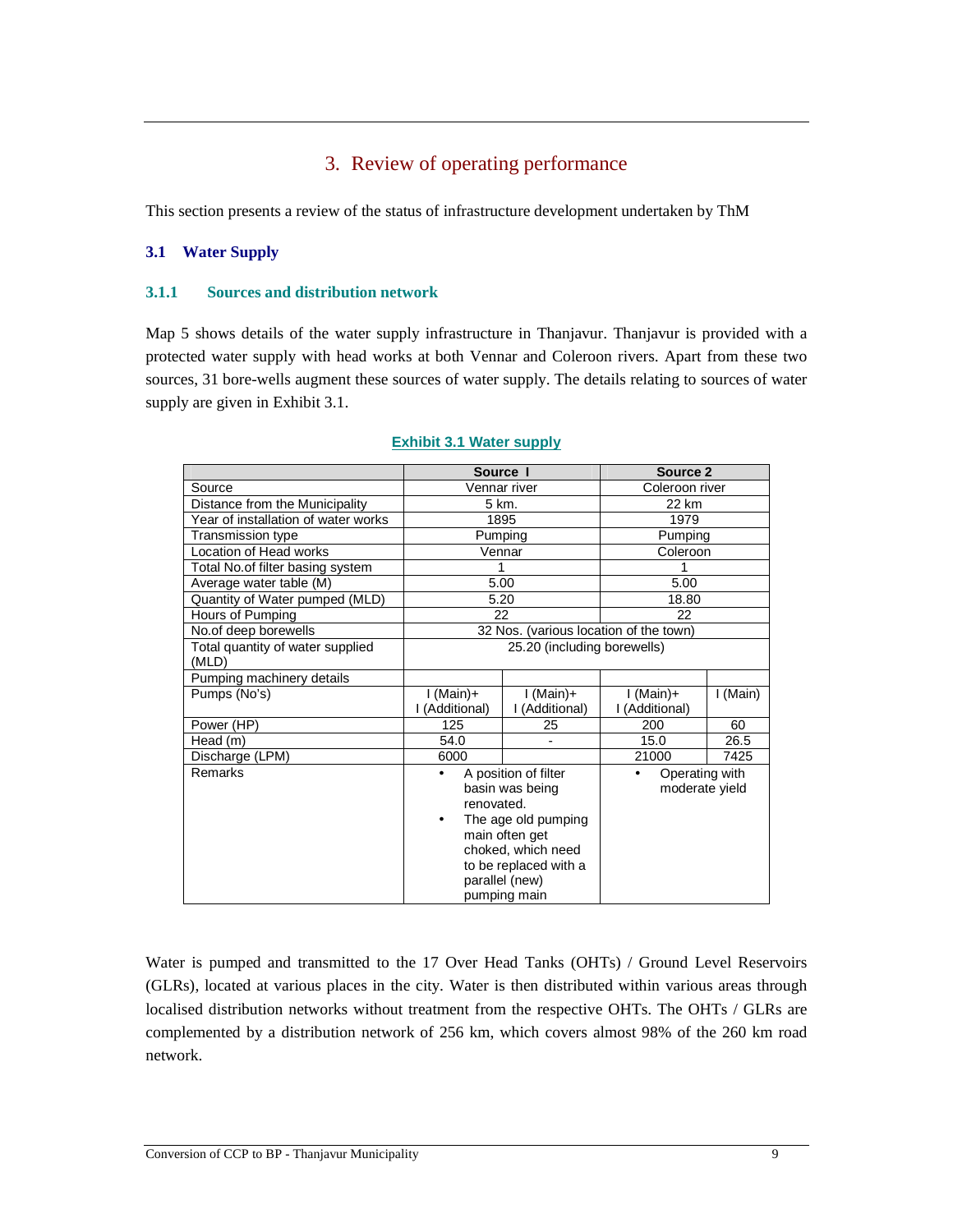# 3. Review of operating performance

This section presents a review of the status of infrastructure development undertaken by ThM

## 3.1 Water Supply

### 3.1.1 Sources and distribution network

Map 5 shows details of the water supply infrastructure in Thanjavur. Thanjavur is provided with a protected water supply with head works at both Vennar and Coleroon rivers. Apart from these two sources, 31 bore-wells augment these sources of water supply. The details relating to sources of water supply are given in Exhibit 3.1.

**Exhibit 3.1 Water supply**

| | Source I | | Source 2 | |
|---|---|---|---|---|
| Source | Vennar river | | Coleroon river | |
| Distance from the Municipality | 5 km. | | 22 km | |
| Year of installation of water works | 1895 | | 1979 | |
| Transmission type | Pumping | | Pumping | |
| Location of Head works | Vennar | | Coleroon | |
| Total No.of filter basing system | 1 | | 1 | |
| Average water table (M) | 5.00 | | 5.00 | |
| Quantity of Water pumped (MLD) | 5.20 | | 18.80 | |
| Hours of Pumping | 22 | | 22 | |
| No.of deep borewells | 32 Nos. (various location of the town) | | | |
| Total quantity of water supplied (MLD) | 25.20 (including borewells) | | | |
| Pumping machinery details | | | | |
| Pumps (No's) | I (Main)+ I (Additional) | I (Main)+ I (Additional) | I (Main)+ I (Additional) | I (Main) |
| Power (HP) | 125 | 25 | 200 | 60 |
| Head (m) | 54.0 | - | 15.0 | 26.5 |
| Discharge (LPM) | 6000 | | 21000 | 7425 |
| Remarks | • A position of filter basin was being renovated.<br>• The age old pumping main often get choked, which need to be replaced with a parallel (new) pumping main | | • Operating with moderate yield | |

Water is pumped and transmitted to the 17 Over Head Tanks (OHTs) / Ground Level Reservoirs (GLRs), located at various places in the city. Water is then distributed within various areas through localised distribution networks without treatment from the respective OHTs. The OHTs / GLRs are complemented by a distribution network of 256 km, which covers almost 98% of the 260 km road network.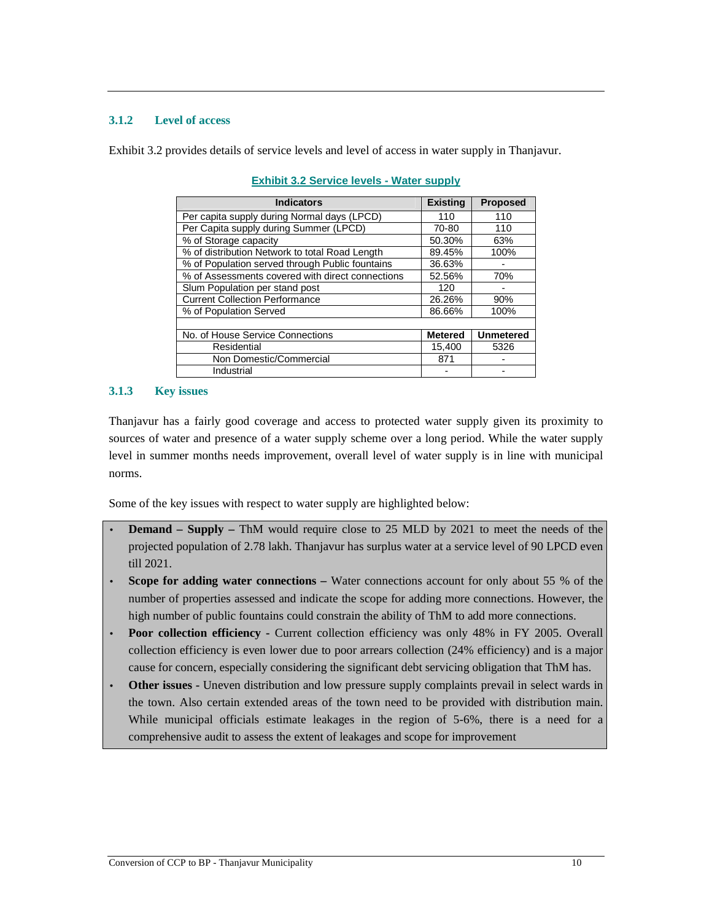### 3.1.2 Level of access

Exhibit 3.2 provides details of service levels and level of access in water supply in Thanjavur.

**Exhibit 3.2 Service levels - Water supply**

| Indicators | Existing | Proposed |
|---|---|---|
| Per capita supply during Normal days (LPCD) | 110 | 110 |
| Per Capita supply during Summer (LPCD) | 70-80 | 110 |
| % of Storage capacity | 50.30% | 63% |
| % of distribution Network to total Road Length | 89.45% | 100% |
| % of Population served through Public fountains | 36.63% | - |
| % of Assessments covered with direct connections | 52.56% | 70% |
| Slum Population per stand post | 120 | - |
| Current Collection Performance | 26.26% | 90% |
| % of Population Served | 86.66% | 100% |
| | | |
| No. of House Service Connections | **Metered** | **Unmetered** |
| Residential | 15,400 | 5326 |
| Non Domestic/Commercial | 871 | - |
| Industrial | - | - |

### 3.1.3 Key issues

Thanjavur has a fairly good coverage and access to protected water supply given its proximity to sources of water and presence of a water supply scheme over a long period. While the water supply level in summer months needs improvement, overall level of water supply is in line with municipal norms.

Some of the key issues with respect to water supply are highlighted below:

- **Demand – Supply –** ThM would require close to 25 MLD by 2021 to meet the needs of the projected population of 2.78 lakh. Thanjavur has surplus water at a service level of 90 LPCD even till 2021.
- **Scope for adding water connections –** Water connections account for only about 55 % of the number of properties assessed and indicate the scope for adding more connections. However, the high number of public fountains could constrain the ability of ThM to add more connections.
- **Poor collection efficiency** - Current collection efficiency was only 48% in FY 2005. Overall collection efficiency is even lower due to poor arrears collection (24% efficiency) and is a major cause for concern, especially considering the significant debt servicing obligation that ThM has.
- **Other issues** - Uneven distribution and low pressure supply complaints prevail in select wards in the town. Also certain extended areas of the town need to be provided with distribution main. While municipal officials estimate leakages in the region of 5-6%, there is a need for a comprehensive audit to assess the extent of leakages and scope for improvement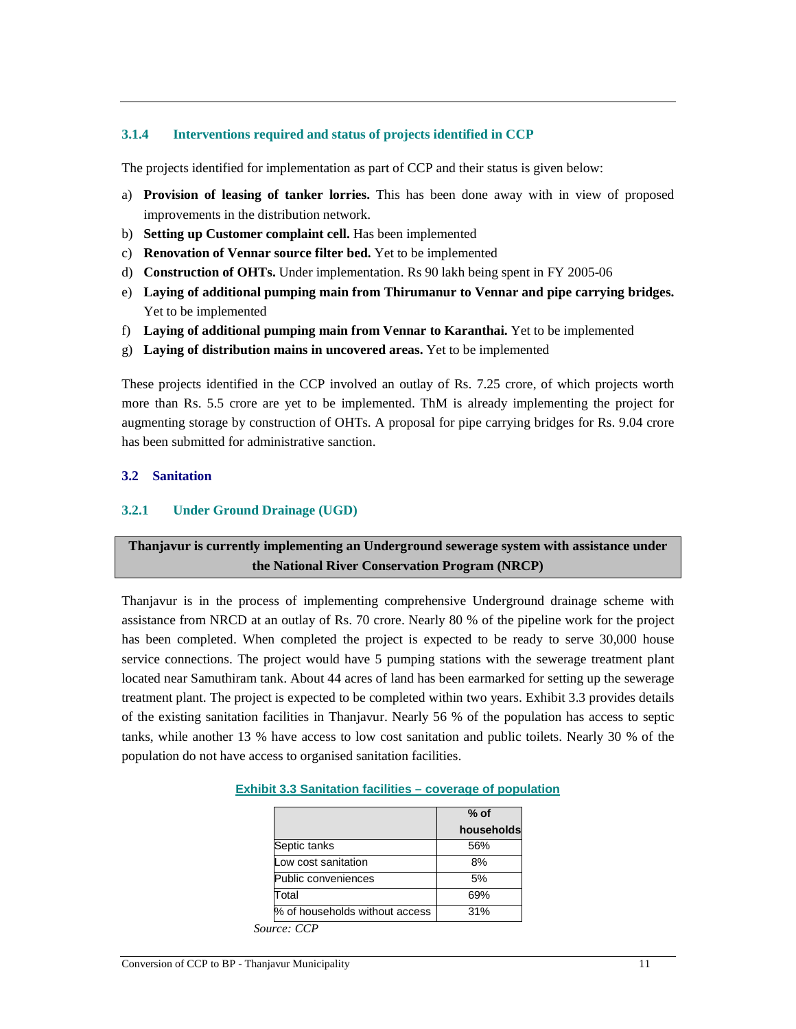### 3.1.4 Interventions required and status of projects identified in CCP

The projects identified for implementation as part of CCP and their status is given below:

a) **Provision of leasing of tanker lorries.** This has been done away with in view of proposed improvements in the distribution network.
b) **Setting up Customer complaint cell.** Has been implemented
c) **Renovation of Vennar source filter bed.** Yet to be implemented
d) **Construction of OHTs.** Under implementation. Rs 90 lakh being spent in FY 2005-06
e) **Laying of additional pumping main from Thirumanur to Vennar and pipe carrying bridges.** Yet to be implemented
f) **Laying of additional pumping main from Vennar to Karanthai.** Yet to be implemented
g) **Laying of distribution mains in uncovered areas.** Yet to be implemented

These projects identified in the CCP involved an outlay of Rs. 7.25 crore, of which projects worth more than Rs. 5.5 crore are yet to be implemented. ThM is already implementing the project for augmenting storage by construction of OHTs. A proposal for pipe carrying bridges for Rs. 9.04 crore has been submitted for administrative sanction.

## 3.2 Sanitation

### 3.2.1 Under Ground Drainage (UGD)

**Thanjavur is currently implementing an Underground sewerage system with assistance under the National River Conservation Program (NRCP)**

Thanjavur is in the process of implementing comprehensive Underground drainage scheme with assistance from NRCD at an outlay of Rs. 70 crore. Nearly 80 % of the pipeline work for the project has been completed. When completed the project is expected to be ready to serve 30,000 house service connections. The project would have 5 pumping stations with the sewerage treatment plant located near Samuthiram tank. About 44 acres of land has been earmarked for setting up the sewerage treatment plant. The project is expected to be completed within two years. Exhibit 3.3 provides details of the existing sanitation facilities in Thanjavur. Nearly 56 % of the population has access to septic tanks, while another 13 % have access to low cost sanitation and public toilets. Nearly 30 % of the population do not have access to organised sanitation facilities.

**Exhibit 3.3 Sanitation facilities – coverage of population**

| | % of households |
|---|---|
| Septic tanks | 56% |
| Low cost sanitation | 8% |
| Public conveniences | 5% |
| Total | 69% |
| % of households without access | 31% |

*Source: CCP*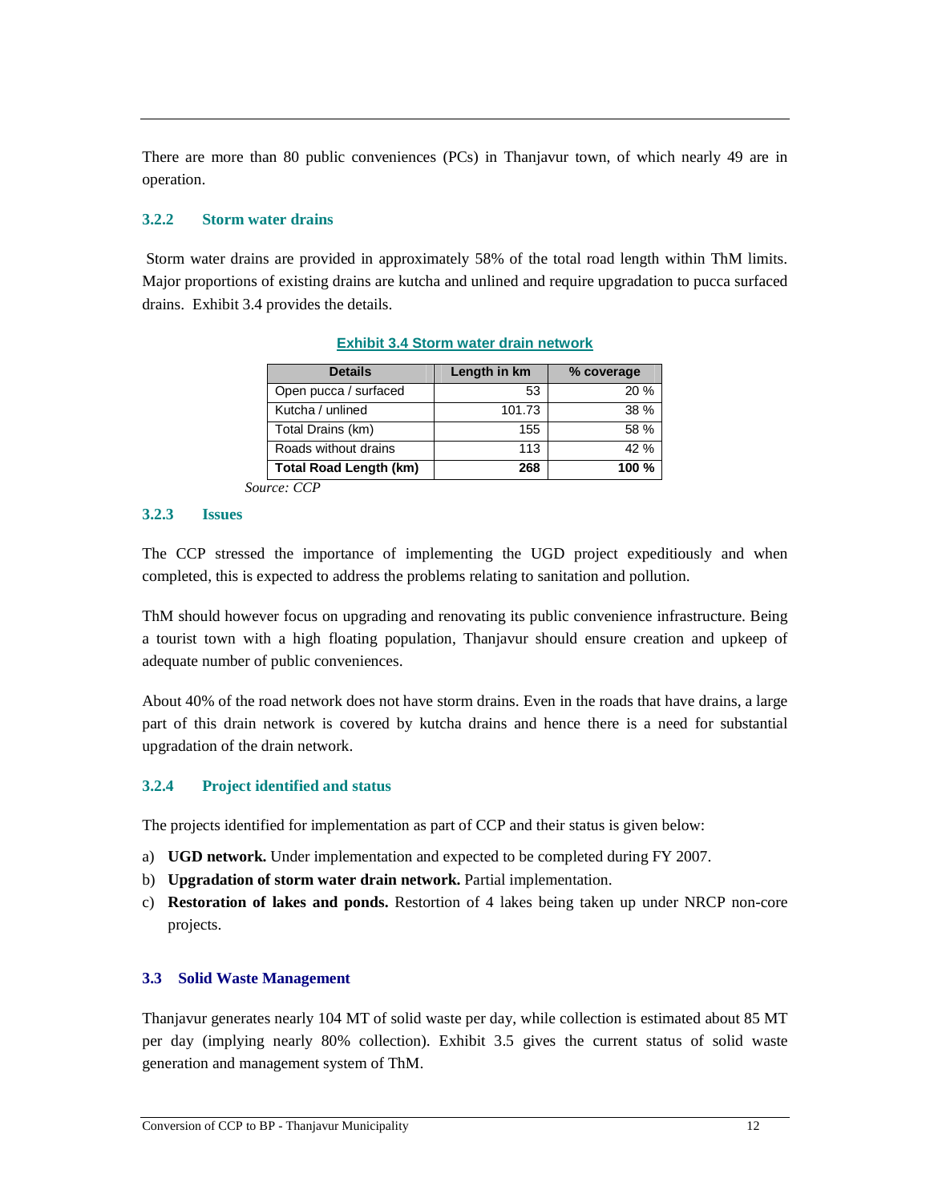There are more than 80 public conveniences (PCs) in Thanjavur town, of which nearly 49 are in operation.

### 3.2.2 Storm water drains

Storm water drains are provided in approximately 58% of the total road length within ThM limits. Major proportions of existing drains are kutcha and unlined and require upgradation to pucca surfaced drains. Exhibit 3.4 provides the details.

**Exhibit 3.4 Storm water drain network**

| Details | Length in km | % coverage |
|---|---|---|
| Open pucca / surfaced | 53 | 20 % |
| Kutcha / unlined | 101.73 | 38 % |
| Total Drains (km) | 155 | 58 % |
| Roads without drains | 113 | 42 % |
| **Total Road Length (km)** | **268** | **100 %** |

*Source: CCP*

### 3.2.3 Issues

The CCP stressed the importance of implementing the UGD project expeditiously and when completed, this is expected to address the problems relating to sanitation and pollution.

ThM should however focus on upgrading and renovating its public convenience infrastructure. Being a tourist town with a high floating population, Thanjavur should ensure creation and upkeep of adequate number of public conveniences.

About 40% of the road network does not have storm drains. Even in the roads that have drains, a large part of this drain network is covered by kutcha drains and hence there is a need for substantial upgradation of the drain network.

### 3.2.4 Project identified and status

The projects identified for implementation as part of CCP and their status is given below:

a) **UGD network.** Under implementation and expected to be completed during FY 2007.
b) **Upgradation of storm water drain network.** Partial implementation.
c) **Restoration of lakes and ponds.** Restortion of 4 lakes being taken up under NRCP non-core projects.

## 3.3 Solid Waste Management

Thanjavur generates nearly 104 MT of solid waste per day, while collection is estimated about 85 MT per day (implying nearly 80% collection). Exhibit 3.5 gives the current status of solid waste generation and management system of ThM.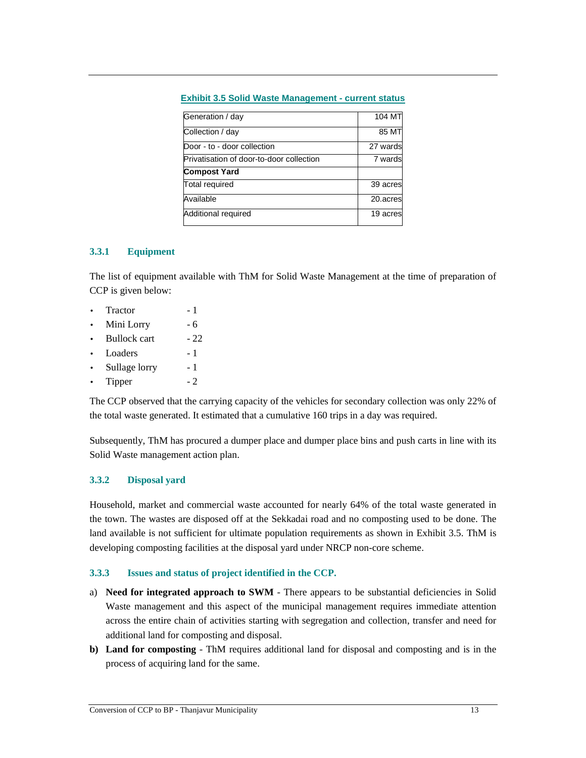**Exhibit 3.5 Solid Waste Management - current status**

| | |
|---|---|
| Generation / day | 104 MT |
| Collection / day | 85 MT |
| Door - to - door collection | 27 wards |
| Privatisation of door-to-door collection | 7 wards |
| **Compost Yard** | |
| Total required | 39 acres |
| Available | 20.acres |
| Additional required | 19 acres |

### 3.3.1 Equipment

The list of equipment available with ThM for Solid Waste Management at the time of preparation of CCP is given below:

- Tractor - 1
- Mini Lorry - 6
- Bullock cart - 22
- Loaders - 1
- Sullage lorry - 1
- Tipper - 2

The CCP observed that the carrying capacity of the vehicles for secondary collection was only 22% of the total waste generated. It estimated that a cumulative 160 trips in a day was required.

Subsequently, ThM has procured a dumper place and dumper place bins and push carts in line with its Solid Waste management action plan.

### 3.3.2 Disposal yard

Household, market and commercial waste accounted for nearly 64% of the total waste generated in the town. The wastes are disposed off at the Sekkadai road and no composting used to be done. The land available is not sufficient for ultimate population requirements as shown in Exhibit 3.5. ThM is developing composting facilities at the disposal yard under NRCP non-core scheme.

### 3.3.3 Issues and status of project identified in the CCP.

a) **Need for integrated approach to SWM** - There appears to be substantial deficiencies in Solid Waste management and this aspect of the municipal management requires immediate attention across the entire chain of activities starting with segregation and collection, transfer and need for additional land for composting and disposal.

**b) Land for composting** - ThM requires additional land for disposal and composting and is in the process of acquiring land for the same.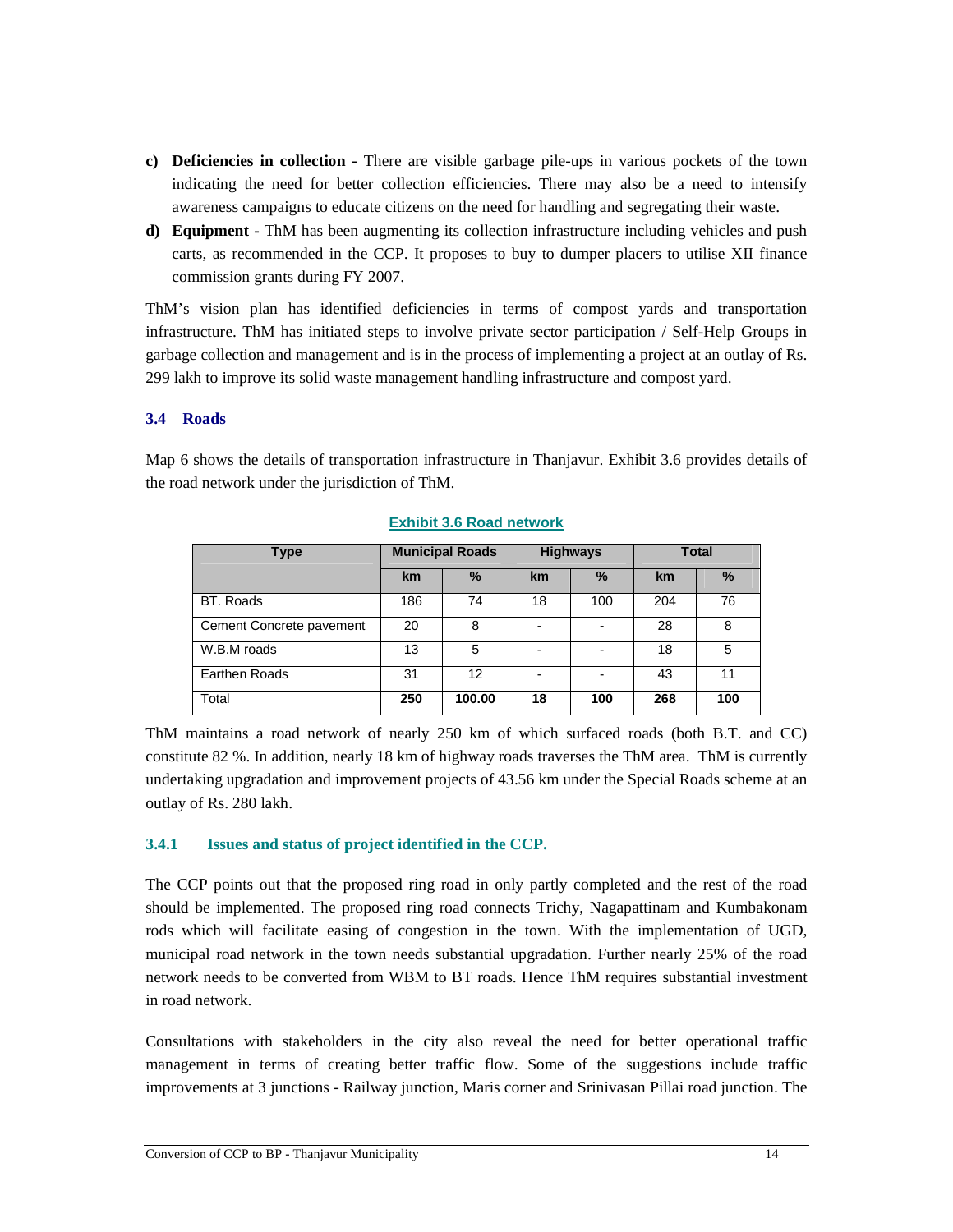c) **Deficiencies in collection -** There are visible garbage pile-ups in various pockets of the town indicating the need for better collection efficiencies. There may also be a need to intensify awareness campaigns to educate citizens on the need for handling and segregating their waste.

d) **Equipment -** ThM has been augmenting its collection infrastructure including vehicles and push carts, as recommended in the CCP. It proposes to buy to dumper placers to utilise XII finance commission grants during FY 2007.

ThM's vision plan has identified deficiencies in terms of compost yards and transportation infrastructure. ThM has initiated steps to involve private sector participation / Self-Help Groups in garbage collection and management and is in the process of implementing a project at an outlay of Rs. 299 lakh to improve its solid waste management handling infrastructure and compost yard.

### 3.4 Roads

Map 6 shows the details of transportation infrastructure in Thanjavur. Exhibit 3.6 provides details of the road network under the jurisdiction of ThM.

**Exhibit 3.6 Road network**

| Type | Municipal Roads | | Highways | | Total | |
|---|---|---|---|---|---|---|
| | km | % | km | % | km | % |
| BT. Roads | 186 | 74 | 18 | 100 | 204 | 76 |
| Cement Concrete pavement | 20 | 8 | - | - | 28 | 8 |
| W.B.M roads | 13 | 5 | - | - | 18 | 5 |
| Earthen Roads | 31 | 12 | - | - | 43 | 11 |
| Total | **250** | **100.00** | **18** | **100** | **268** | **100** |

ThM maintains a road network of nearly 250 km of which surfaced roads (both B.T. and CC) constitute 82 %. In addition, nearly 18 km of highway roads traverses the ThM area. ThM is currently undertaking upgradation and improvement projects of 43.56 km under the Special Roads scheme at an outlay of Rs. 280 lakh.

#### 3.4.1 Issues and status of project identified in the CCP.

The CCP points out that the proposed ring road in only partly completed and the rest of the road should be implemented. The proposed ring road connects Trichy, Nagapattinam and Kumbakonam rods which will facilitate easing of congestion in the town. With the implementation of UGD, municipal road network in the town needs substantial upgradation. Further nearly 25% of the road network needs to be converted from WBM to BT roads. Hence ThM requires substantial investment in road network.

Consultations with stakeholders in the city also reveal the need for better operational traffic management in terms of creating better traffic flow. Some of the suggestions include traffic improvements at 3 junctions - Railway junction, Maris corner and Srinivasan Pillai road junction. The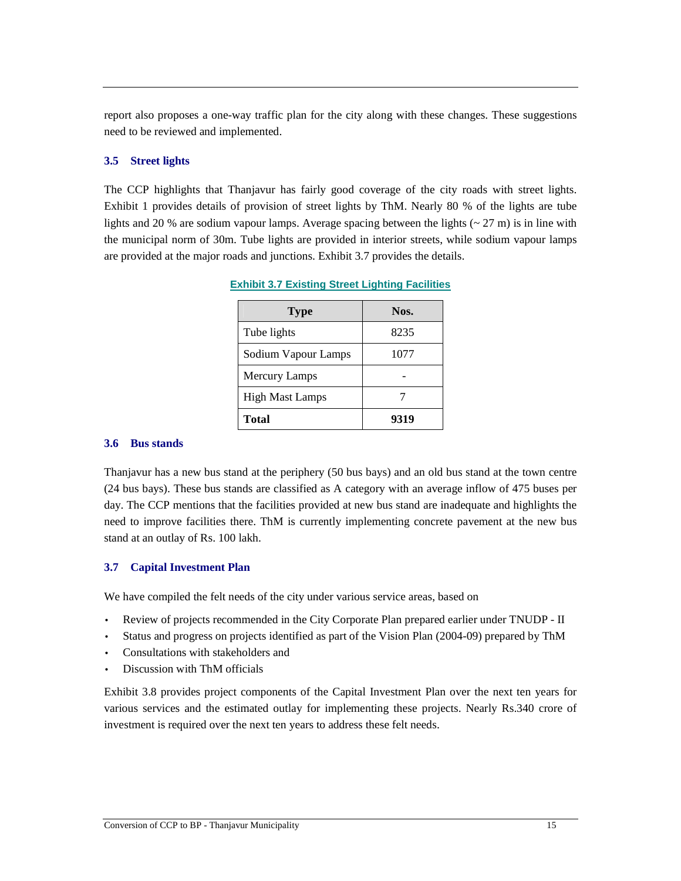report also proposes a one-way traffic plan for the city along with these changes. These suggestions need to be reviewed and implemented.

### 3.5 Street lights

The CCP highlights that Thanjavur has fairly good coverage of the city roads with street lights. Exhibit 1 provides details of provision of street lights by ThM. Nearly 80 % of the lights are tube lights and 20 % are sodium vapour lamps. Average spacing between the lights (~ 27 m) is in line with the municipal norm of 30m. Tube lights are provided in interior streets, while sodium vapour lamps are provided at the major roads and junctions. Exhibit 3.7 provides the details.

**Exhibit 3.7 Existing Street Lighting Facilities**

| Type | Nos. |
|---|---|
| Tube lights | 8235 |
| Sodium Vapour Lamps | 1077 |
| Mercury Lamps | - |
| High Mast Lamps | 7 |
| **Total** | **9319** |

### 3.6 Bus stands

Thanjavur has a new bus stand at the periphery (50 bus bays) and an old bus stand at the town centre (24 bus bays). These bus stands are classified as A category with an average inflow of 475 buses per day. The CCP mentions that the facilities provided at new bus stand are inadequate and highlights the need to improve facilities there. ThM is currently implementing concrete pavement at the new bus stand at an outlay of Rs. 100 lakh.

### 3.7 Capital Investment Plan

We have compiled the felt needs of the city under various service areas, based on

- Review of projects recommended in the City Corporate Plan prepared earlier under TNUDP - II
- Status and progress on projects identified as part of the Vision Plan (2004-09) prepared by ThM
- Consultations with stakeholders and
- Discussion with ThM officials

Exhibit 3.8 provides project components of the Capital Investment Plan over the next ten years for various services and the estimated outlay for implementing these projects. Nearly Rs.340 crore of investment is required over the next ten years to address these felt needs.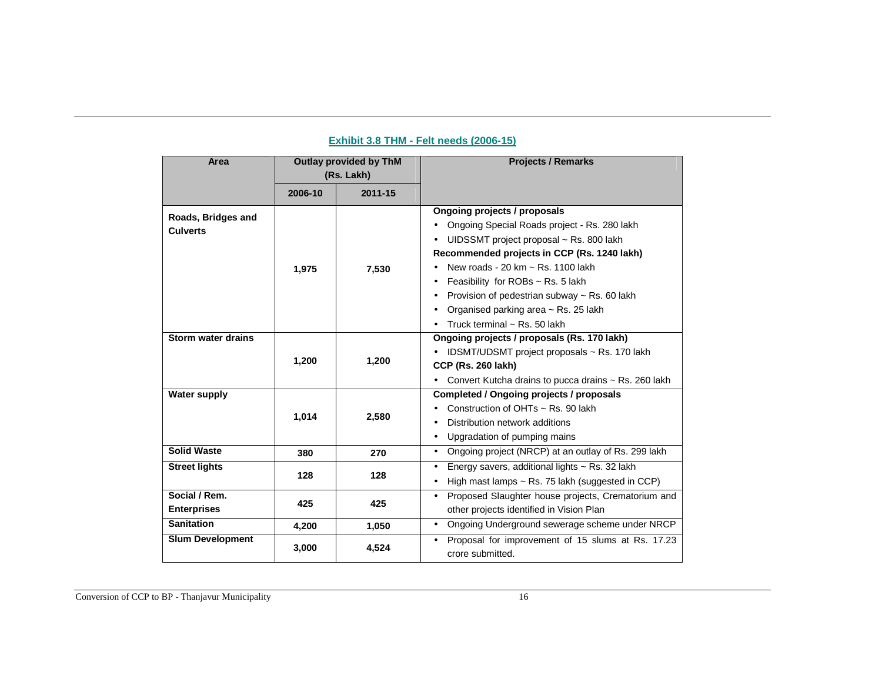**Exhibit 3.8 THM - Felt needs (2006-15)**

| Area | Outlay provided by ThM (Rs. Lakh) | | Projects / Remarks |
|---|---|---|---|
| | 2006-10 | 2011-15 | |
| **Roads, Bridges and Culverts** | **1,975** | **7,530** | **Ongoing projects / proposals**<br>• Ongoing Special Roads project - Rs. 280 lakh<br>• UIDSSMT project proposal ~ Rs. 800 lakh<br>**Recommended projects in CCP (Rs. 1240 lakh)**<br>• New roads - 20 km ~ Rs. 1100 lakh<br>• Feasibility for ROBs ~ Rs. 5 lakh<br>• Provision of pedestrian subway ~ Rs. 60 lakh<br>• Organised parking area ~ Rs. 25 lakh<br>• Truck terminal ~ Rs. 50 lakh |
| **Storm water drains** | **1,200** | **1,200** | **Ongoing projects / proposals (Rs. 170 lakh)**<br>• IDSMT/UDSMT project proposals ~ Rs. 170 lakh<br>**CCP (Rs. 260 lakh)**<br>• Convert Kutcha drains to pucca drains ~ Rs. 260 lakh |
| **Water supply** | **1,014** | **2,580** | **Completed / Ongoing projects / proposals**<br>• Construction of OHTs ~ Rs. 90 lakh<br>• Distribution network additions<br>• Upgradation of pumping mains |
| **Solid Waste** | **380** | **270** | • Ongoing project (NRCP) at an outlay of Rs. 299 lakh |
| **Street lights** | **128** | **128** | • Energy savers, additional lights ~ Rs. 32 lakh<br>• High mast lamps ~ Rs. 75 lakh (suggested in CCP) |
| **Social / Rem. Enterprises** | **425** | **425** | • Proposed Slaughter house projects, Crematorium and other projects identified in Vision Plan |
| **Sanitation** | **4,200** | **1,050** | • Ongoing Underground sewerage scheme under NRCP |
| **Slum Development** | **3,000** | **4,524** | • Proposal for improvement of 15 slums at Rs. 17.23 crore submitted. |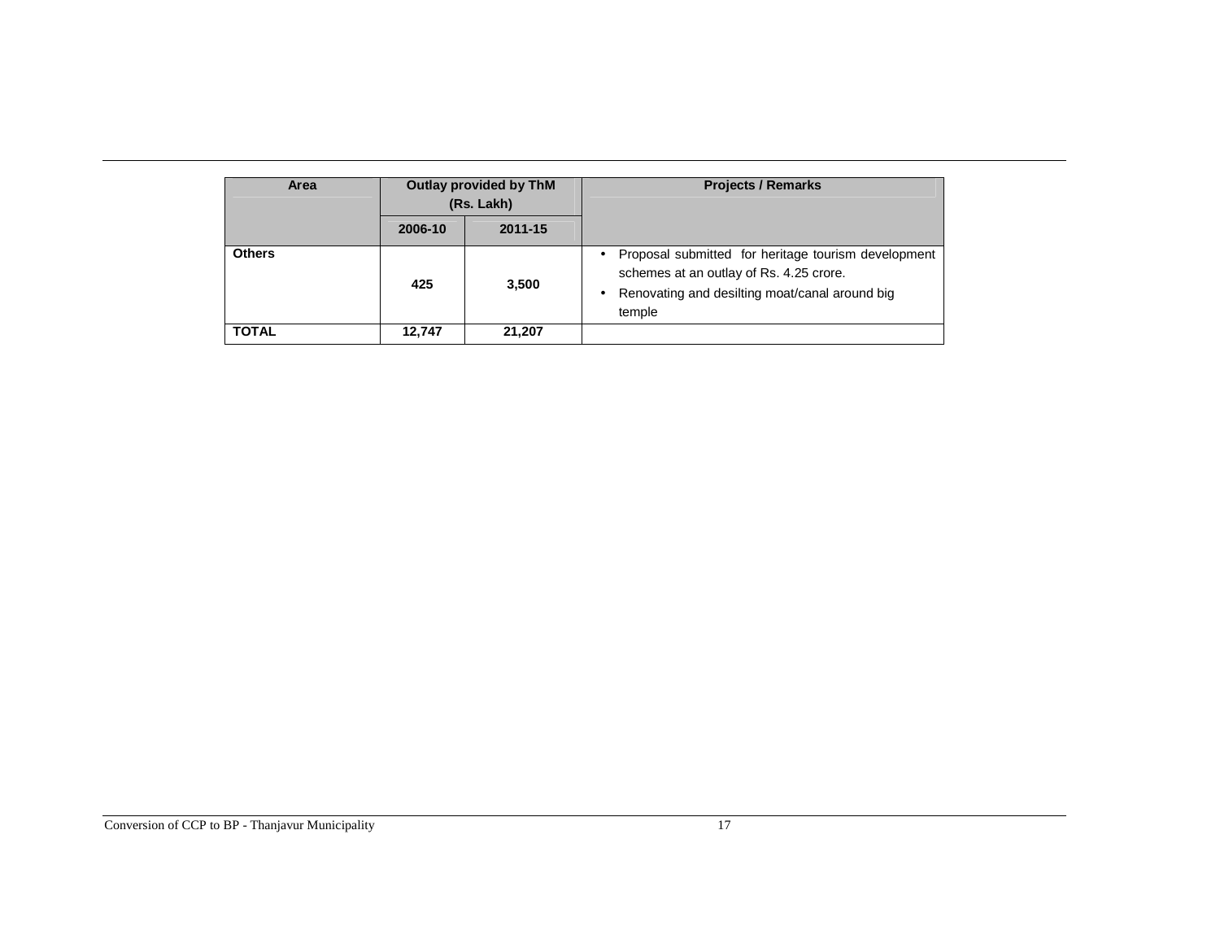| Area | Outlay provided by ThM (Rs. Lakh) | | Projects / Remarks |
|---|---|---|---|
| | 2006-10 | 2011-15 | |
| **Others** | **425** | **3,500** | • Proposal submitted for heritage tourism development schemes at an outlay of Rs. 4.25 crore. • Renovating and desilting moat/canal around big temple |
| **TOTAL** | **12,747** | **21,207** | |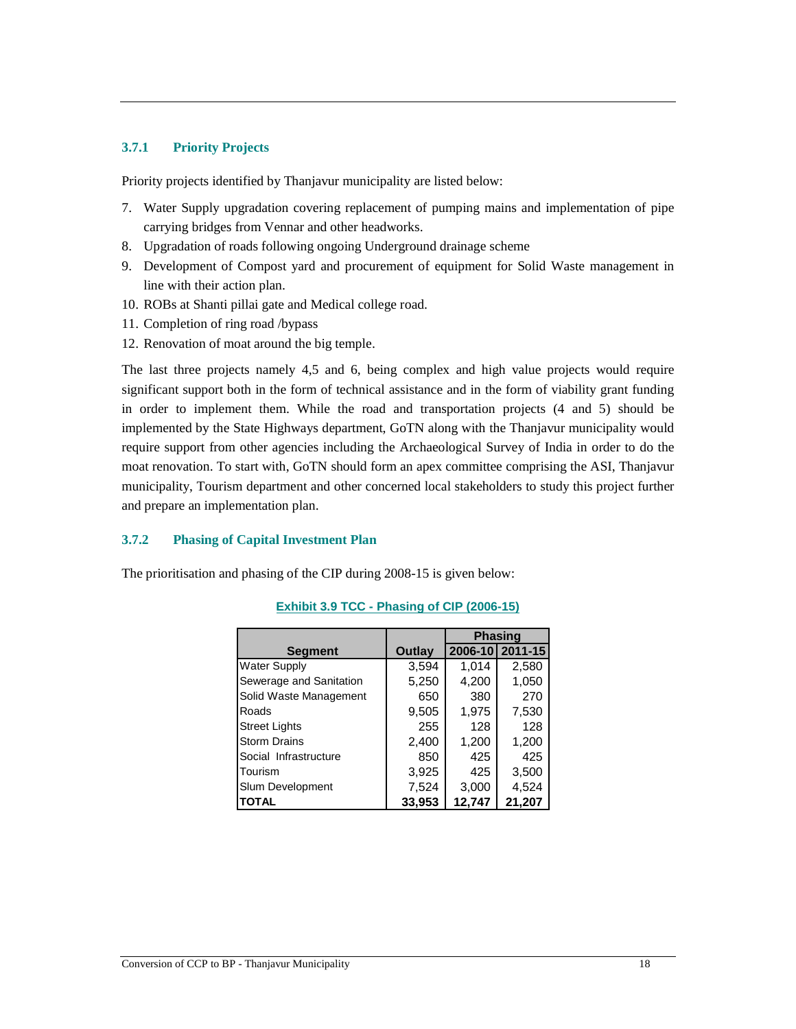### 3.7.1 Priority Projects

Priority projects identified by Thanjavur municipality are listed below:

7. Water Supply upgradation covering replacement of pumping mains and implementation of pipe carrying bridges from Vennar and other headworks.
8. Upgradation of roads following ongoing Underground drainage scheme
9. Development of Compost yard and procurement of equipment for Solid Waste management in line with their action plan.
10. ROBs at Shanti pillai gate and Medical college road.
11. Completion of ring road /bypass
12. Renovation of moat around the big temple.

The last three projects namely 4,5 and 6, being complex and high value projects would require significant support both in the form of technical assistance and in the form of viability grant funding in order to implement them. While the road and transportation projects (4 and 5) should be implemented by the State Highways department, GoTN along with the Thanjavur municipality would require support from other agencies including the Archaeological Survey of India in order to do the moat renovation. To start with, GoTN should form an apex committee comprising the ASI, Thanjavur municipality, Tourism department and other concerned local stakeholders to study this project further and prepare an implementation plan.

### 3.7.2 Phasing of Capital Investment Plan

The prioritisation and phasing of the CIP during 2008-15 is given below:

**Exhibit 3.9 TCC - Phasing of CIP (2006-15)**

| Segment | Outlay | Phasing | |
|---|---|---|---|
| | | 2006-10 | 2011-15 |
| Water Supply | 3,594 | 1,014 | 2,580 |
| Sewerage and Sanitation | 5,250 | 4,200 | 1,050 |
| Solid Waste Management | 650 | 380 | 270 |
| Roads | 9,505 | 1,975 | 7,530 |
| Street Lights | 255 | 128 | 128 |
| Storm Drains | 2,400 | 1,200 | 1,200 |
| Social Infrastructure | 850 | 425 | 425 |
| Tourism | 3,925 | 425 | 3,500 |
| Slum Development | 7,524 | 3,000 | 4,524 |
| **TOTAL** | **33,953** | **12,747** | **21,207** |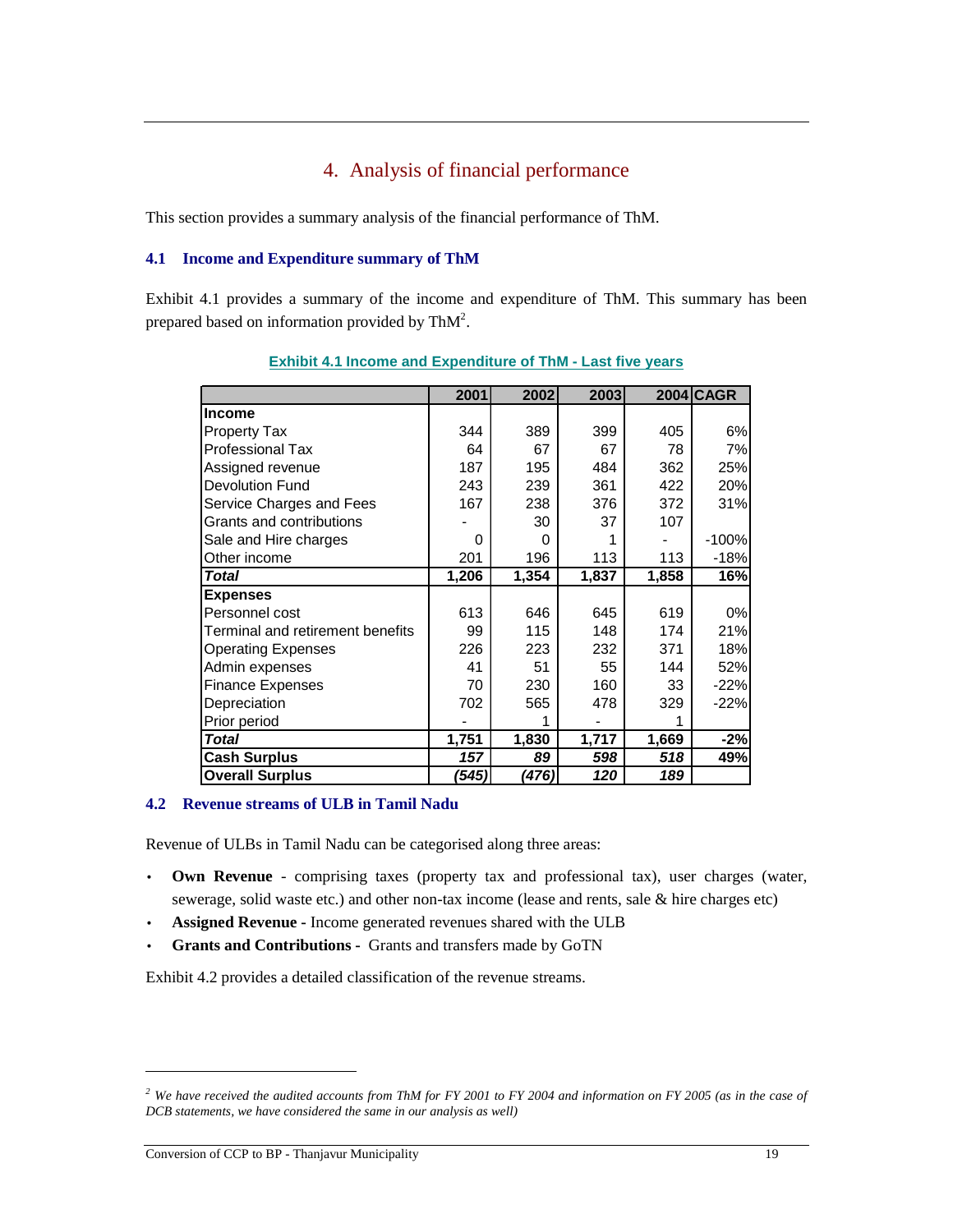# 4. Analysis of financial performance

This section provides a summary analysis of the financial performance of ThM.

## 4.1 Income and Expenditure summary of ThM

Exhibit 4.1 provides a summary of the income and expenditure of ThM. This summary has been prepared based on information provided by ThM[2].

**Exhibit 4.1 Income and Expenditure of ThM - Last five years**

| | 2001 | 2002 | 2003 | 2004 | CAGR |
|---|---|---|---|---|---|
| **Income** | | | | | |
| Property Tax | 344 | 389 | 399 | 405 | 6% |
| Professional Tax | 64 | 67 | 67 | 78 | 7% |
| Assigned revenue | 187 | 195 | 484 | 362 | 25% |
| Devolution Fund | 243 | 239 | 361 | 422 | 20% |
| Service Charges and Fees | 167 | 238 | 376 | 372 | 31% |
| Grants and contributions | - | 30 | 37 | 107 | |
| Sale and Hire charges | 0 | 0 | 1 | - | -100% |
| Other income | 201 | 196 | 113 | 113 | -18% |
| ***Total*** | **1,206** | **1,354** | **1,837** | **1,858** | **16%** |
| **Expenses** | | | | | |
| Personnel cost | 613 | 646 | 645 | 619 | 0% |
| Terminal and retirement benefits | 99 | 115 | 148 | 174 | 21% |
| Operating Expenses | 226 | 223 | 232 | 371 | 18% |
| Admin expenses | 41 | 51 | 55 | 144 | 52% |
| Finance Expenses | 70 | 230 | 160 | 33 | -22% |
| Depreciation | 702 | 565 | 478 | 329 | -22% |
| Prior period | - | 1 | - | 1 | |
| ***Total*** | **1,751** | **1,830** | **1,717** | **1,669** | **-2%** |
| **Cash Surplus** | ***157*** | ***89*** | ***598*** | ***518*** | **49%** |
| **Overall Surplus** | ***(545)*** | ***(476)*** | ***120*** | ***189*** | |

## 4.2 Revenue streams of ULB in Tamil Nadu

Revenue of ULBs in Tamil Nadu can be categorised along three areas:

- **Own Revenue** - comprising taxes (property tax and professional tax), user charges (water, sewerage, solid waste etc.) and other non-tax income (lease and rents, sale & hire charges etc)
- **Assigned Revenue -** Income generated revenues shared with the ULB
- **Grants and Contributions -** Grants and transfers made by GoTN

Exhibit 4.2 provides a detailed classification of the revenue streams.

---

[2] *We have received the audited accounts from ThM for FY 2001 to FY 2004 and information on FY 2005 (as in the case of DCB statements, we have considered the same in our analysis as well)*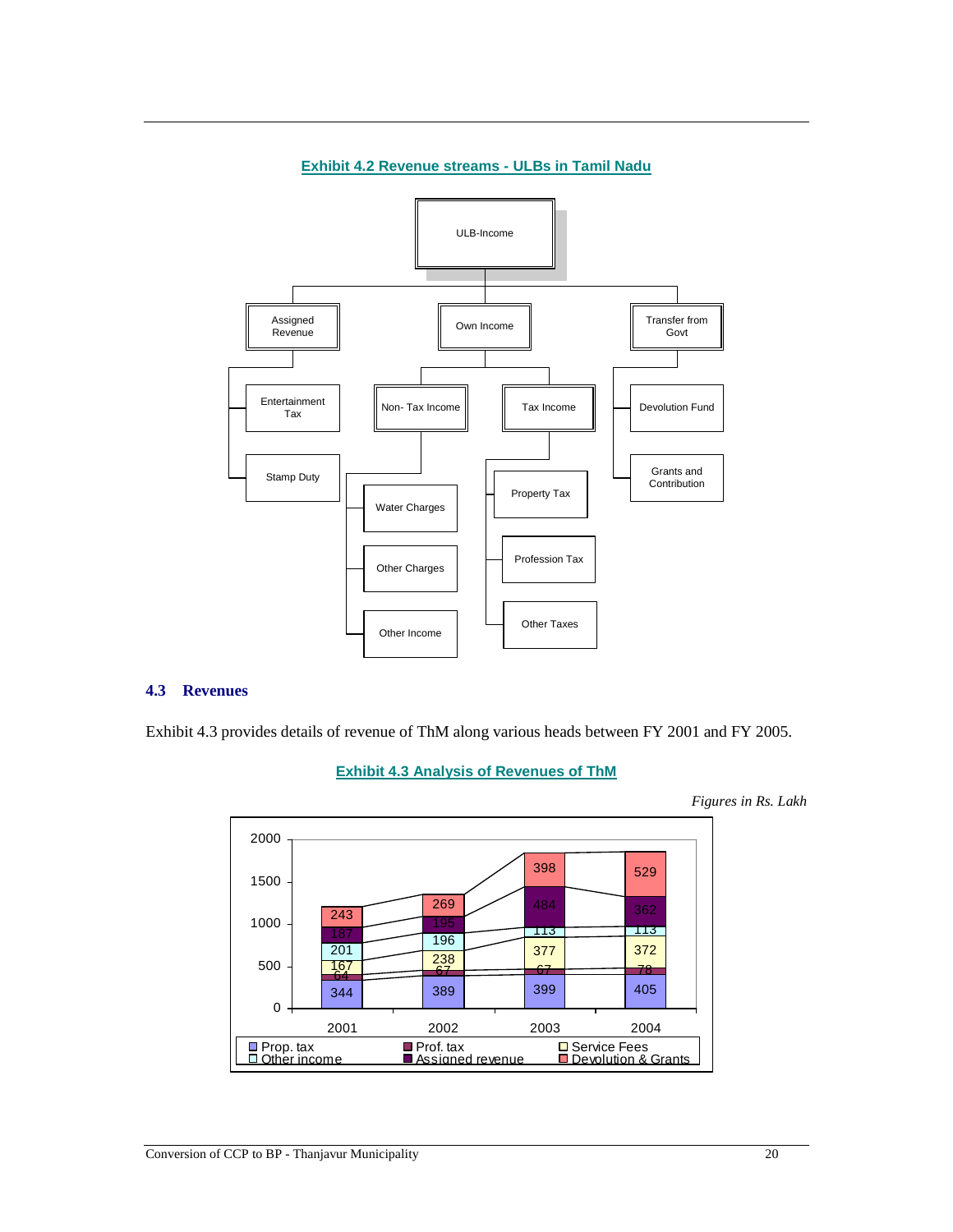**Exhibit 4.2 Revenue streams - ULBs in Tamil Nadu**

- ULB-Income
  - Assigned Revenue
    - Entertainment Tax
    - Stamp Duty
  - Own Income
    - Non- Tax Income
      - Water Charges
      - Other Charges
      - Other Income
    - Tax Income
      - Property Tax
      - Profession Tax
      - Other Taxes
  - Transfer from Govt
    - Devolution Fund
    - Grants and Contribution

## 4.3 Revenues

Exhibit 4.3 provides details of revenue of ThM along various heads between FY 2001 and FY 2005.

**Exhibit 4.3 Analysis of Revenues of ThM**

*Figures in Rs. Lakh*

| | 2001 | 2002 | 2003 | 2004 |
|---|---|---|---|---|
| Prop. tax | 344 | 389 | 399 | 405 |
| Prof. tax | 64 | 67 | 67 | 78 |
| Service Fees | 167 | 238 | 377 | 372 |
| Other income | 201 | 196 | 113 | 113 |
| Assigned revenue | 187 | 195 | 484 | 362 |
| Devolution & Grants | 243 | 269 | 398 | 529 |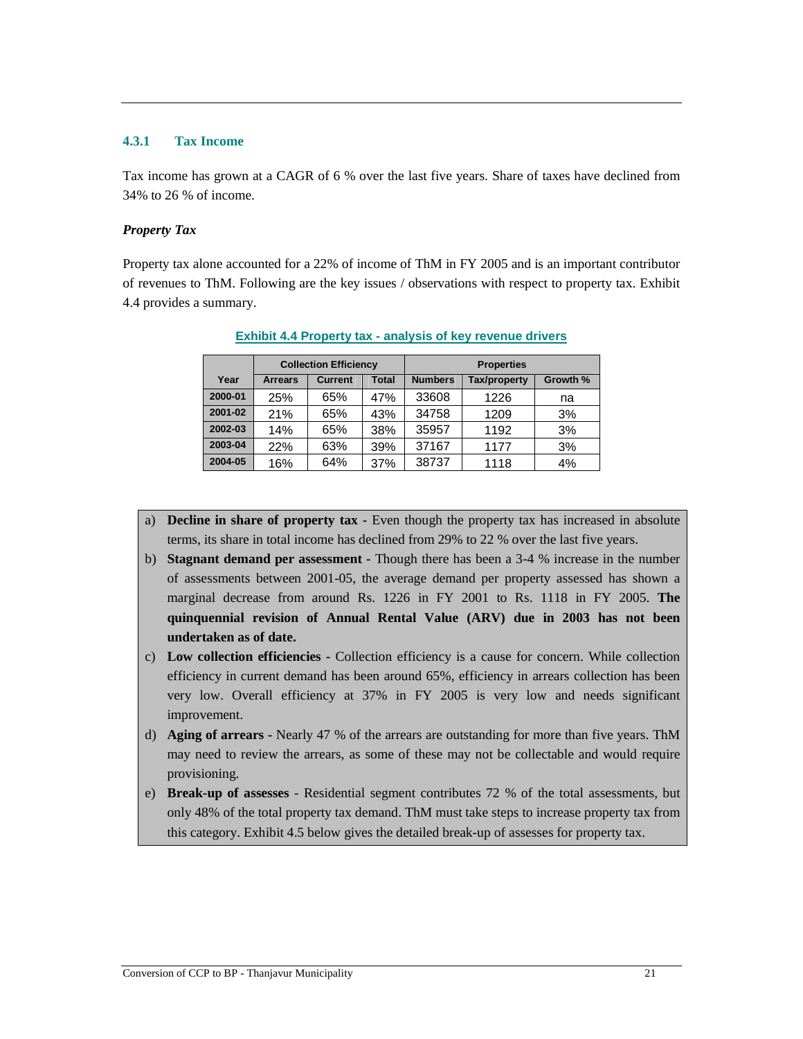### 4.3.1 Tax Income

Tax income has grown at a CAGR of 6 % over the last five years. Share of taxes have declined from 34% to 26 % of income.

***Property Tax***

Property tax alone accounted for a 22% of income of ThM in FY 2005 and is an important contributor of revenues to ThM. Following are the key issues / observations with respect to property tax. Exhibit 4.4 provides a summary.

**Exhibit 4.4 Property tax - analysis of key revenue drivers**

| | Collection Efficiency | | | Properties | | |
|---|---|---|---|---|---|---|
| Year | Arrears | Current | Total | Numbers | Tax/property | Growth % |
| 2000-01 | 25% | 65% | 47% | 33608 | 1226 | na |
| 2001-02 | 21% | 65% | 43% | 34758 | 1209 | 3% |
| 2002-03 | 14% | 65% | 38% | 35957 | 1192 | 3% |
| 2003-04 | 22% | 63% | 39% | 37167 | 1177 | 3% |
| 2004-05 | 16% | 64% | 37% | 38737 | 1118 | 4% |

a) **Decline in share of property tax -** Even though the property tax has increased in absolute terms, its share in total income has declined from 29% to 22 % over the last five years.

b) **Stagnant demand per assessment -** Though there has been a 3-4 % increase in the number of assessments between 2001-05, the average demand per property assessed has shown a marginal decrease from around Rs. 1226 in FY 2001 to Rs. 1118 in FY 2005. **The quinquennial revision of Annual Rental Value (ARV) due in 2003 has not been undertaken as of date.**

c) **Low collection efficiencies -** Collection efficiency is a cause for concern. While collection efficiency in current demand has been around 65%, efficiency in arrears collection has been very low. Overall efficiency at 37% in FY 2005 is very low and needs significant improvement.

d) **Aging of arrears -** Nearly 47 % of the arrears are outstanding for more than five years. ThM may need to review the arrears, as some of these may not be collectable and would require provisioning.

e) **Break-up of assesses** - Residential segment contributes 72 % of the total assessments, but only 48% of the total property tax demand. ThM must take steps to increase property tax from this category. Exhibit 4.5 below gives the detailed break-up of assesses for property tax.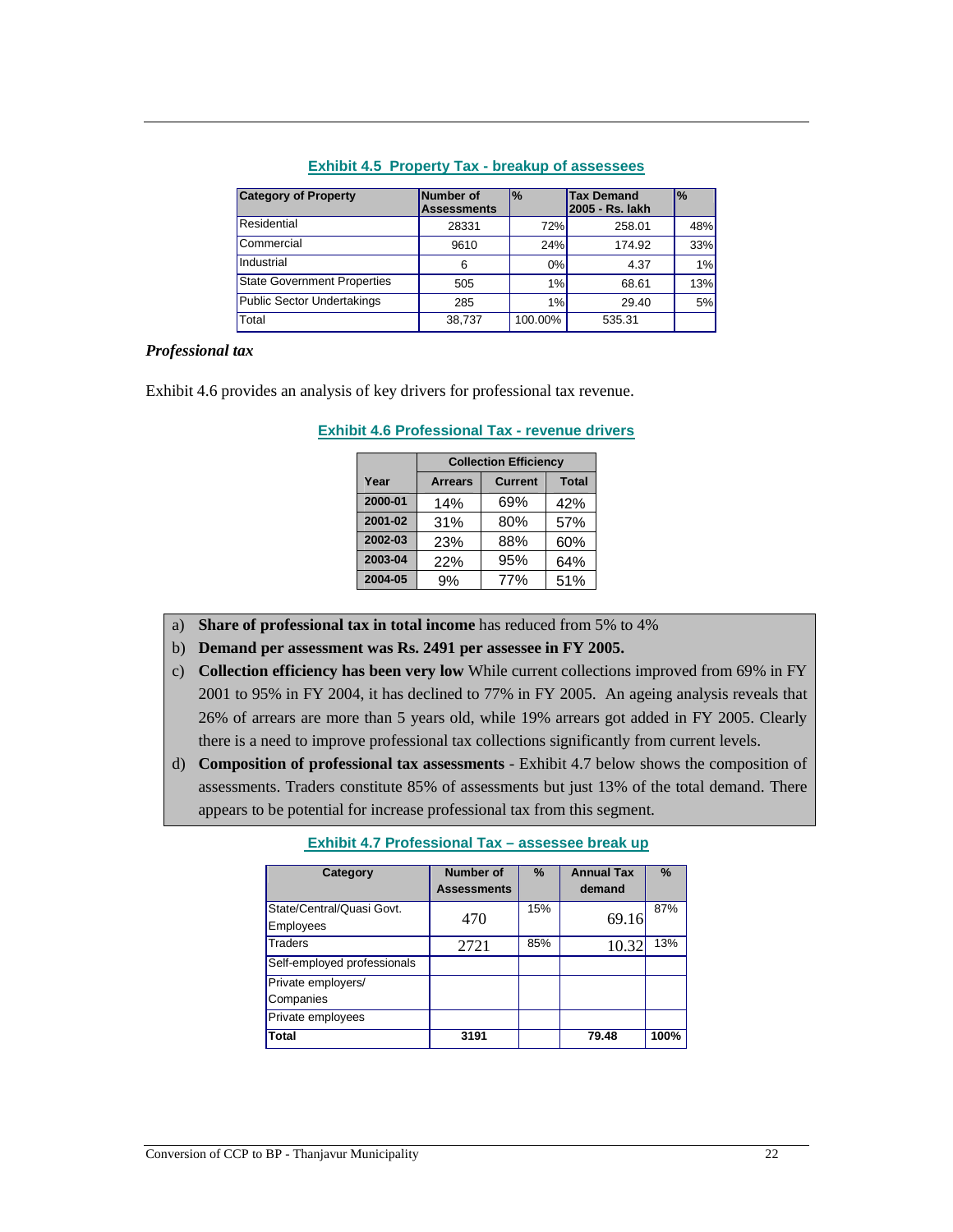**Exhibit 4.5 Property Tax - breakup of assessees**

| Category of Property | Number of Assessments | % | Tax Demand 2005 - Rs. lakh | % |
|---|---|---|---|---|
| Residential | 28331 | 72% | 258.01 | 48% |
| Commercial | 9610 | 24% | 174.92 | 33% |
| Industrial | 6 | 0% | 4.37 | 1% |
| State Government Properties | 505 | 1% | 68.61 | 13% |
| Public Sector Undertakings | 285 | 1% | 29.40 | 5% |
| Total | 38,737 | 100.00% | 535.31 | |

### *Professional tax*

Exhibit 4.6 provides an analysis of key drivers for professional tax revenue.

**Exhibit 4.6 Professional Tax - revenue drivers**

| | Collection Efficiency | | |
|---|---|---|---|
| **Year** | **Arrears** | **Current** | **Total** |
| **2000-01** | 14% | 69% | 42% |
| **2001-02** | 31% | 80% | 57% |
| **2002-03** | 23% | 88% | 60% |
| **2003-04** | 22% | 95% | 64% |
| **2004-05** | 9% | 77% | 51% |

a) **Share of professional tax in total income** has reduced from 5% to 4%

b) **Demand per assessment was Rs. 2491 per assessee in FY 2005.**

c) **Collection efficiency has been very low** While current collections improved from 69% in FY 2001 to 95% in FY 2004, it has declined to 77% in FY 2005. An ageing analysis reveals that 26% of arrears are more than 5 years old, while 19% arrears got added in FY 2005. Clearly there is a need to improve professional tax collections significantly from current levels.

d) **Composition of professional tax assessments** - Exhibit 4.7 below shows the composition of assessments. Traders constitute 85% of assessments but just 13% of the total demand. There appears to be potential for increase professional tax from this segment.

**Exhibit 4.7 Professional Tax – assessee break up**

| Category | Number of Assessments | % | Annual Tax demand | % |
|---|---|---|---|---|
| State/Central/Quasi Govt. Employees | 470 | 15% | 69.16 | 87% |
| Traders | 2721 | 85% | 10.32 | 13% |
| Self-employed professionals | | | | |
| Private employers/ Companies | | | | |
| Private employees | | | | |
| **Total** | **3191** | | **79.48** | **100%** |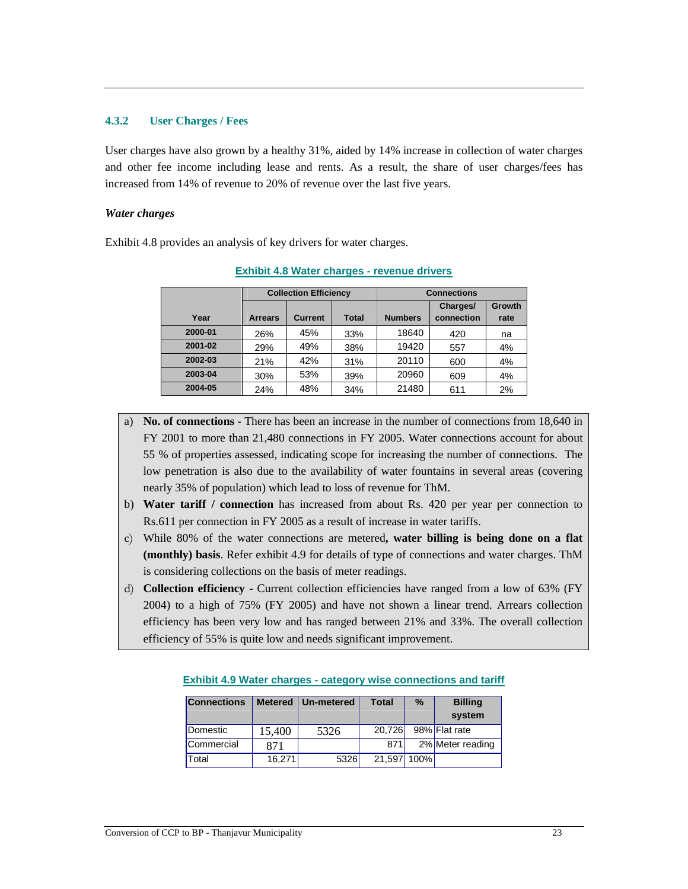### 4.3.2 User Charges / Fees

User charges have also grown by a healthy 31%, aided by 14% increase in collection of water charges and other fee income including lease and rents. As a result, the share of user charges/fees has increased from 14% of revenue to 20% of revenue over the last five years.

*Water charges*

Exhibit 4.8 provides an analysis of key drivers for water charges.

**Exhibit 4.8 Water charges - revenue drivers**

| Year | Collection Efficiency | | | Connections | | |
|---|---|---|---|---|---|---|
| | Arrears | Current | Total | Numbers | Charges/ connection | Growth rate |
| 2000-01 | 26% | 45% | 33% | 18640 | 420 | na |
| 2001-02 | 29% | 49% | 38% | 19420 | 557 | 4% |
| 2002-03 | 21% | 42% | 31% | 20110 | 600 | 4% |
| 2003-04 | 30% | 53% | 39% | 20960 | 609 | 4% |
| 2004-05 | 24% | 48% | 34% | 21480 | 611 | 2% |

a) **No. of connections** - There has been an increase in the number of connections from 18,640 in FY 2001 to more than 21,480 connections in FY 2005. Water connections account for about 55 % of properties assessed, indicating scope for increasing the number of connections. The low penetration is also due to the availability of water fountains in several areas (covering nearly 35% of population) which lead to loss of revenue for ThM.

b) **Water tariff / connection** has increased from about Rs. 420 per year per connection to Rs.611 per connection in FY 2005 as a result of increase in water tariffs.

c) While 80% of the water connections are metered**, water billing is being done on a flat (monthly) basis**. Refer exhibit 4.9 for details of type of connections and water charges. ThM is considering collections on the basis of meter readings.

d) **Collection efficiency** - Current collection efficiencies have ranged from a low of 63% (FY 2004) to a high of 75% (FY 2005) and have not shown a linear trend. Arrears collection efficiency has been very low and has ranged between 21% and 33%. The overall collection efficiency of 55% is quite low and needs significant improvement.

**Exhibit 4.9 Water charges - category wise connections and tariff**

| Connections | Metered | Un-metered | Total | % | Billing system |
|---|---|---|---|---|---|
| Domestic | 15,400 | 5326 | 20,726 | 98% | Flat rate |
| Commercial | 871 | | 871 | 2% | Meter reading |
| Total | 16,271 | 5326 | 21,597 | 100% | |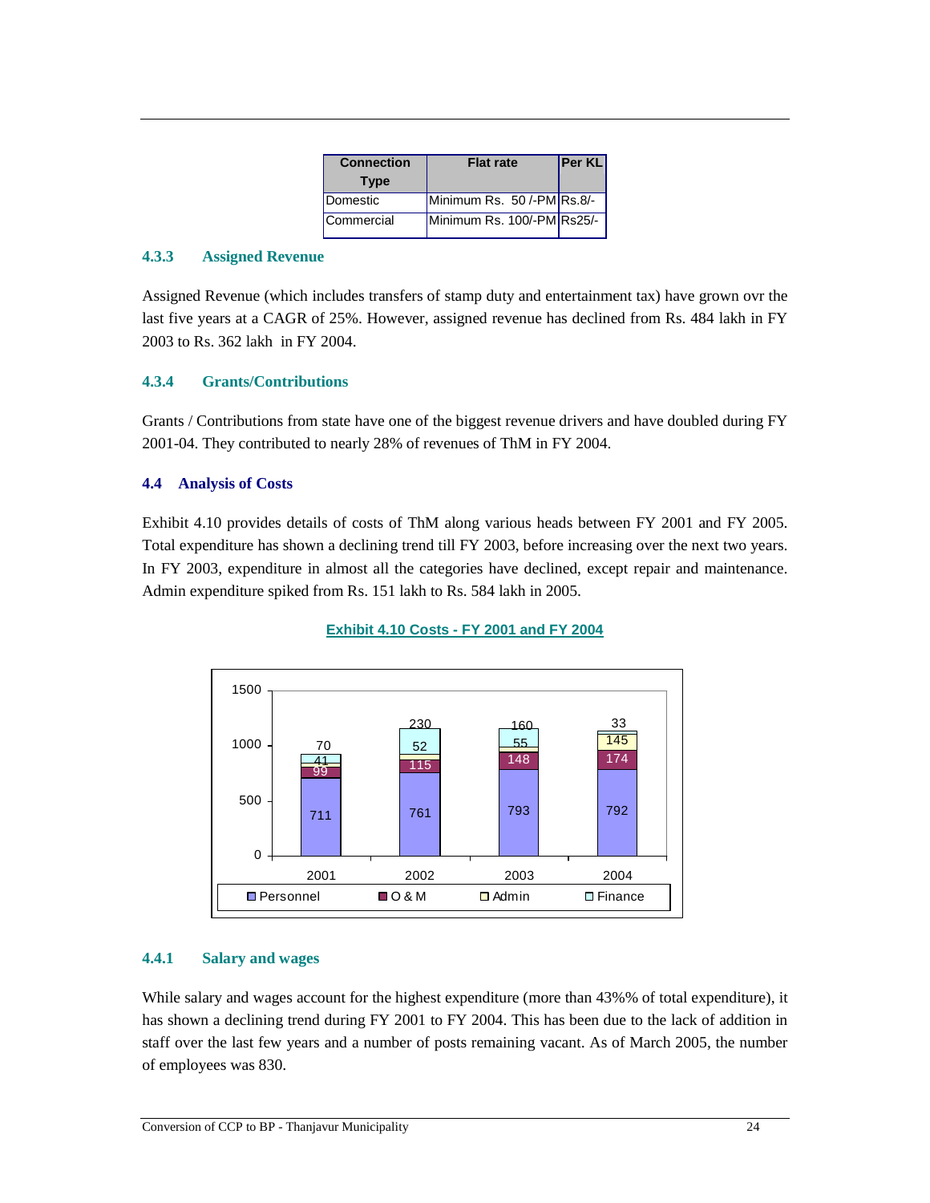| Connection Type | Flat rate | Per KL |
|---|---|---|
| Domestic | Minimum Rs. 50 /-PM | Rs.8/- |
| Commercial | Minimum Rs. 100/-PM | Rs25/- |

### 4.3.3 Assigned Revenue

Assigned Revenue (which includes transfers of stamp duty and entertainment tax) have grown ovr the last five years at a CAGR of 25%. However, assigned revenue has declined from Rs. 484 lakh in FY 2003 to Rs. 362 lakh in FY 2004.

### 4.3.4 Grants/Contributions

Grants / Contributions from state have one of the biggest revenue drivers and have doubled during FY 2001-04. They contributed to nearly 28% of revenues of ThM in FY 2004.

## 4.4 Analysis of Costs

Exhibit 4.10 provides details of costs of ThM along various heads between FY 2001 and FY 2005. Total expenditure has shown a declining trend till FY 2003, before increasing over the next two years. In FY 2003, expenditure in almost all the categories have declined, except repair and maintenance. Admin expenditure spiked from Rs. 151 lakh to Rs. 584 lakh in 2005.

**Exhibit 4.10 Costs - FY 2001 and FY 2004**

| Year | Personnel | O & M | Admin | Finance |
|---|---|---|---|---|
| 2001 | 711 | 99 | 41 | 70 |
| 2002 | 761 | 115 | 52 | 230 |
| 2003 | 793 | 148 | 55 | 160 |
| 2004 | 792 | 174 | 145 | 33 |

### 4.4.1 Salary and wages

While salary and wages account for the highest expenditure (more than 43%% of total expenditure), it has shown a declining trend during FY 2001 to FY 2004. This has been due to the lack of addition in staff over the last few years and a number of posts remaining vacant. As of March 2005, the number of employees was 830.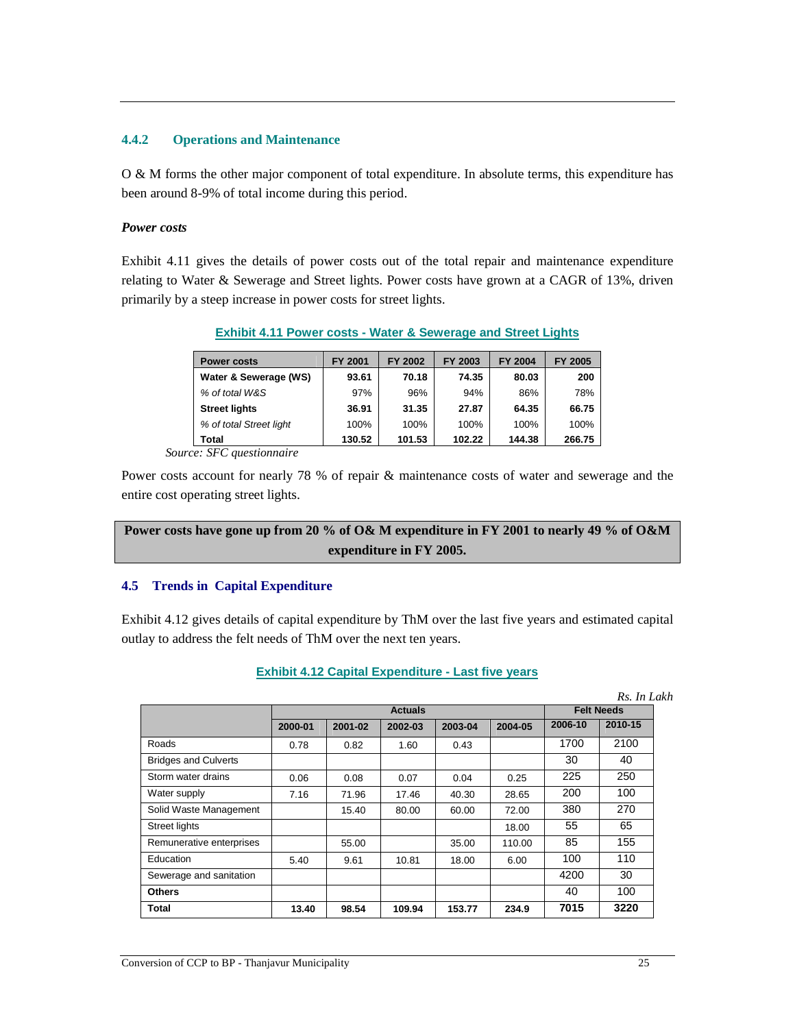### 4.4.2 Operations and Maintenance

O & M forms the other major component of total expenditure. In absolute terms, this expenditure has been around 8-9% of total income during this period.

***Power costs***

Exhibit 4.11 gives the details of power costs out of the total repair and maintenance expenditure relating to Water & Sewerage and Street lights. Power costs have grown at a CAGR of 13%, driven primarily by a steep increase in power costs for street lights.

**Exhibit 4.11 Power costs - Water & Sewerage and Street Lights**

| Power costs | FY 2001 | FY 2002 | FY 2003 | FY 2004 | FY 2005 |
|---|---|---|---|---|---|
| **Water & Sewerage (WS)** | **93.61** | **70.18** | **74.35** | **80.03** | **200** |
| *% of total W&S* | 97% | 96% | 94% | 86% | 78% |
| **Street lights** | **36.91** | **31.35** | **27.87** | **64.35** | **66.75** |
| *% of total Street light* | 100% | 100% | 100% | 100% | 100% |
| **Total** | **130.52** | **101.53** | **102.22** | **144.38** | **266.75** |

*Source: SFC questionnaire*

Power costs account for nearly 78 % of repair & maintenance costs of water and sewerage and the entire cost operating street lights.

**Power costs have gone up from 20 % of O& M expenditure in FY 2001 to nearly 49 % of O&M expenditure in FY 2005.**

## 4.5 Trends in Capital Expenditure

Exhibit 4.12 gives details of capital expenditure by ThM over the last five years and estimated capital outlay to address the felt needs of ThM over the next ten years.

**Exhibit 4.12 Capital Expenditure - Last five years**

*Rs. In Lakh*

| | Actuals | | | | | Felt Needs | |
|---|---|---|---|---|---|---|---|
| | **2000-01** | **2001-02** | **2002-03** | **2003-04** | **2004-05** | **2006-10** | **2010-15** |
| Roads | 0.78 | 0.82 | 1.60 | 0.43 | | 1700 | 2100 |
| Bridges and Culverts | | | | | | 30 | 40 |
| Storm water drains | 0.06 | 0.08 | 0.07 | 0.04 | 0.25 | 225 | 250 |
| Water supply | 7.16 | 71.96 | 17.46 | 40.30 | 28.65 | 200 | 100 |
| Solid Waste Management | | 15.40 | 80.00 | 60.00 | 72.00 | 380 | 270 |
| Street lights | | | | | 18.00 | 55 | 65 |
| Remunerative enterprises | | 55.00 | | 35.00 | 110.00 | 85 | 155 |
| Education | 5.40 | 9.61 | 10.81 | 18.00 | 6.00 | 100 | 110 |
| Sewerage and sanitation | | | | | | 4200 | 30 |
| **Others** | | | | | | 40 | 100 |
| **Total** | **13.40** | **98.54** | **109.94** | **153.77** | **234.9** | **7015** | **3220** |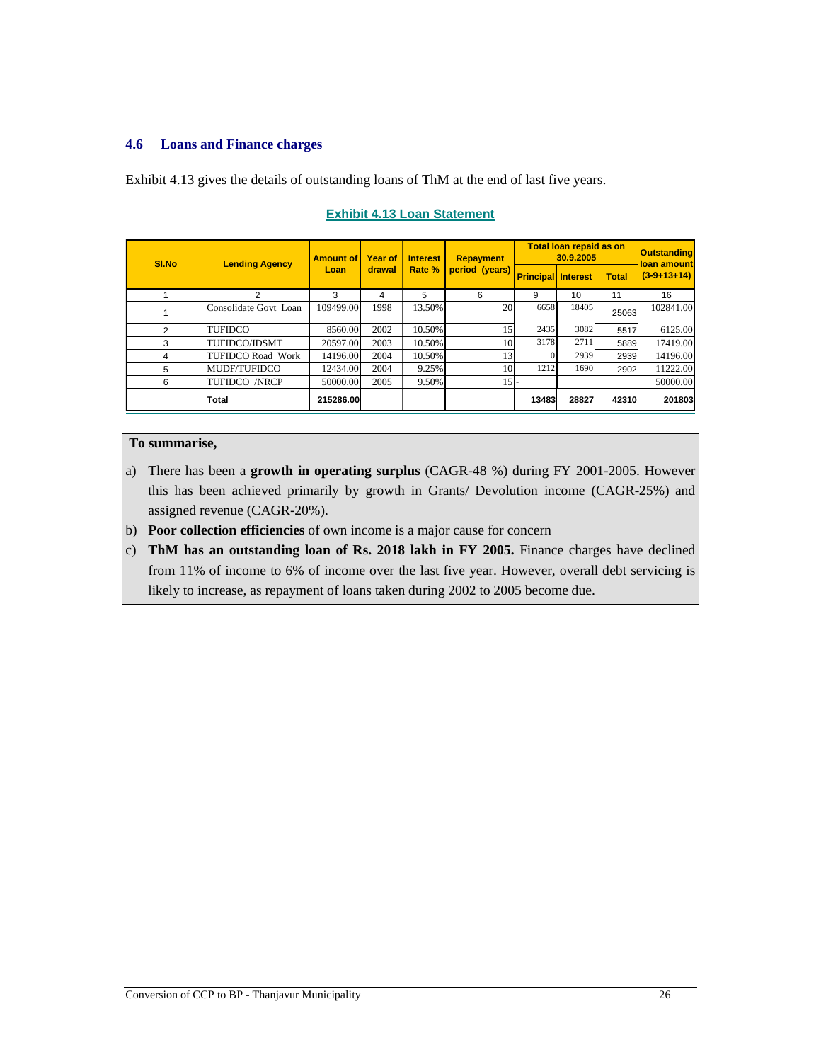## 4.6 Loans and Finance charges

Exhibit 4.13 gives the details of outstanding loans of ThM at the end of last five years.

**Exhibit 4.13 Loan Statement**

| Sl.No | Lending Agency | Amount of Loan | Year of drawal | Interest Rate % | Repayment period (years) | Total loan repaid as on 30.9.2005 | | | Outstanding loan amount (3-9+13+14) |
|---|---|---|---|---|---|---|---|---|---|
| | | | | | | Principal | Interest | Total | |
| 1 | 2 | 3 | 4 | 5 | 6 | 9 | 10 | 11 | 16 |
| 1 | Consolidate Govt Loan | 109499.00 | 1998 | 13.50% | 20 | 6658 | 18405 | 25063 | 102841.00 |
| 2 | TUFIDCO | 8560.00 | 2002 | 10.50% | 15 | 2435 | 3082 | 5517 | 6125.00 |
| 3 | TUFIDCO/IDSMT | 20597.00 | 2003 | 10.50% | 10 | 3178 | 2711 | 5889 | 17419.00 |
| 4 | TUFIDCO Road Work | 14196.00 | 2004 | 10.50% | 13 | 0 | 2939 | 2939 | 14196.00 |
| 5 | MUDF/TUFIDCO | 12434.00 | 2004 | 9.25% | 10 | 1212 | 1690 | 2902 | 11222.00 |
| 6 | TUFIDCO /NRCP | 50000.00 | 2005 | 9.50% | 15 | - | | | 50000.00 |
| | **Total** | **215286.00** | | | | **13483** | **28827** | **42310** | **201803** |

**To summarise,**

a) There has been a **growth in operating surplus** (CAGR-48 %) during FY 2001-2005. However this has been achieved primarily by growth in Grants/ Devolution income (CAGR-25%) and assigned revenue (CAGR-20%).

b) **Poor collection efficiencies** of own income is a major cause for concern

c) **ThM has an outstanding loan of Rs. 2018 lakh in FY 2005.** Finance charges have declined from 11% of income to 6% of income over the last five year. However, overall debt servicing is likely to increase, as repayment of loans taken during 2002 to 2005 become due.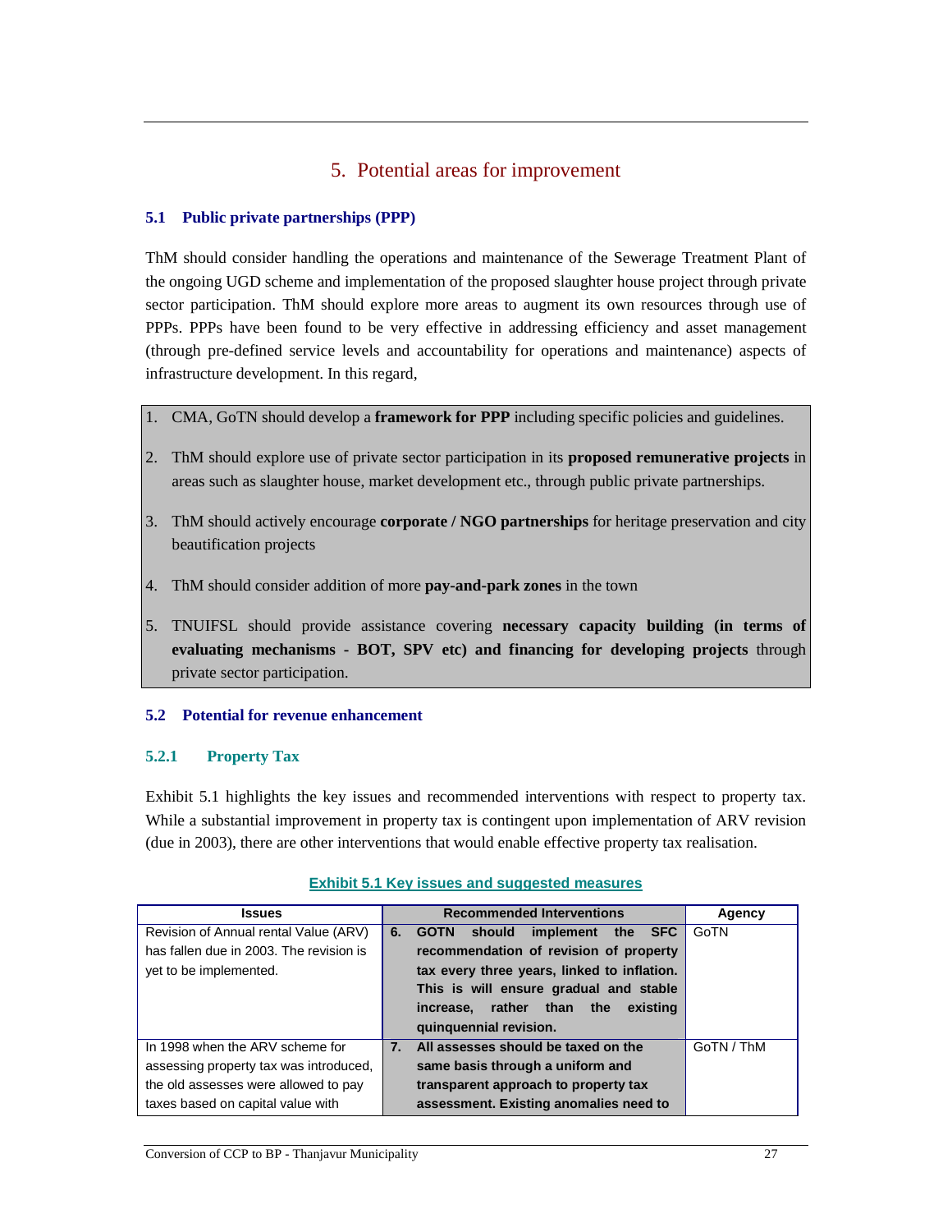# 5. Potential areas for improvement

## 5.1 Public private partnerships (PPP)

ThM should consider handling the operations and maintenance of the Sewerage Treatment Plant of the ongoing UGD scheme and implementation of the proposed slaughter house project through private sector participation. ThM should explore more areas to augment its own resources through use of PPPs. PPPs have been found to be very effective in addressing efficiency and asset management (through pre-defined service levels and accountability for operations and maintenance) aspects of infrastructure development. In this regard,

1. CMA, GoTN should develop a **framework for PPP** including specific policies and guidelines.
2. ThM should explore use of private sector participation in its **proposed remunerative projects** in areas such as slaughter house, market development etc., through public private partnerships.
3. ThM should actively encourage **corporate / NGO partnerships** for heritage preservation and city beautification projects
4. ThM should consider addition of more **pay-and-park zones** in the town
5. TNUIFSL should provide assistance covering **necessary capacity building (in terms of evaluating mechanisms - BOT, SPV etc) and financing for developing projects** through private sector participation.

## 5.2 Potential for revenue enhancement

### 5.2.1 Property Tax

Exhibit 5.1 highlights the key issues and recommended interventions with respect to property tax. While a substantial improvement in property tax is contingent upon implementation of ARV revision (due in 2003), there are other interventions that would enable effective property tax realisation.

**Exhibit 5.1 Key issues and suggested measures**

| Issues | Recommended Interventions | Agency |
|---|---|---|
| Revision of Annual rental Value (ARV) has fallen due in 2003. The revision is yet to be implemented. | 6. **GOTN should implement the SFC recommendation of revision of property tax every three years, linked to inflation. This is will ensure gradual and stable increase, rather than the existing quinquennial revision.** | GoTN |
| In 1998 when the ARV scheme for assessing property tax was introduced, the old assesses were allowed to pay taxes based on capital value with | 7. **All assesses should be taxed on the same basis through a uniform and transparent approach to property tax assessment. Existing anomalies need to** | GoTN / ThM |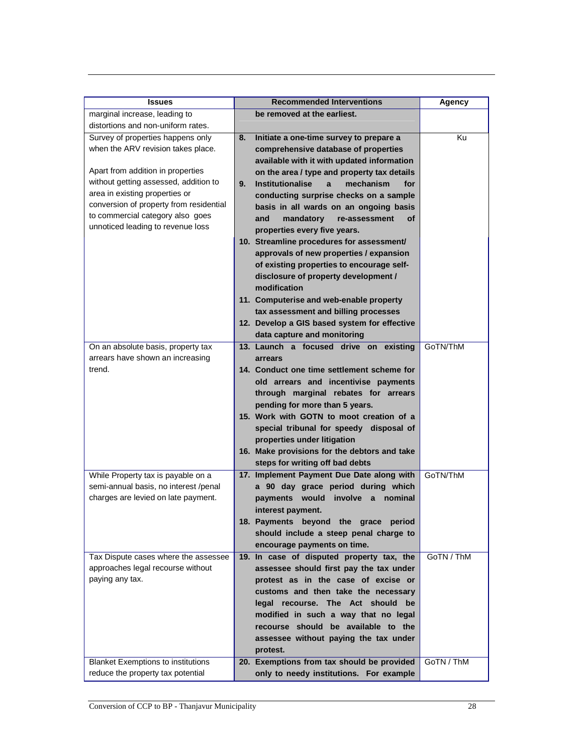| Issues | Recommended Interventions | Agency |
|---|---|---|
| marginal increase, leading to distortions and non-uniform rates. | **be removed at the earliest.** | |
| Survey of properties happens only when the ARV revision takes place.<br><br>Apart from addition in properties without getting assessed, addition to area in existing properties or conversion of property from residential to commercial category also goes unnoticed leading to revenue loss | **8. Initiate a one-time survey to prepare a comprehensive database of properties available with it with updated information on the area / type and property tax details**<br>**9. Institutionalise a mechanism for conducting surprise checks on a sample basis in all wards on an ongoing basis and mandatory re-assessment of properties every five years.**<br>**10. Streamline procedures for assessment/ approvals of new properties / expansion of existing properties to encourage self-disclosure of property development / modification**<br>**11. Computerise and web-enable property tax assessment and billing processes**<br>**12. Develop a GIS based system for effective data capture and monitoring** | Ku |
| On an absolute basis, property tax arrears have shown an increasing trend. | **13. Launch a focused drive on existing arrears**<br>**14. Conduct one time settlement scheme for old arrears and incentivise payments through marginal rebates for arrears pending for more than 5 years.**<br>**15. Work with GOTN to moot creation of a special tribunal for speedy disposal of properties under litigation**<br>**16. Make provisions for the debtors and take steps for writing off bad debts** | GoTN/ThM |
| While Property tax is payable on a semi-annual basis, no interest /penal charges are levied on late payment. | **17. Implement Payment Due Date along with a 90 day grace period during which payments would involve a nominal interest payment.**<br>**18. Payments beyond the grace period should include a steep penal charge to encourage payments on time.** | GoTN/ThM |
| Tax Dispute cases where the assessee approaches legal recourse without paying any tax. | **19. In case of disputed property tax, the assessee should first pay the tax under protest as in the case of excise or customs and then take the necessary legal recourse. The Act should be modified in such a way that no legal recourse should be available to the assessee without paying the tax under protest.** | GoTN / ThM |
| Blanket Exemptions to institutions reduce the property tax potential | **20. Exemptions from tax should be provided only to needy institutions. For example** | GoTN / ThM |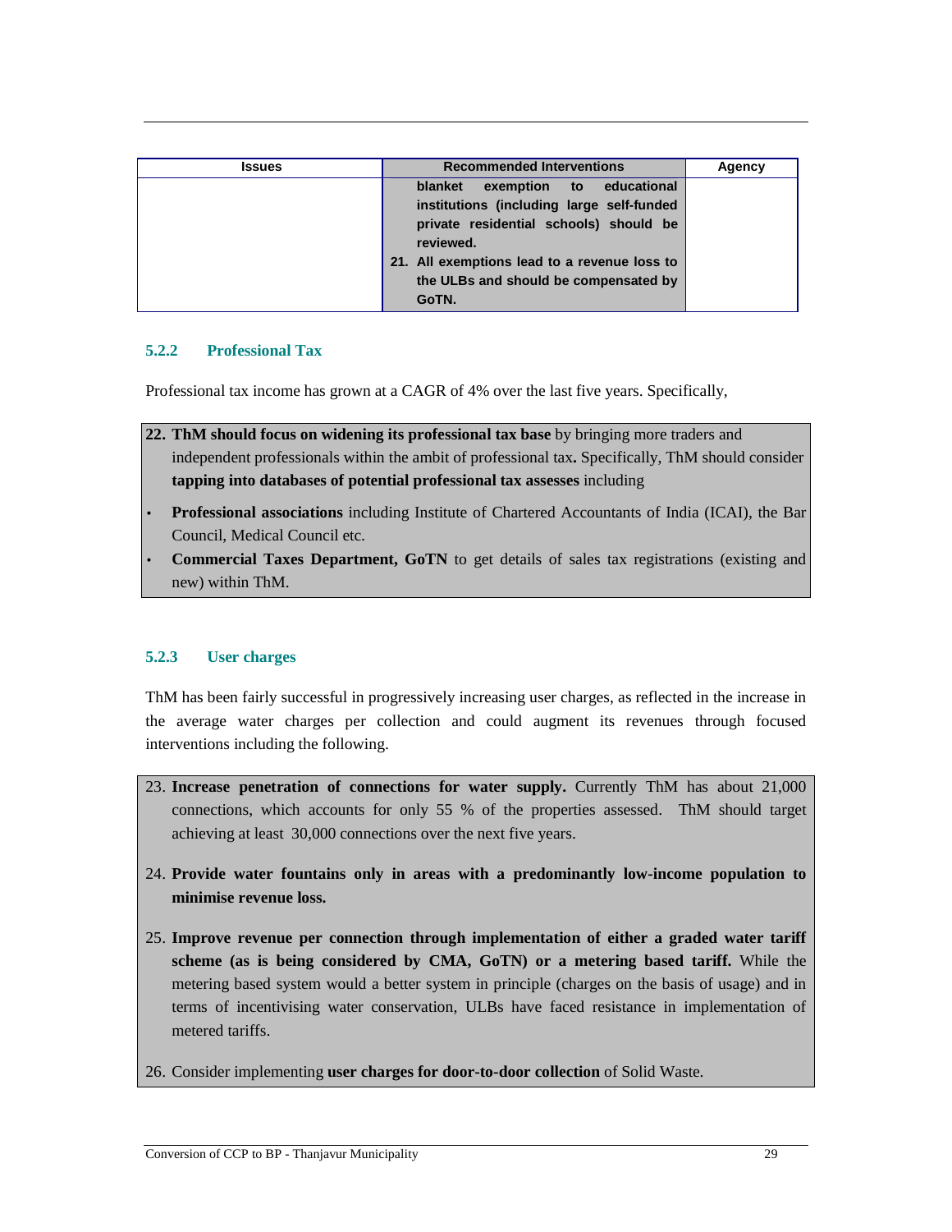| Issues | Recommended Interventions | Agency |
|---|---|---|
| | **blanket exemption to educational institutions (including large self-funded private residential schools) should be reviewed.**<br>**21. All exemptions lead to a revenue loss to the ULBs and should be compensated by GoTN.** | |

### 5.2.2 Professional Tax

Professional tax income has grown at a CAGR of 4% over the last five years. Specifically,

22. **ThM should focus on widening its professional tax base** by bringing more traders and independent professionals within the ambit of professional tax**.** Specifically, ThM should consider **tapping into databases of potential professional tax assesses** including

- **Professional associations** including Institute of Chartered Accountants of India (ICAI), the Bar Council, Medical Council etc.
- **Commercial Taxes Department, GoTN** to get details of sales tax registrations (existing and new) within ThM.

### 5.2.3 User charges

ThM has been fairly successful in progressively increasing user charges, as reflected in the increase in the average water charges per collection and could augment its revenues through focused interventions including the following.

23. **Increase penetration of connections for water supply.** Currently ThM has about 21,000 connections, which accounts for only 55 % of the properties assessed. ThM should target achieving at least 30,000 connections over the next five years.

24. **Provide water fountains only in areas with a predominantly low-income population to minimise revenue loss.**

25. **Improve revenue per connection through implementation of either a graded water tariff scheme (as is being considered by CMA, GoTN) or a metering based tariff.** While the metering based system would a better system in principle (charges on the basis of usage) and in terms of incentivising water conservation, ULBs have faced resistance in implementation of metered tariffs.

26. Consider implementing **user charges for door-to-door collection** of Solid Waste.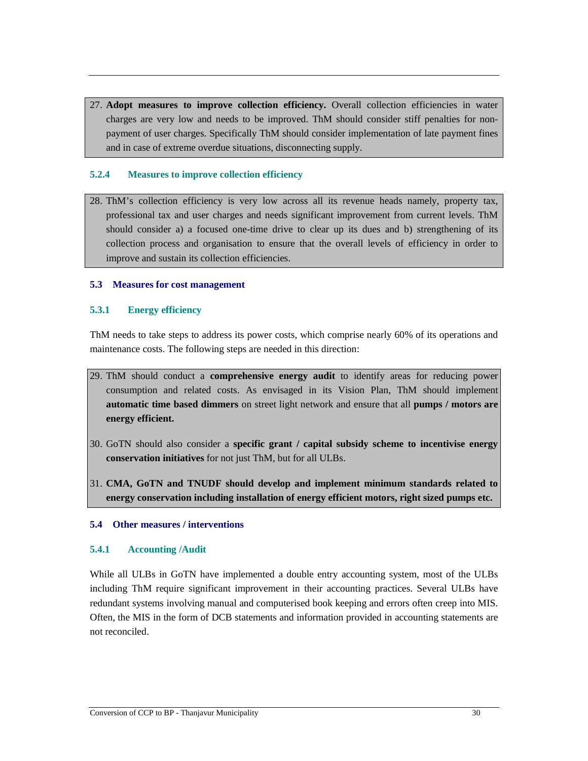27. **Adopt measures to improve collection efficiency.** Overall collection efficiencies in water charges are very low and needs to be improved. ThM should consider stiff penalties for non-payment of user charges. Specifically ThM should consider implementation of late payment fines and in case of extreme overdue situations, disconnecting supply.

### 5.2.4 Measures to improve collection efficiency

28. ThM's collection efficiency is very low across all its revenue heads namely, property tax, professional tax and user charges and needs significant improvement from current levels. ThM should consider a) a focused one-time drive to clear up its dues and b) strengthening of its collection process and organisation to ensure that the overall levels of efficiency in order to improve and sustain its collection efficiencies.

## 5.3 Measures for cost management

### 5.3.1 Energy efficiency

ThM needs to take steps to address its power costs, which comprise nearly 60% of its operations and maintenance costs. The following steps are needed in this direction:

29. ThM should conduct a **comprehensive energy audit** to identify areas for reducing power consumption and related costs. As envisaged in its Vision Plan, ThM should implement **automatic time based dimmers** on street light network and ensure that all **pumps / motors are energy efficient.**

30. GoTN should also consider a **specific grant / capital subsidy scheme to incentivise energy conservation initiatives** for not just ThM, but for all ULBs.

31. **CMA, GoTN and TNUDF should develop and implement minimum standards related to energy conservation including installation of energy efficient motors, right sized pumps etc.**

## 5.4 Other measures / interventions

### 5.4.1 Accounting /Audit

While all ULBs in GoTN have implemented a double entry accounting system, most of the ULBs including ThM require significant improvement in their accounting practices. Several ULBs have redundant systems involving manual and computerised book keeping and errors often creep into MIS. Often, the MIS in the form of DCB statements and information provided in accounting statements are not reconciled.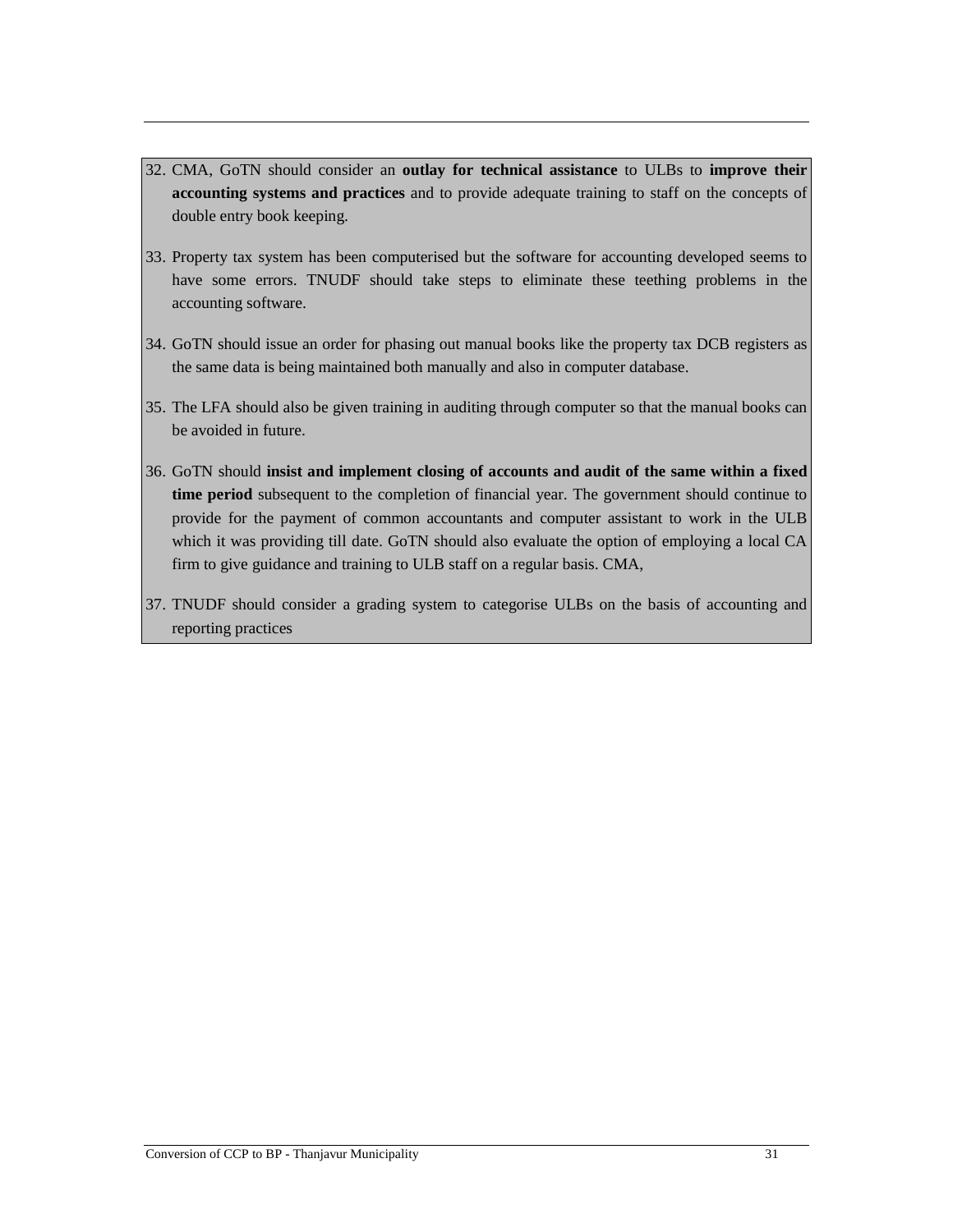32. CMA, GoTN should consider an **outlay for technical assistance** to ULBs to **improve their accounting systems and practices** and to provide adequate training to staff on the concepts of double entry book keeping.

33. Property tax system has been computerised but the software for accounting developed seems to have some errors. TNUDF should take steps to eliminate these teething problems in the accounting software.

34. GoTN should issue an order for phasing out manual books like the property tax DCB registers as the same data is being maintained both manually and also in computer database.

35. The LFA should also be given training in auditing through computer so that the manual books can be avoided in future.

36. GoTN should **insist and implement closing of accounts and audit of the same within a fixed time period** subsequent to the completion of financial year. The government should continue to provide for the payment of common accountants and computer assistant to work in the ULB which it was providing till date. GoTN should also evaluate the option of employing a local CA firm to give guidance and training to ULB staff on a regular basis. CMA,

37. TNUDF should consider a grading system to categorise ULBs on the basis of accounting and reporting practices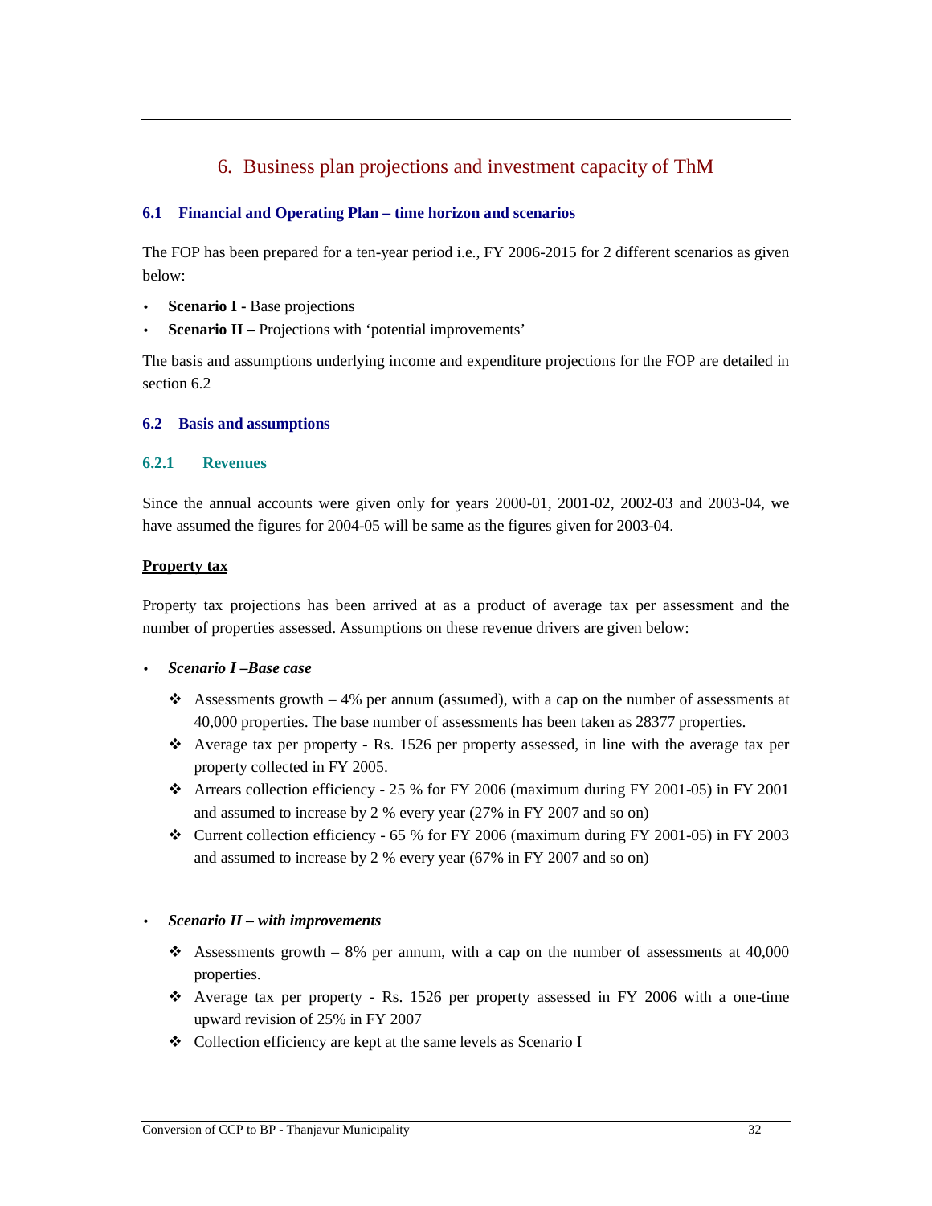# 6. Business plan projections and investment capacity of ThM

## 6.1 Financial and Operating Plan – time horizon and scenarios

The FOP has been prepared for a ten-year period i.e., FY 2006-2015 for 2 different scenarios as given below:

- **Scenario I -** Base projections
- **Scenario II –** Projections with 'potential improvements'

The basis and assumptions underlying income and expenditure projections for the FOP are detailed in section 6.2

## 6.2 Basis and assumptions

### 6.2.1 Revenues

Since the annual accounts were given only for years 2000-01, 2001-02, 2002-03 and 2003-04, we have assumed the figures for 2004-05 will be same as the figures given for 2003-04.

**Property tax**

Property tax projections has been arrived at as a product of average tax per assessment and the number of properties assessed. Assumptions on these revenue drivers are given below:

- ***Scenario I –Base case***
  - ❖ Assessments growth – 4% per annum (assumed), with a cap on the number of assessments at 40,000 properties. The base number of assessments has been taken as 28377 properties.
  - ❖ Average tax per property - Rs. 1526 per property assessed, in line with the average tax per property collected in FY 2005.
  - ❖ Arrears collection efficiency - 25 % for FY 2006 (maximum during FY 2001-05) in FY 2001 and assumed to increase by 2 % every year (27% in FY 2007 and so on)
  - ❖ Current collection efficiency - 65 % for FY 2006 (maximum during FY 2001-05) in FY 2003 and assumed to increase by 2 % every year (67% in FY 2007 and so on)

- ***Scenario II – with improvements***
  - ❖ Assessments growth – 8% per annum, with a cap on the number of assessments at 40,000 properties.
  - ❖ Average tax per property - Rs. 1526 per property assessed in FY 2006 with a one-time upward revision of 25% in FY 2007
  - ❖ Collection efficiency are kept at the same levels as Scenario I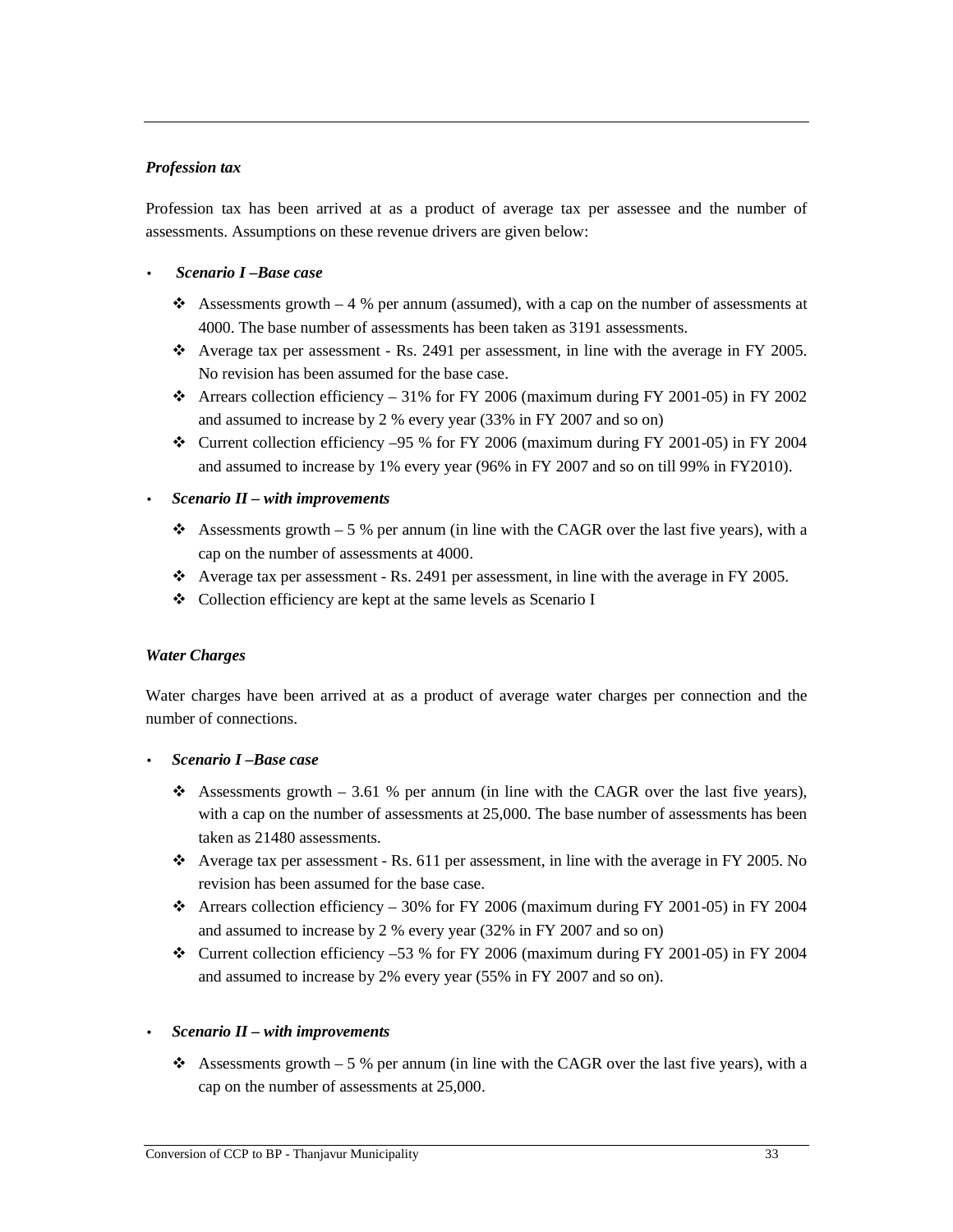***Profession tax***

Profession tax has been arrived at as a product of average tax per assessee and the number of assessments. Assumptions on these revenue drivers are given below:

- ***Scenario I –Base case***
  - Assessments growth – 4 % per annum (assumed), with a cap on the number of assessments at 4000. The base number of assessments has been taken as 3191 assessments.
  - Average tax per assessment - Rs. 2491 per assessment, in line with the average in FY 2005. No revision has been assumed for the base case.
  - Arrears collection efficiency – 31% for FY 2006 (maximum during FY 2001-05) in FY 2002 and assumed to increase by 2 % every year (33% in FY 2007 and so on)
  - Current collection efficiency –95 % for FY 2006 (maximum during FY 2001-05) in FY 2004 and assumed to increase by 1% every year (96% in FY 2007 and so on till 99% in FY2010).
- ***Scenario II – with improvements***
  - Assessments growth – 5 % per annum (in line with the CAGR over the last five years), with a cap on the number of assessments at 4000.
  - Average tax per assessment - Rs. 2491 per assessment, in line with the average in FY 2005.
  - Collection efficiency are kept at the same levels as Scenario I

***Water Charges***

Water charges have been arrived at as a product of average water charges per connection and the number of connections.

- ***Scenario I –Base case***
  - Assessments growth – 3.61 % per annum (in line with the CAGR over the last five years), with a cap on the number of assessments at 25,000. The base number of assessments has been taken as 21480 assessments.
  - Average tax per assessment - Rs. 611 per assessment, in line with the average in FY 2005. No revision has been assumed for the base case.
  - Arrears collection efficiency – 30% for FY 2006 (maximum during FY 2001-05) in FY 2004 and assumed to increase by 2 % every year (32% in FY 2007 and so on)
  - Current collection efficiency –53 % for FY 2006 (maximum during FY 2001-05) in FY 2004 and assumed to increase by 2% every year (55% in FY 2007 and so on).
- ***Scenario II – with improvements***
  - Assessments growth – 5 % per annum (in line with the CAGR over the last five years), with a cap on the number of assessments at 25,000.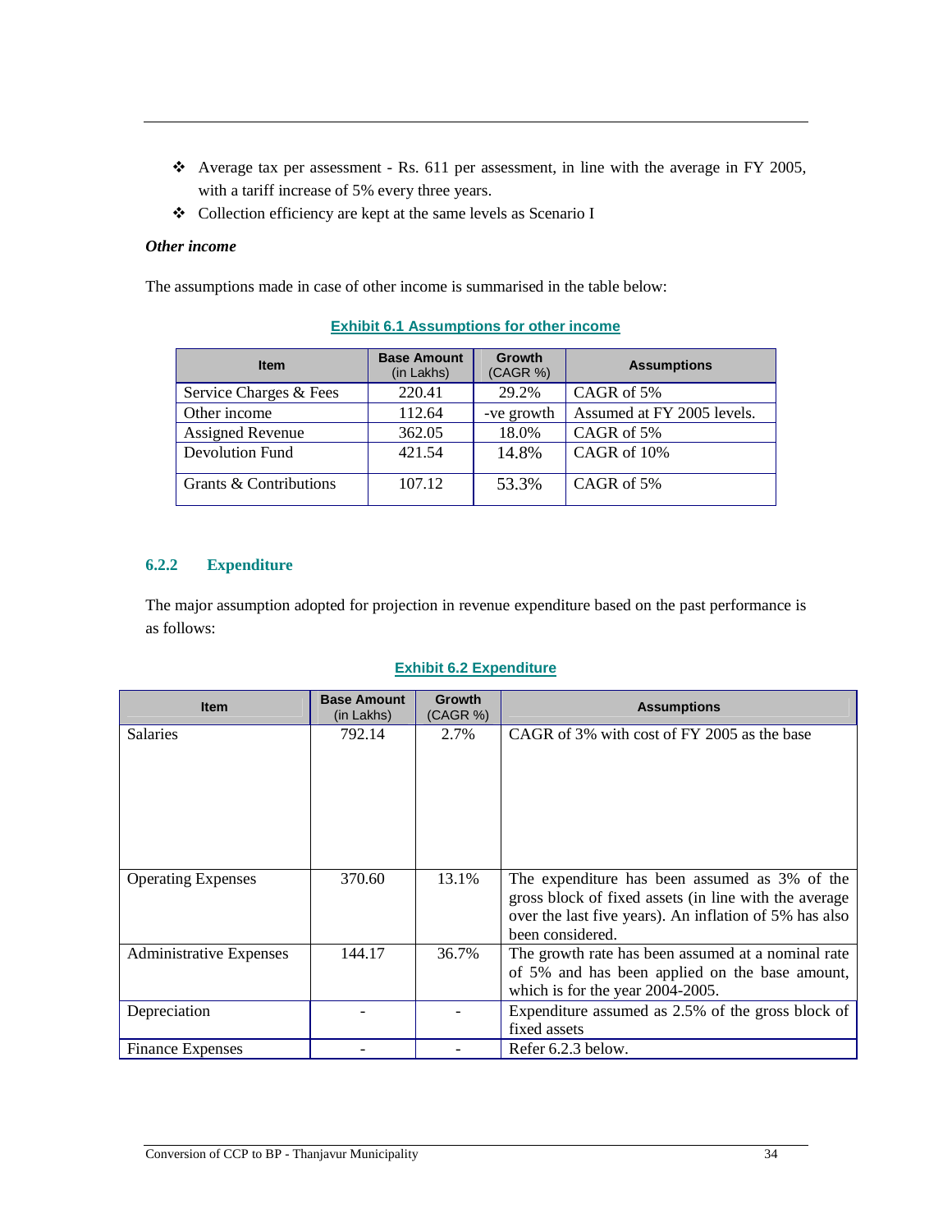- Average tax per assessment - Rs. 611 per assessment, in line with the average in FY 2005, with a tariff increase of 5% every three years.
- Collection efficiency are kept at the same levels as Scenario I

***Other income***

The assumptions made in case of other income is summarised in the table below:

**Exhibit 6.1 Assumptions for other income**

| Item | Base Amount (in Lakhs) | Growth (CAGR %) | Assumptions |
|---|---|---|---|
| Service Charges & Fees | 220.41 | 29.2% | CAGR of 5% |
| Other income | 112.64 | -ve growth | Assumed at FY 2005 levels. |
| Assigned Revenue | 362.05 | 18.0% | CAGR of 5% |
| Devolution Fund | 421.54 | 14.8% | CAGR of 10% |
| Grants & Contributions | 107.12 | 53.3% | CAGR of 5% |

### 6.2.2 Expenditure

The major assumption adopted for projection in revenue expenditure based on the past performance is as follows:

**Exhibit 6.2 Expenditure**

| Item | Base Amount (in Lakhs) | Growth (CAGR %) | Assumptions |
|---|---|---|---|
| Salaries | 792.14 | 2.7% | CAGR of 3% with cost of FY 2005 as the base |
| Operating Expenses | 370.60 | 13.1% | The expenditure has been assumed as 3% of the gross block of fixed assets (in line with the average over the last five years). An inflation of 5% has also been considered. |
| Administrative Expenses | 144.17 | 36.7% | The growth rate has been assumed at a nominal rate of 5% and has been applied on the base amount, which is for the year 2004-2005. |
| Depreciation | - | - | Expenditure assumed as 2.5% of the gross block of fixed assets |
| Finance Expenses | - | - | Refer 6.2.3 below. |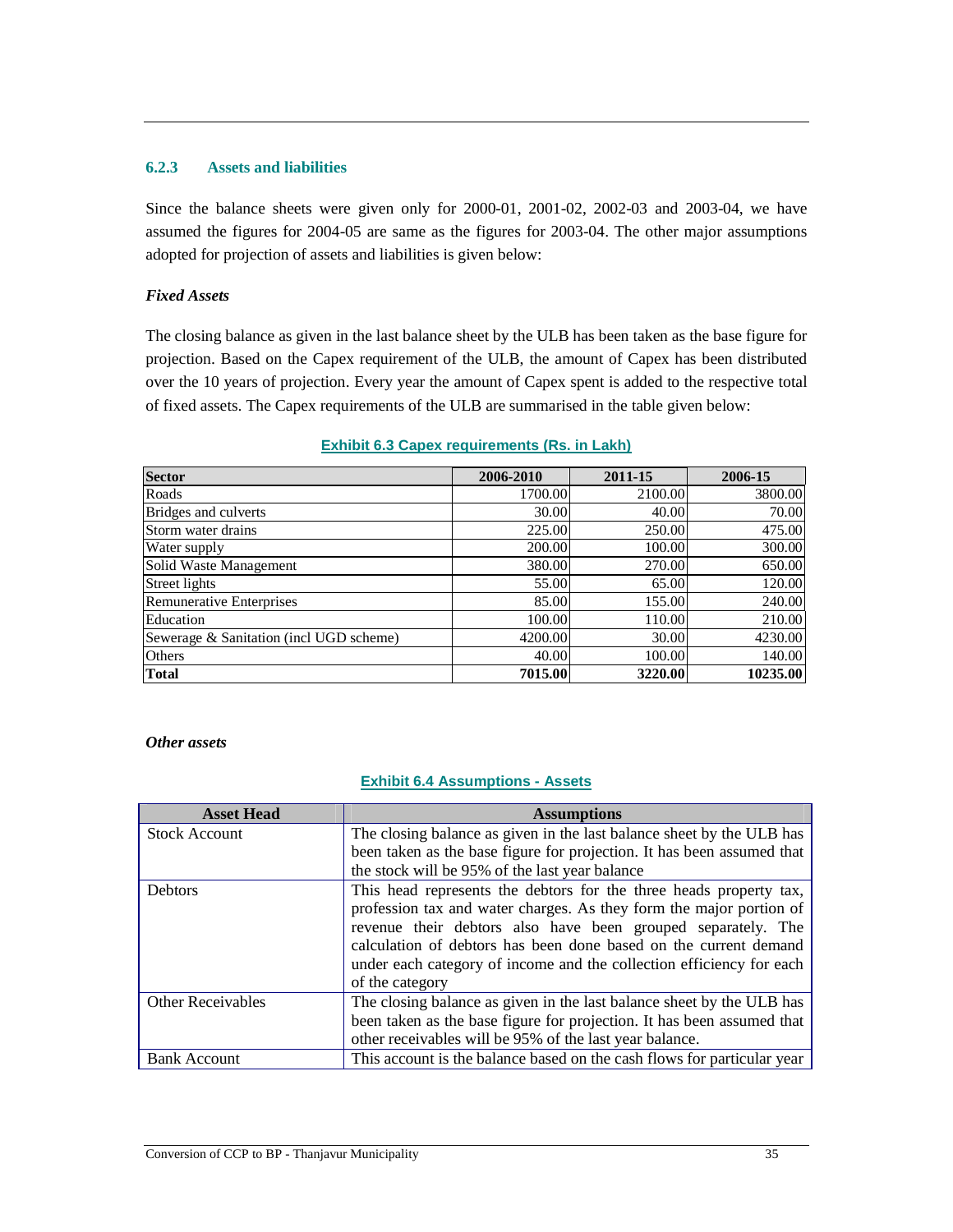### 6.2.3 Assets and liabilities

Since the balance sheets were given only for 2000-01, 2001-02, 2002-03 and 2003-04, we have assumed the figures for 2004-05 are same as the figures for 2003-04. The other major assumptions adopted for projection of assets and liabilities is given below:

*Fixed Assets*

The closing balance as given in the last balance sheet by the ULB has been taken as the base figure for projection. Based on the Capex requirement of the ULB, the amount of Capex has been distributed over the 10 years of projection. Every year the amount of Capex spent is added to the respective total of fixed assets. The Capex requirements of the ULB are summarised in the table given below:

**Exhibit 6.3 Capex requirements (Rs. in Lakh)**

| Sector | 2006-2010 | 2011-15 | 2006-15 |
|---|---|---|---|
| Roads | 1700.00 | 2100.00 | 3800.00 |
| Bridges and culverts | 30.00 | 40.00 | 70.00 |
| Storm water drains | 225.00 | 250.00 | 475.00 |
| Water supply | 200.00 | 100.00 | 300.00 |
| Solid Waste Management | 380.00 | 270.00 | 650.00 |
| Street lights | 55.00 | 65.00 | 120.00 |
| Remunerative Enterprises | 85.00 | 155.00 | 240.00 |
| Education | 100.00 | 110.00 | 210.00 |
| Sewerage & Sanitation (incl UGD scheme) | 4200.00 | 30.00 | 4230.00 |
| Others | 40.00 | 100.00 | 140.00 |
| **Total** | **7015.00** | **3220.00** | **10235.00** |

*Other assets*

**Exhibit 6.4 Assumptions - Assets**

| Asset Head | Assumptions |
|---|---|
| Stock Account | The closing balance as given in the last balance sheet by the ULB has been taken as the base figure for projection. It has been assumed that the stock will be 95% of the last year balance |
| Debtors | This head represents the debtors for the three heads property tax, profession tax and water charges. As they form the major portion of revenue their debtors also have been grouped separately. The calculation of debtors has been done based on the current demand under each category of income and the collection efficiency for each of the category |
| Other Receivables | The closing balance as given in the last balance sheet by the ULB has been taken as the base figure for projection. It has been assumed that other receivables will be 95% of the last year balance. |
| Bank Account | This account is the balance based on the cash flows for particular year |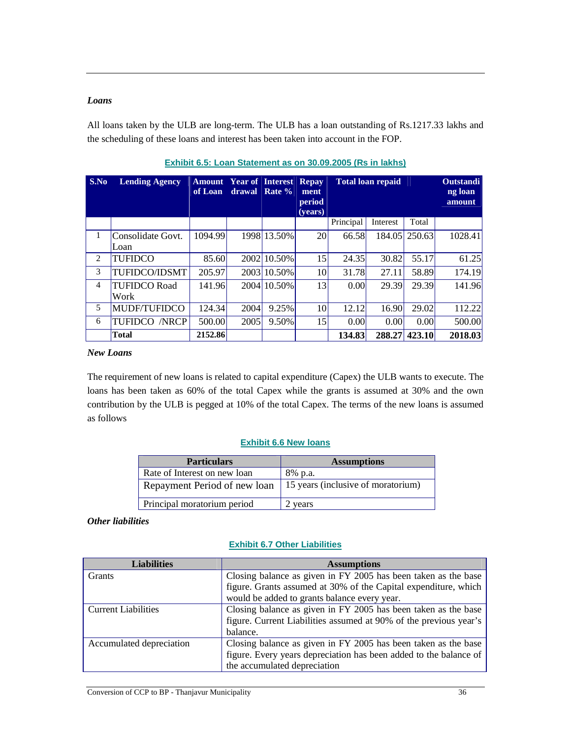### *Loans*

All loans taken by the ULB are long-term. The ULB has a loan outstanding of Rs.1217.33 lakhs and the scheduling of these loans and interest has been taken into account in the FOP.

**Exhibit 6.5: Loan Statement as on 30.09.2005 (Rs in lakhs)**

| S.No | Lending Agency | Amount of Loan | Year of drawal | Interest Rate % | Repay ment period (years) | Total loan repaid | | | Outstanding loan amount |
|---|---|---|---|---|---|---|---|---|---|
| | | | | | | Principal | Interest | Total | |
| 1 | Consolidate Govt. Loan | 1094.99 | 1998 | 13.50% | 20 | 66.58 | 184.05 | 250.63 | 1028.41 |
| 2 | TUFIDCO | 85.60 | 2002 | 10.50% | 15 | 24.35 | 30.82 | 55.17 | 61.25 |
| 3 | TUFIDCO/IDSMT | 205.97 | 2003 | 10.50% | 10 | 31.78 | 27.11 | 58.89 | 174.19 |
| 4 | TUFIDCO Road Work | 141.96 | 2004 | 10.50% | 13 | 0.00 | 29.39 | 29.39 | 141.96 |
| 5 | MUDF/TUFIDCO | 124.34 | 2004 | 9.25% | 10 | 12.12 | 16.90 | 29.02 | 112.22 |
| 6 | TUFIDCO /NRCP | 500.00 | 2005 | 9.50% | 15 | 0.00 | 0.00 | 0.00 | 500.00 |
| | **Total** | **2152.86** | | | | **134.83** | **288.27** | **423.10** | **2018.03** |

### *New Loans*

The requirement of new loans is related to capital expenditure (Capex) the ULB wants to execute. The loans has been taken as 60% of the total Capex while the grants is assumed at 30% and the own contribution by the ULB is pegged at 10% of the total Capex. The terms of the new loans is assumed as follows

**Exhibit 6.6 New loans**

| Particulars | Assumptions |
|---|---|
| Rate of Interest on new loan | 8% p.a. |
| Repayment Period of new loan | 15 years (inclusive of moratorium) |
| Principal moratorium period | 2 years |

### *Other liabilities*

**Exhibit 6.7 Other Liabilities**

| Liabilities | Assumptions |
|---|---|
| Grants | Closing balance as given in FY 2005 has been taken as the base figure. Grants assumed at 30% of the Capital expenditure, which would be added to grants balance every year. |
| Current Liabilities | Closing balance as given in FY 2005 has been taken as the base figure. Current Liabilities assumed at 90% of the previous year's balance. |
| Accumulated depreciation | Closing balance as given in FY 2005 has been taken as the base figure. Every years depreciation has been added to the balance of the accumulated depreciation |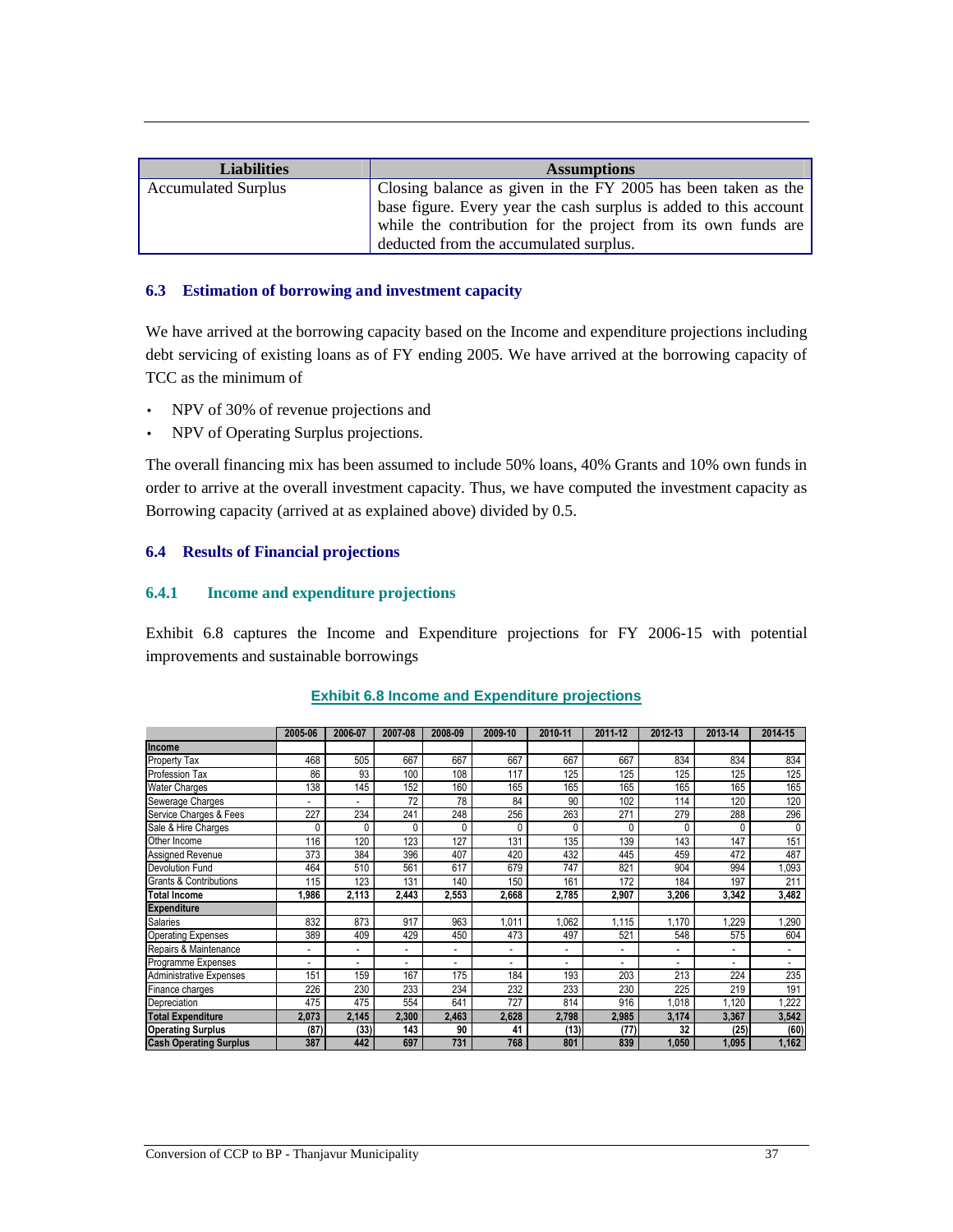| Liabilities | Assumptions |
|---|---|
| Accumulated Surplus | Closing balance as given in the FY 2005 has been taken as the base figure. Every year the cash surplus is added to this account while the contribution for the project from its own funds are deducted from the accumulated surplus. |

### 6.3 Estimation of borrowing and investment capacity

We have arrived at the borrowing capacity based on the Income and expenditure projections including debt servicing of existing loans as of FY ending 2005. We have arrived at the borrowing capacity of TCC as the minimum of

- NPV of 30% of revenue projections and
- NPV of Operating Surplus projections.

The overall financing mix has been assumed to include 50% loans, 40% Grants and 10% own funds in order to arrive at the overall investment capacity. Thus, we have computed the investment capacity as Borrowing capacity (arrived at as explained above) divided by 0.5.

### 6.4 Results of Financial projections

#### 6.4.1 Income and expenditure projections

Exhibit 6.8 captures the Income and Expenditure projections for FY 2006-15 with potential improvements and sustainable borrowings

**Exhibit 6.8 Income and Expenditure projections**

| | 2005-06 | 2006-07 | 2007-08 | 2008-09 | 2009-10 | 2010-11 | 2011-12 | 2012-13 | 2013-14 | 2014-15 |
|---|---|---|---|---|---|---|---|---|---|---|
| **Income** | | | | | | | | | | |
| Property Tax | 468 | 505 | 667 | 667 | 667 | 667 | 667 | 834 | 834 | 834 |
| Profession Tax | 86 | 93 | 100 | 108 | 117 | 125 | 125 | 125 | 125 | 125 |
| Water Charges | 138 | 145 | 152 | 160 | 165 | 165 | 165 | 165 | 165 | 165 |
| Sewerage Charges | - | - | 72 | 78 | 84 | 90 | 102 | 114 | 120 | 120 |
| Service Charges & Fees | 227 | 234 | 241 | 248 | 256 | 263 | 271 | 279 | 288 | 296 |
| Sale & Hire Charges | 0 | 0 | 0 | 0 | 0 | 0 | 0 | 0 | 0 | 0 |
| Other Income | 116 | 120 | 123 | 127 | 131 | 135 | 139 | 143 | 147 | 151 |
| Assigned Revenue | 373 | 384 | 396 | 407 | 420 | 432 | 445 | 459 | 472 | 487 |
| Devolution Fund | 464 | 510 | 561 | 617 | 679 | 747 | 821 | 904 | 994 | 1,093 |
| Grants & Contributions | 115 | 123 | 131 | 140 | 150 | 161 | 172 | 184 | 197 | 211 |
| **Total Income** | **1,986** | **2,113** | **2,443** | **2,553** | **2,668** | **2,785** | **2,907** | **3,206** | **3,342** | **3,482** |
| **Expenditure** | | | | | | | | | | |
| Salaries | 832 | 873 | 917 | 963 | 1,011 | 1,062 | 1,115 | 1,170 | 1,229 | 1,290 |
| Operating Expenses | 389 | 409 | 429 | 450 | 473 | 497 | 521 | 548 | 575 | 604 |
| Repairs & Maintenance | - | - | - | - | - | - | - | - | - | - |
| Programme Expenses | - | - | - | - | - | - | - | - | - | - |
| Administrative Expenses | 151 | 159 | 167 | 175 | 184 | 193 | 203 | 213 | 224 | 235 |
| Finance charges | 226 | 230 | 233 | 234 | 232 | 233 | 230 | 225 | 219 | 191 |
| Depreciation | 475 | 475 | 554 | 641 | 727 | 814 | 916 | 1,018 | 1,120 | 1,222 |
| **Total Expenditure** | **2,073** | **2,145** | **2,300** | **2,463** | **2,628** | **2,798** | **2,985** | **3,174** | **3,367** | **3,542** |
| **Operating Surplus** | **(87)** | **(33)** | **143** | **90** | **41** | **(13)** | **(77)** | **32** | **(25)** | **(60)** |
| **Cash Operating Surplus** | **387** | **442** | **697** | **731** | **768** | **801** | **839** | **1,050** | **1,095** | **1,162** |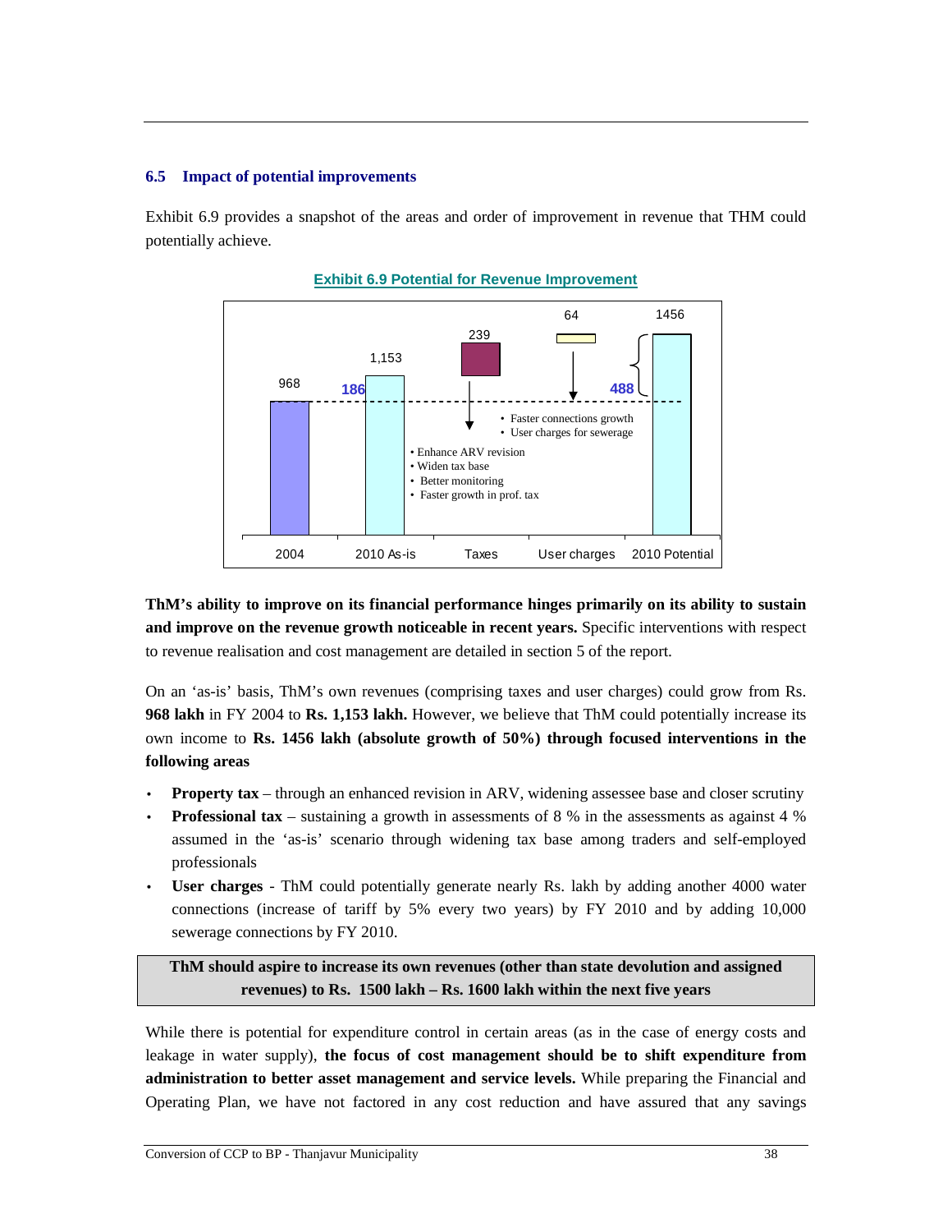### 6.5 Impact of potential improvements

Exhibit 6.9 provides a snapshot of the areas and order of improvement in revenue that THM could potentially achieve.

**Exhibit 6.9 Potential for Revenue Improvement**

| | 2004 | 2010 As-is | Taxes | User charges | 2010 Potential |
|---|---|---|---|---|---|
| Value | 968 | 1,153 | 239 | 64 | 1456 |
| Increase over 2004 | | 186 | | | 488 |

Taxes:
- Enhance ARV revision
- Widen tax base
- Better monitoring
- Faster growth in prof. tax

User charges:
- Faster connections growth
- User charges for sewerage

**ThM's ability to improve on its financial performance hinges primarily on its ability to sustain and improve on the revenue growth noticeable in recent years.** Specific interventions with respect to revenue realisation and cost management are detailed in section 5 of the report.

On an 'as-is' basis, ThM's own revenues (comprising taxes and user charges) could grow from Rs. **968 lakh** in FY 2004 to **Rs. 1,153 lakh.** However, we believe that ThM could potentially increase its own income to **Rs. 1456 lakh (absolute growth of 50%) through focused interventions in the following areas**

- **Property tax** – through an enhanced revision in ARV, widening assessee base and closer scrutiny
- **Professional tax** – sustaining a growth in assessments of 8 % in the assessments as against 4 % assumed in the 'as-is' scenario through widening tax base among traders and self-employed professionals
- **User charges** - ThM could potentially generate nearly Rs. lakh by adding another 4000 water connections (increase of tariff by 5% every two years) by FY 2010 and by adding 10,000 sewerage connections by FY 2010.

**ThM should aspire to increase its own revenues (other than state devolution and assigned revenues) to Rs. 1500 lakh – Rs. 1600 lakh within the next five years**

While there is potential for expenditure control in certain areas (as in the case of energy costs and leakage in water supply), **the focus of cost management should be to shift expenditure from administration to better asset management and service levels.** While preparing the Financial and Operating Plan, we have not factored in any cost reduction and have assured that any savings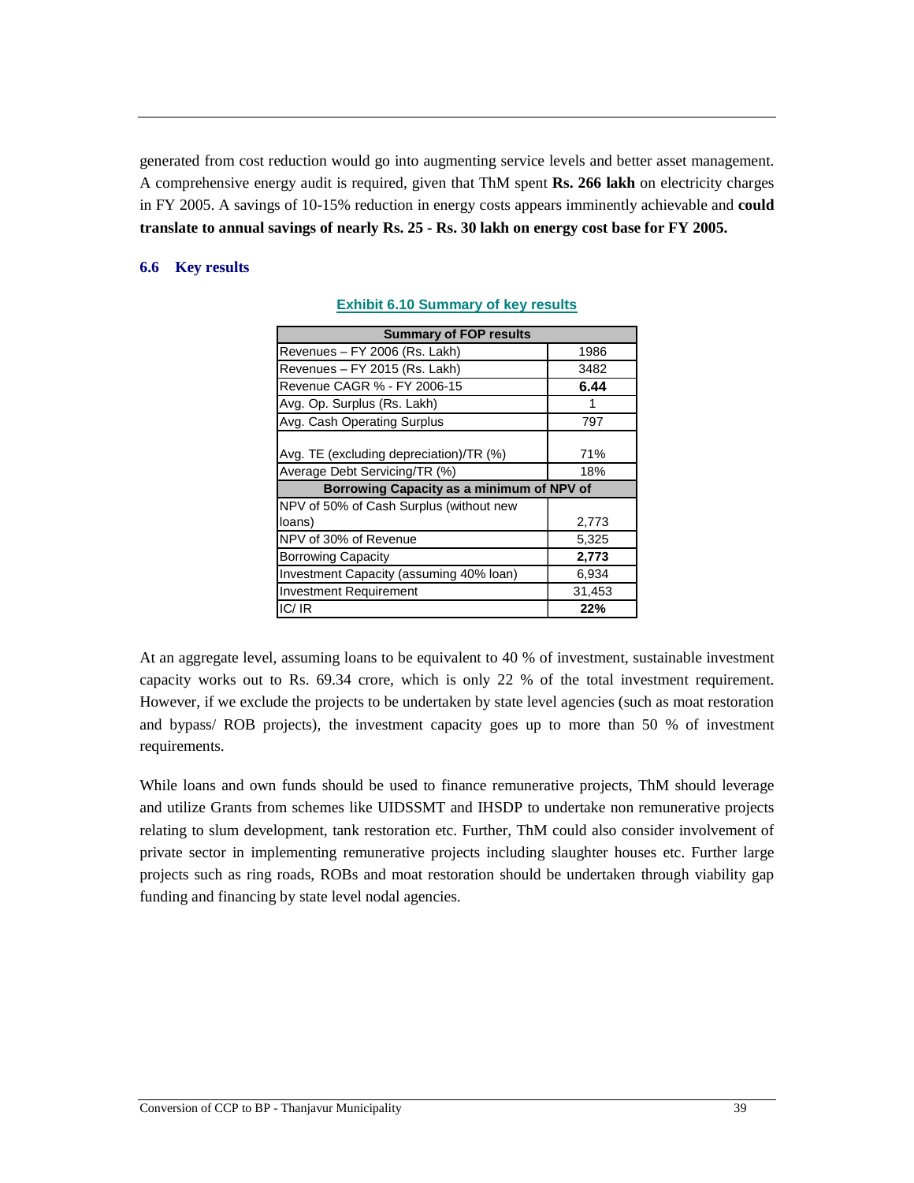generated from cost reduction would go into augmenting service levels and better asset management. A comprehensive energy audit is required, given that ThM spent **Rs. 266 lakh** on electricity charges in FY 2005. A savings of 10-15% reduction in energy costs appears imminently achievable and **could translate to annual savings of nearly Rs. 25 - Rs. 30 lakh on energy cost base for FY 2005.**

### 6.6 Key results

**Exhibit 6.10 Summary of key results**

| Summary of FOP results | |
|---|---|
| Revenues – FY 2006 (Rs. Lakh) | 1986 |
| Revenues – FY 2015 (Rs. Lakh) | 3482 |
| Revenue CAGR % - FY 2006-15 | **6.44** |
| Avg. Op. Surplus (Rs. Lakh) | 1 |
| Avg. Cash Operating Surplus | 797 |
| Avg. TE (excluding depreciation)/TR (%) | 71% |
| Average Debt Servicing/TR (%) | 18% |
| **Borrowing Capacity as a minimum of NPV of** | |
| NPV of 50% of Cash Surplus (without new loans) | 2,773 |
| NPV of 30% of Revenue | 5,325 |
| Borrowing Capacity | **2,773** |
| Investment Capacity (assuming 40% loan) | 6,934 |
| Investment Requirement | 31,453 |
| IC/ IR | **22%** |

At an aggregate level, assuming loans to be equivalent to 40 % of investment, sustainable investment capacity works out to Rs. 69.34 crore, which is only 22 % of the total investment requirement. However, if we exclude the projects to be undertaken by state level agencies (such as moat restoration and bypass/ ROB projects), the investment capacity goes up to more than 50 % of investment requirements.

While loans and own funds should be used to finance remunerative projects, ThM should leverage and utilize Grants from schemes like UIDSSMT and IHSDP to undertake non remunerative projects relating to slum development, tank restoration etc. Further, ThM could also consider involvement of private sector in implementing remunerative projects including slaughter houses etc. Further large projects such as ring roads, ROBs and moat restoration should be undertaken through viability gap funding and financing by state level nodal agencies.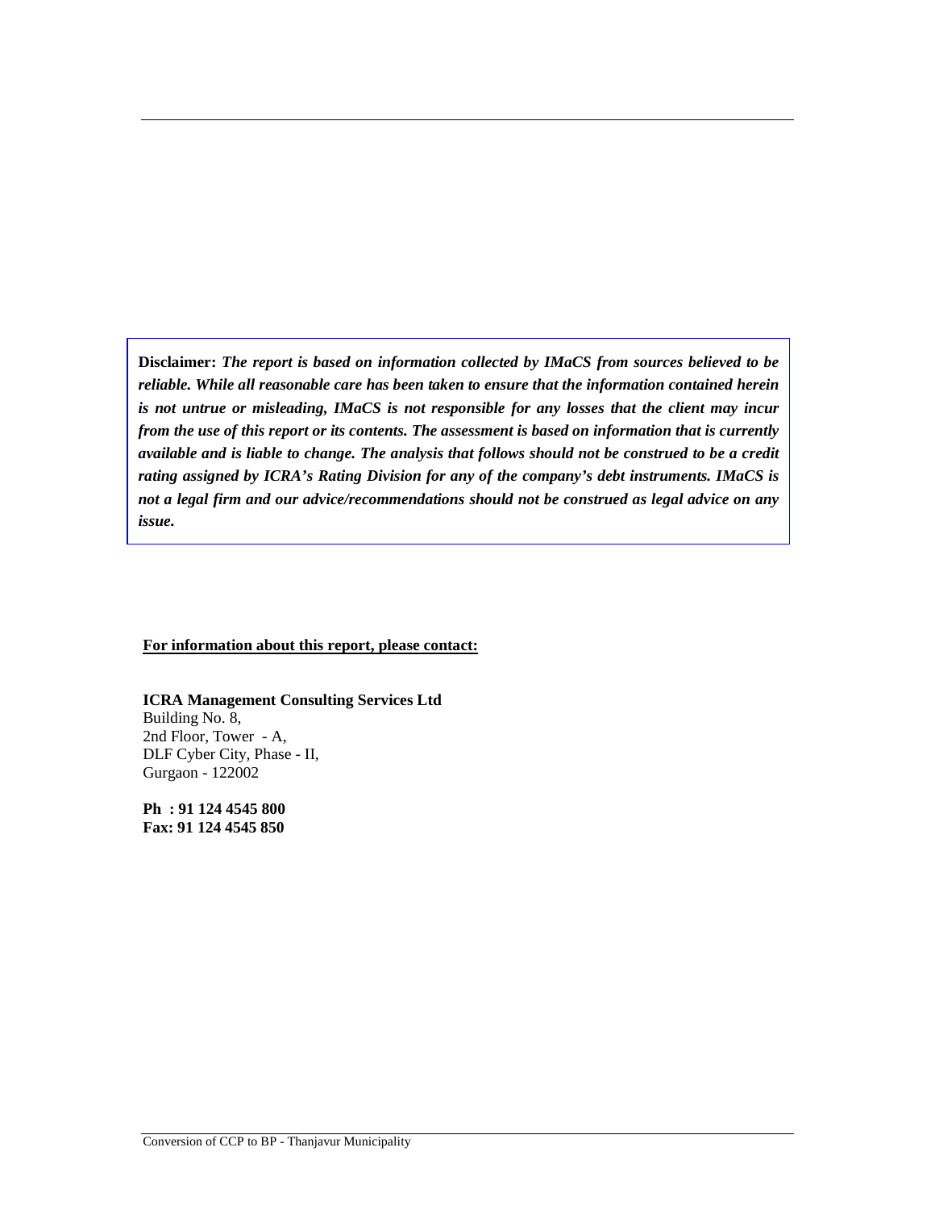**Disclaimer:** ***The report is based on information collected by IMaCS from sources believed to be reliable. While all reasonable care has been taken to ensure that the information contained herein is not untrue or misleading, IMaCS is not responsible for any losses that the client may incur from the use of this report or its contents. The assessment is based on information that is currently available and is liable to change. The analysis that follows should not be construed to be a credit rating assigned by ICRA's Rating Division for any of the company's debt instruments. IMaCS is not a legal firm and our advice/recommendations should not be construed as legal advice on any issue.***

**For information about this report, please contact:**

**ICRA Management Consulting Services Ltd**
Building No. 8,
2nd Floor, Tower - A,
DLF Cyber City, Phase - II,
Gurgaon - 122002

**Ph : 91 124 4545 800**
**Fax: 91 124 4545 850**